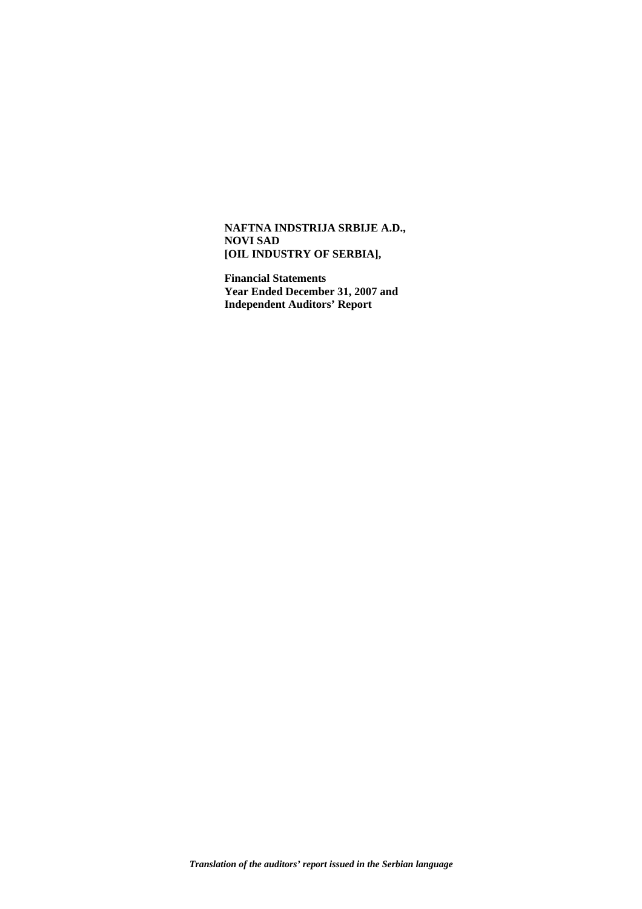**NAFTNA INDSTRIJA SRBIJE A.D., NOVI SAD [OIL INDUSTRY OF SERBIA],**

**Financial Statements Year Ended December 31, 2007 and Independent Auditors' Report**

***Translation of the auditors' report issued in the Serbian language***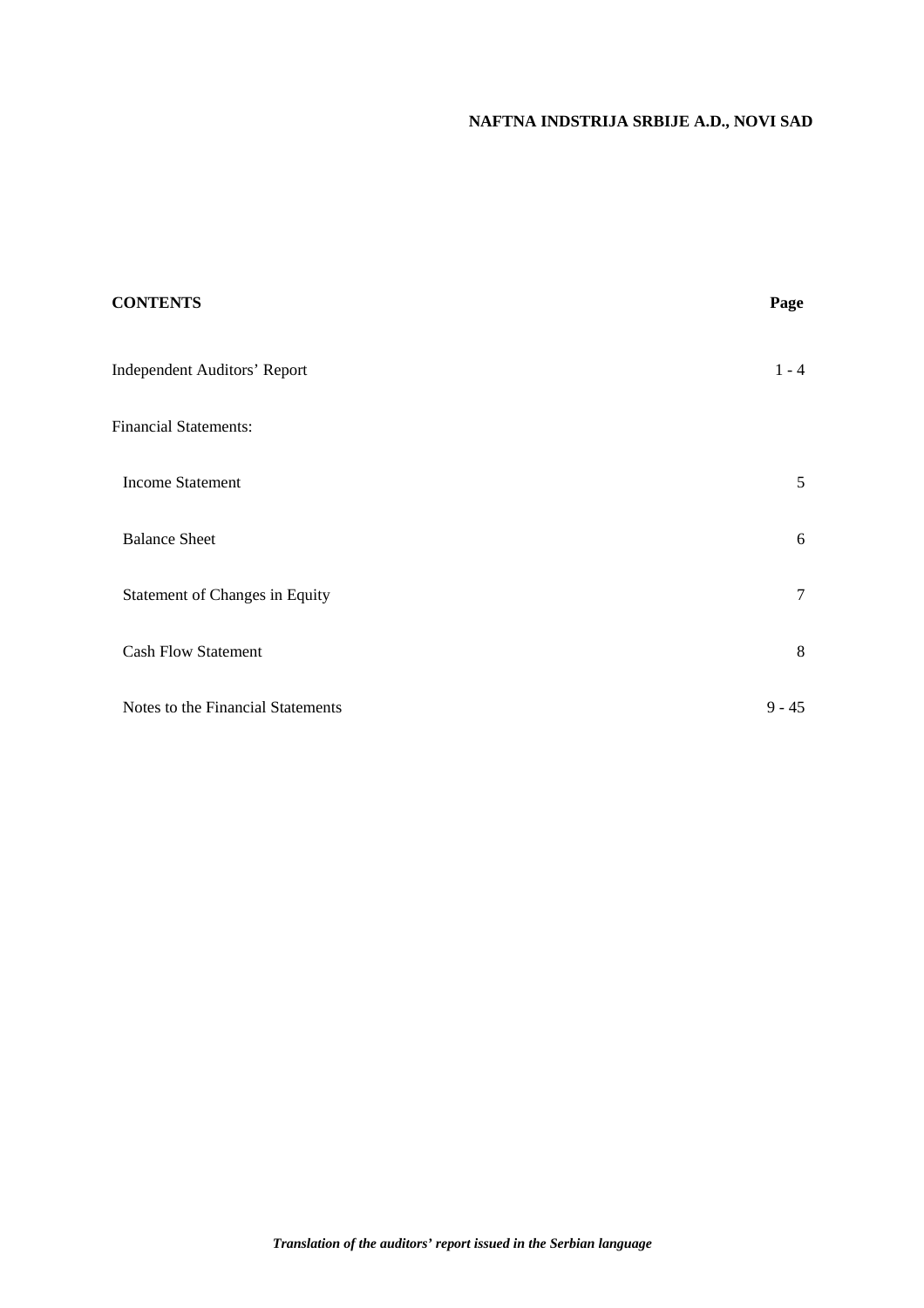**NAFTNA INDSTRIJA SRBIJE A.D., NOVI SAD**

| **CONTENTS** | **Page** |
|---|---|
| Independent Auditors' Report | 1 - 4 |
| Financial Statements: | |
| Income Statement | 5 |
| Balance Sheet | 6 |
| Statement of Changes in Equity | 7 |
| Cash Flow Statement | 8 |
| Notes to the Financial Statements | 9 - 45 |

***Translation of the auditors' report issued in the Serbian language***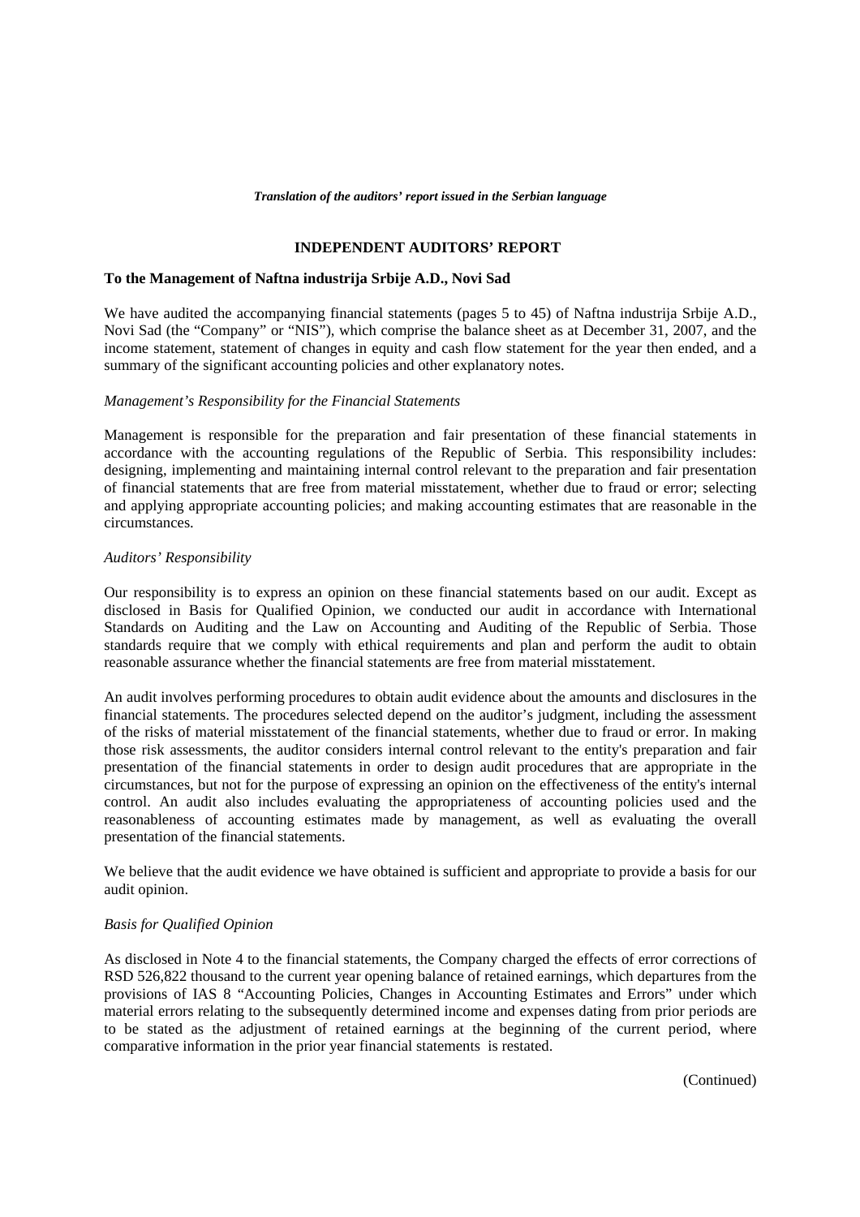*Translation of the auditors' report issued in the Serbian language*

## INDEPENDENT AUDITORS' REPORT

**To the Management of Naftna industrija Srbije A.D., Novi Sad**

We have audited the accompanying financial statements (pages 5 to 45) of Naftna industrija Srbije A.D., Novi Sad (the "Company" or "NIS"), which comprise the balance sheet as at December 31, 2007, and the income statement, statement of changes in equity and cash flow statement for the year then ended, and a summary of the significant accounting policies and other explanatory notes.

*Management's Responsibility for the Financial Statements*

Management is responsible for the preparation and fair presentation of these financial statements in accordance with the accounting regulations of the Republic of Serbia. This responsibility includes: designing, implementing and maintaining internal control relevant to the preparation and fair presentation of financial statements that are free from material misstatement, whether due to fraud or error; selecting and applying appropriate accounting policies; and making accounting estimates that are reasonable in the circumstances.

*Auditors' Responsibility*

Our responsibility is to express an opinion on these financial statements based on our audit. Except as disclosed in Basis for Qualified Opinion, we conducted our audit in accordance with International Standards on Auditing and the Law on Accounting and Auditing of the Republic of Serbia. Those standards require that we comply with ethical requirements and plan and perform the audit to obtain reasonable assurance whether the financial statements are free from material misstatement.

An audit involves performing procedures to obtain audit evidence about the amounts and disclosures in the financial statements. The procedures selected depend on the auditor's judgment, including the assessment of the risks of material misstatement of the financial statements, whether due to fraud or error. In making those risk assessments, the auditor considers internal control relevant to the entity's preparation and fair presentation of the financial statements in order to design audit procedures that are appropriate in the circumstances, but not for the purpose of expressing an opinion on the effectiveness of the entity's internal control. An audit also includes evaluating the appropriateness of accounting policies used and the reasonableness of accounting estimates made by management, as well as evaluating the overall presentation of the financial statements.

We believe that the audit evidence we have obtained is sufficient and appropriate to provide a basis for our audit opinion.

*Basis for Qualified Opinion*

As disclosed in Note 4 to the financial statements, the Company charged the effects of error corrections of RSD 526,822 thousand to the current year opening balance of retained earnings, which departures from the provisions of IAS 8 "Accounting Policies, Changes in Accounting Estimates and Errors" under which material errors relating to the subsequently determined income and expenses dating from prior periods are to be stated as the adjustment of retained earnings at the beginning of the current period, where comparative information in the prior year financial statements is restated.

(Continued)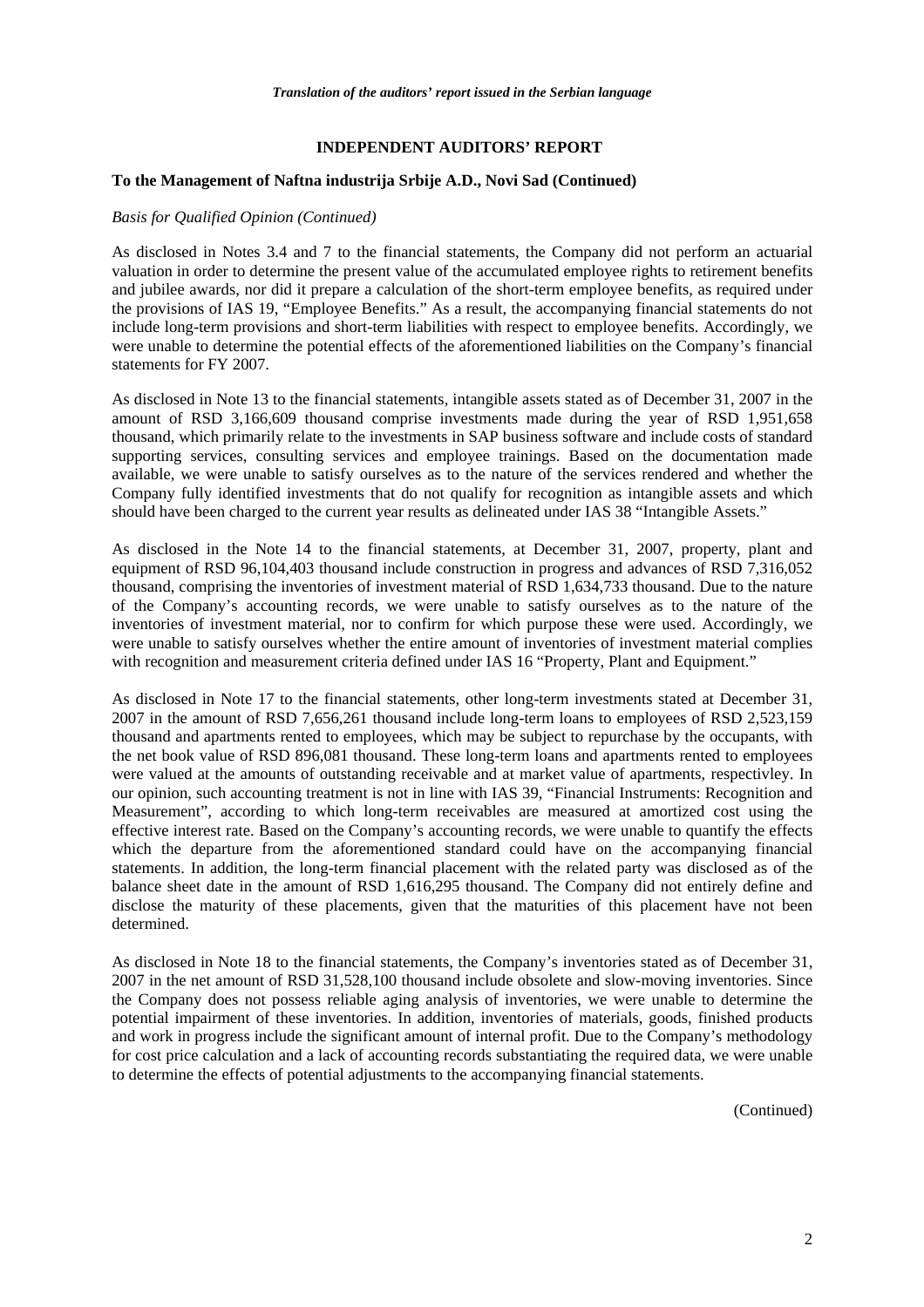*Translation of the auditors' report issued in the Serbian language*

**INDEPENDENT AUDITORS' REPORT**

**To the Management of Naftna industrija Srbije A.D., Novi Sad (Continued)**

*Basis for Qualified Opinion (Continued)*

As disclosed in Notes 3.4 and 7 to the financial statements, the Company did not perform an actuarial valuation in order to determine the present value of the accumulated employee rights to retirement benefits and jubilee awards, nor did it prepare a calculation of the short-term employee benefits, as required under the provisions of IAS 19, "Employee Benefits." As a result, the accompanying financial statements do not include long-term provisions and short-term liabilities with respect to employee benefits. Accordingly, we were unable to determine the potential effects of the aforementioned liabilities on the Company's financial statements for FY 2007.

As disclosed in Note 13 to the financial statements, intangible assets stated as of December 31, 2007 in the amount of RSD 3,166,609 thousand comprise investments made during the year of RSD 1,951,658 thousand, which primarily relate to the investments in SAP business software and include costs of standard supporting services, consulting services and employee trainings. Based on the documentation made available, we were unable to satisfy ourselves as to the nature of the services rendered and whether the Company fully identified investments that do not qualify for recognition as intangible assets and which should have been charged to the current year results as delineated under IAS 38 "Intangible Assets."

As disclosed in the Note 14 to the financial statements, at December 31, 2007, property, plant and equipment of RSD 96,104,403 thousand include construction in progress and advances of RSD 7,316,052 thousand, comprising the inventories of investment material of RSD 1,634,733 thousand. Due to the nature of the Company's accounting records, we were unable to satisfy ourselves as to the nature of the inventories of investment material, nor to confirm for which purpose these were used. Accordingly, we were unable to satisfy ourselves whether the entire amount of inventories of investment material complies with recognition and measurement criteria defined under IAS 16 "Property, Plant and Equipment."

As disclosed in Note 17 to the financial statements, other long-term investments stated at December 31, 2007 in the amount of RSD 7,656,261 thousand include long-term loans to employees of RSD 2,523,159 thousand and apartments rented to employees, which may be subject to repurchase by the occupants, with the net book value of RSD 896,081 thousand. These long-term loans and apartments rented to employees were valued at the amounts of outstanding receivable and at market value of apartments, respectivley. In our opinion, such accounting treatment is not in line with IAS 39, "Financial Instruments: Recognition and Measurement", according to which long-term receivables are measured at amortized cost using the effective interest rate. Based on the Company's accounting records, we were unable to quantify the effects which the departure from the aforementioned standard could have on the accompanying financial statements. In addition, the long-term financial placement with the related party was disclosed as of the balance sheet date in the amount of RSD 1,616,295 thousand. The Company did not entirely define and disclose the maturity of these placements, given that the maturities of this placement have not been determined.

As disclosed in Note 18 to the financial statements, the Company's inventories stated as of December 31, 2007 in the net amount of RSD 31,528,100 thousand include obsolete and slow-moving inventories. Since the Company does not possess reliable aging analysis of inventories, we were unable to determine the potential impairment of these inventories. In addition, inventories of materials, goods, finished products and work in progress include the significant amount of internal profit. Due to the Company's methodology for cost price calculation and a lack of accounting records substantiating the required data, we were unable to determine the effects of potential adjustments to the accompanying financial statements.

(Continued)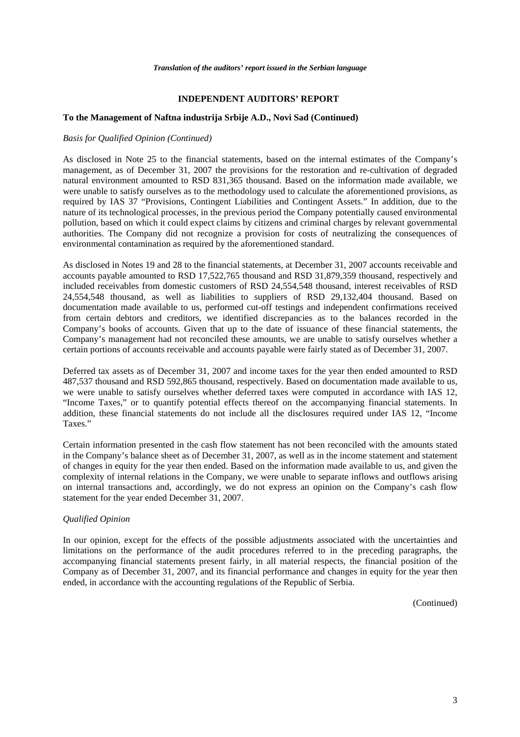*Translation of the auditors' report issued in the Serbian language*

**INDEPENDENT AUDITORS' REPORT**

**To the Management of Naftna industrija Srbije A.D., Novi Sad (Continued)**

*Basis for Qualified Opinion (Continued)*

As disclosed in Note 25 to the financial statements, based on the internal estimates of the Company's management, as of December 31, 2007 the provisions for the restoration and re-cultivation of degraded natural environment amounted to RSD 831,365 thousand. Based on the information made available, we were unable to satisfy ourselves as to the methodology used to calculate the aforementioned provisions, as required by IAS 37 "Provisions, Contingent Liabilities and Contingent Assets." In addition, due to the nature of its technological processes, in the previous period the Company potentially caused environmental pollution, based on which it could expect claims by citizens and criminal charges by relevant governmental authorities. The Company did not recognize a provision for costs of neutralizing the consequences of environmental contamination as required by the aforementioned standard.

As disclosed in Notes 19 and 28 to the financial statements, at December 31, 2007 accounts receivable and accounts payable amounted to RSD 17,522,765 thousand and RSD 31,879,359 thousand, respectively and included receivables from domestic customers of RSD 24,554,548 thousand, interest receivables of RSD 24,554,548 thousand, as well as liabilities to suppliers of RSD 29,132,404 thousand. Based on documentation made available to us, performed cut-off testings and independent confirmations received from certain debtors and creditors, we identified discrepancies as to the balances recorded in the Company's books of accounts. Given that up to the date of issuance of these financial statements, the Company's management had not reconciled these amounts, we are unable to satisfy ourselves whether a certain portions of accounts receivable and accounts payable were fairly stated as of December 31, 2007.

Deferred tax assets as of December 31, 2007 and income taxes for the year then ended amounted to RSD 487,537 thousand and RSD 592,865 thousand, respectively. Based on documentation made available to us, we were unable to satisfy ourselves whether deferred taxes were computed in accordance with IAS 12, "Income Taxes," or to quantify potential effects thereof on the accompanying financial statements. In addition, these financial statements do not include all the disclosures required under IAS 12, "Income Taxes."

Certain information presented in the cash flow statement has not been reconciled with the amounts stated in the Company's balance sheet as of December 31, 2007, as well as in the income statement and statement of changes in equity for the year then ended. Based on the information made available to us, and given the complexity of internal relations in the Company, we were unable to separate inflows and outflows arising on internal transactions and, accordingly, we do not express an opinion on the Company's cash flow statement for the year ended December 31, 2007.

*Qualified Opinion*

In our opinion, except for the effects of the possible adjustments associated with the uncertainties and limitations on the performance of the audit procedures referred to in the preceding paragraphs, the accompanying financial statements present fairly, in all material respects, the financial position of the Company as of December 31, 2007, and its financial performance and changes in equity for the year then ended, in accordance with the accounting regulations of the Republic of Serbia.

(Continued)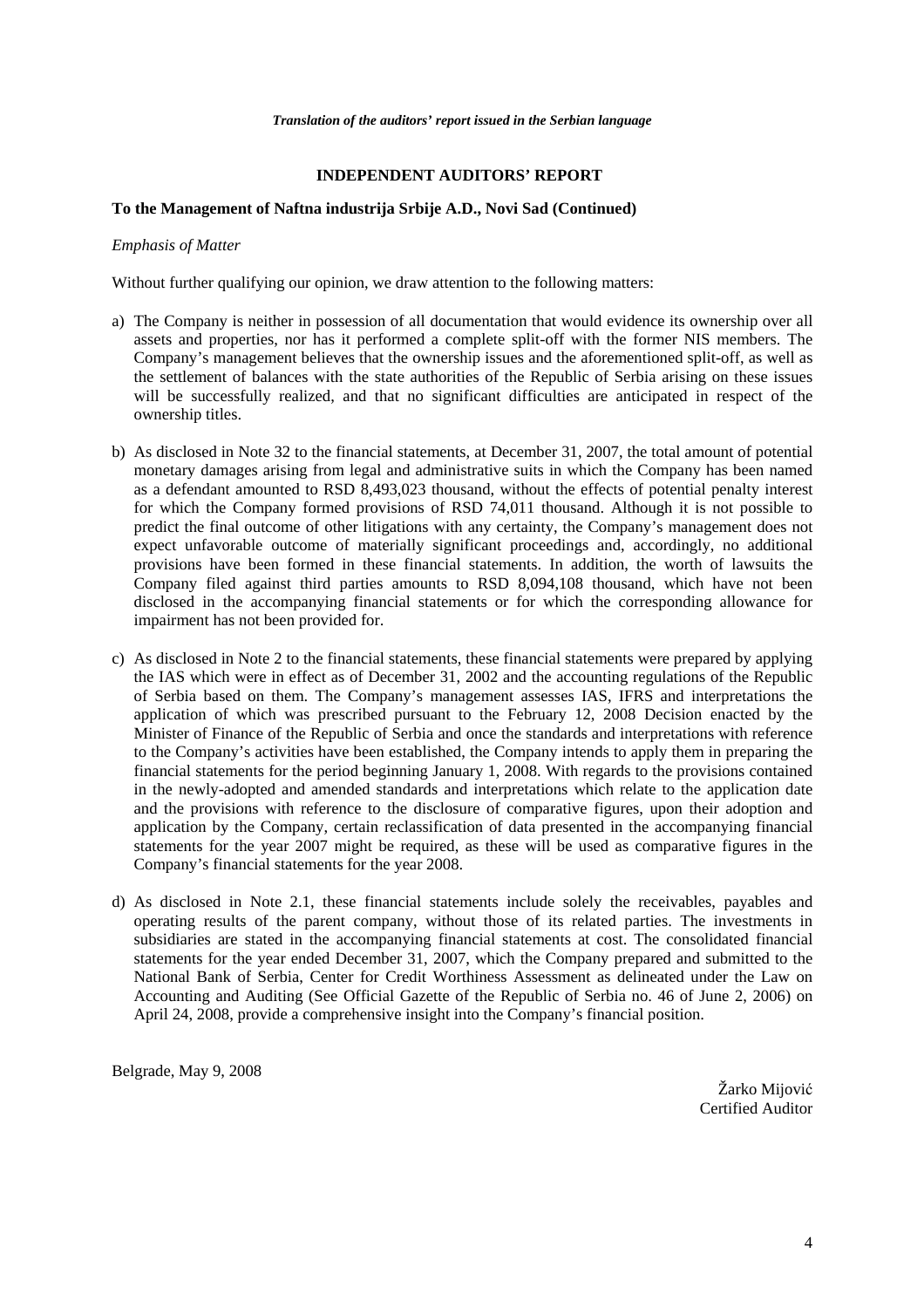*Translation of the auditors' report issued in the Serbian language*

**INDEPENDENT AUDITORS' REPORT**

**To the Management of Naftna industrija Srbije A.D., Novi Sad (Continued)**

*Emphasis of Matter*

Without further qualifying our opinion, we draw attention to the following matters:

a) The Company is neither in possession of all documentation that would evidence its ownership over all assets and properties, nor has it performed a complete split-off with the former NIS members. The Company's management believes that the ownership issues and the aforementioned split-off, as well as the settlement of balances with the state authorities of the Republic of Serbia arising on these issues will be successfully realized, and that no significant difficulties are anticipated in respect of the ownership titles.

b) As disclosed in Note 32 to the financial statements, at December 31, 2007, the total amount of potential monetary damages arising from legal and administrative suits in which the Company has been named as a defendant amounted to RSD 8,493,023 thousand, without the effects of potential penalty interest for which the Company formed provisions of RSD 74,011 thousand. Although it is not possible to predict the final outcome of other litigations with any certainty, the Company's management does not expect unfavorable outcome of materially significant proceedings and, accordingly, no additional provisions have been formed in these financial statements. In addition, the worth of lawsuits the Company filed against third parties amounts to RSD 8,094,108 thousand, which have not been disclosed in the accompanying financial statements or for which the corresponding allowance for impairment has not been provided for.

c) As disclosed in Note 2 to the financial statements, these financial statements were prepared by applying the IAS which were in effect as of December 31, 2002 and the accounting regulations of the Republic of Serbia based on them. The Company's management assesses IAS, IFRS and interpretations the application of which was prescribed pursuant to the February 12, 2008 Decision enacted by the Minister of Finance of the Republic of Serbia and once the standards and interpretations with reference to the Company's activities have been established, the Company intends to apply them in preparing the financial statements for the period beginning January 1, 2008. With regards to the provisions contained in the newly-adopted and amended standards and interpretations which relate to the application date and the provisions with reference to the disclosure of comparative figures, upon their adoption and application by the Company, certain reclassification of data presented in the accompanying financial statements for the year 2007 might be required, as these will be used as comparative figures in the Company's financial statements for the year 2008.

d) As disclosed in Note 2.1, these financial statements include solely the receivables, payables and operating results of the parent company, without those of its related parties. The investments in subsidiaries are stated in the accompanying financial statements at cost. The consolidated financial statements for the year ended December 31, 2007, which the Company prepared and submitted to the National Bank of Serbia, Center for Credit Worthiness Assessment as delineated under the Law on Accounting and Auditing (See Official Gazette of the Republic of Serbia no. 46 of June 2, 2006) on April 24, 2008, provide a comprehensive insight into the Company's financial position.

Belgrade, May 9, 2008

Žarko Mijović
Certified Auditor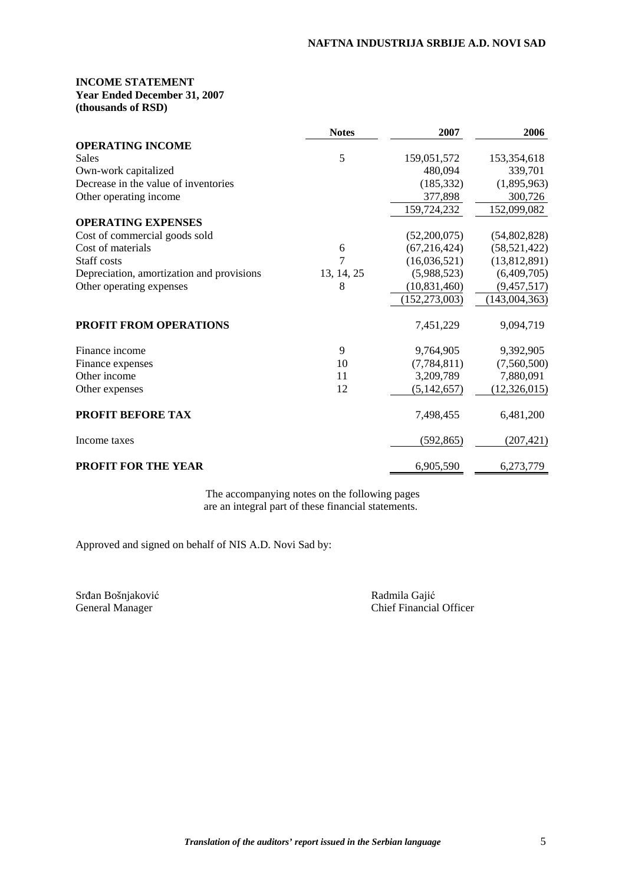**INCOME STATEMENT**
**Year Ended December 31, 2007**
**(thousands of RSD)**

| | Notes | 2007 | 2006 |
|---|---|---|---|
| **OPERATING INCOME** | | | |
| Sales | 5 | 159,051,572 | 153,354,618 |
| Own-work capitalized | | 480,094 | 339,701 |
| Decrease in the value of inventories | | (185,332) | (1,895,963) |
| Other operating income | | 377,898 | 300,726 |
| | | 159,724,232 | 152,099,082 |
| **OPERATING EXPENSES** | | | |
| Cost of commercial goods sold | | (52,200,075) | (54,802,828) |
| Cost of materials | 6 | (67,216,424) | (58,521,422) |
| Staff costs | 7 | (16,036,521) | (13,812,891) |
| Depreciation, amortization and provisions | 13, 14, 25 | (5,988,523) | (6,409,705) |
| Other operating expenses | 8 | (10,831,460) | (9,457,517) |
| | | (152,273,003) | (143,004,363) |
| **PROFIT FROM OPERATIONS** | | 7,451,229 | 9,094,719 |
| Finance income | 9 | 9,764,905 | 9,392,905 |
| Finance expenses | 10 | (7,784,811) | (7,560,500) |
| Other income | 11 | 3,209,789 | 7,880,091 |
| Other expenses | 12 | (5,142,657) | (12,326,015) |
| **PROFIT BEFORE TAX** | | 7,498,455 | 6,481,200 |
| Income taxes | | (592,865) | (207,421) |
| **PROFIT FOR THE YEAR** | | 6,905,590 | 6,273,779 |

The accompanying notes on the following pages are an integral part of these financial statements.

Approved and signed on behalf of NIS A.D. Novi Sad by:

Srđan Bošnjaković
General Manager

Radmila Gajić
Chief Financial Officer

*Translation of the auditors' report issued in the Serbian language*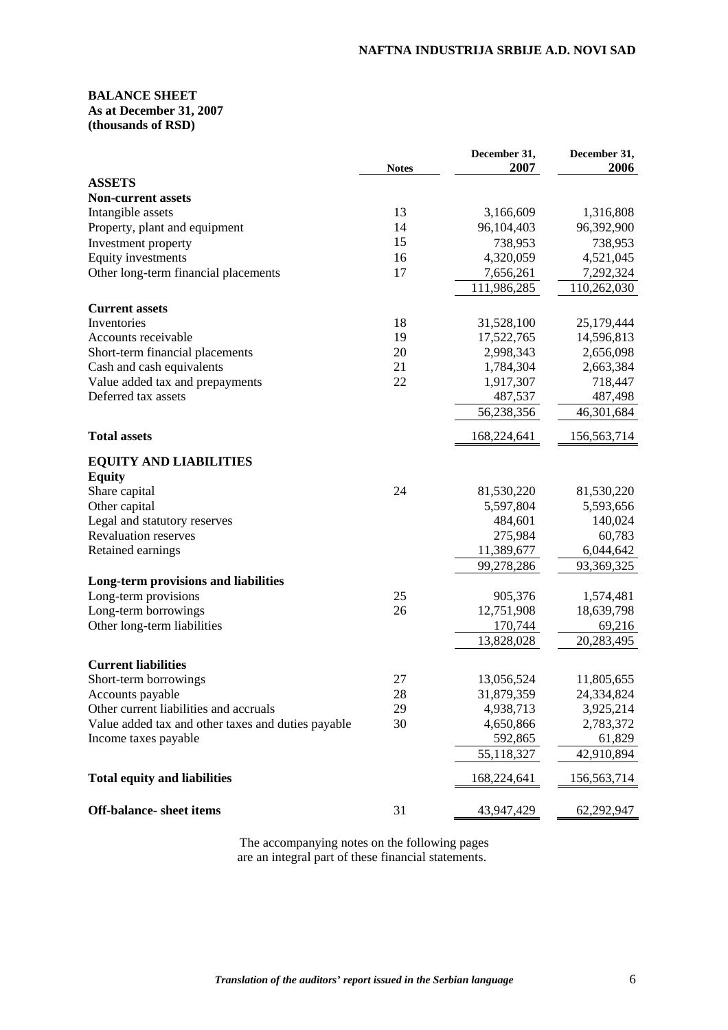**BALANCE SHEET**
**As at December 31, 2007**
**(thousands of RSD)**

| | Notes | December 31, 2007 | December 31, 2006 |
|---|---|---|---|
| **ASSETS** | | | |
| **Non-current assets** | | | |
| Intangible assets | 13 | 3,166,609 | 1,316,808 |
| Property, plant and equipment | 14 | 96,104,403 | 96,392,900 |
| Investment property | 15 | 738,953 | 738,953 |
| Equity investments | 16 | 4,320,059 | 4,521,045 |
| Other long-term financial placements | 17 | 7,656,261 | 7,292,324 |
| | | 111,986,285 | 110,262,030 |
| **Current assets** | | | |
| Inventories | 18 | 31,528,100 | 25,179,444 |
| Accounts receivable | 19 | 17,522,765 | 14,596,813 |
| Short-term financial placements | 20 | 2,998,343 | 2,656,098 |
| Cash and cash equivalents | 21 | 1,784,304 | 2,663,384 |
| Value added tax and prepayments | 22 | 1,917,307 | 718,447 |
| Deferred tax assets | | 487,537 | 487,498 |
| | | 56,238,356 | 46,301,684 |
| **Total assets** | | 168,224,641 | 156,563,714 |
| **EQUITY AND LIABILITIES** | | | |
| **Equity** | | | |
| Share capital | 24 | 81,530,220 | 81,530,220 |
| Other capital | | 5,597,804 | 5,593,656 |
| Legal and statutory reserves | | 484,601 | 140,024 |
| Revaluation reserves | | 275,984 | 60,783 |
| Retained earnings | | 11,389,677 | 6,044,642 |
| | | 99,278,286 | 93,369,325 |
| **Long-term provisions and liabilities** | | | |
| Long-term provisions | 25 | 905,376 | 1,574,481 |
| Long-term borrowings | 26 | 12,751,908 | 18,639,798 |
| Other long-term liabilities | | 170,744 | 69,216 |
| | | 13,828,028 | 20,283,495 |
| **Current liabilities** | | | |
| Short-term borrowings | 27 | 13,056,524 | 11,805,655 |
| Accounts payable | 28 | 31,879,359 | 24,334,824 |
| Other current liabilities and accruals | 29 | 4,938,713 | 3,925,214 |
| Value added tax and other taxes and duties payable | 30 | 4,650,866 | 2,783,372 |
| Income taxes payable | | 592,865 | 61,829 |
| | | 55,118,327 | 42,910,894 |
| **Total equity and liabilities** | | 168,224,641 | 156,563,714 |
| **Off-balance- sheet items** | 31 | 43,947,429 | 62,292,947 |

The accompanying notes on the following pages are an integral part of these financial statements.

*Translation of the auditors' report issued in the Serbian language*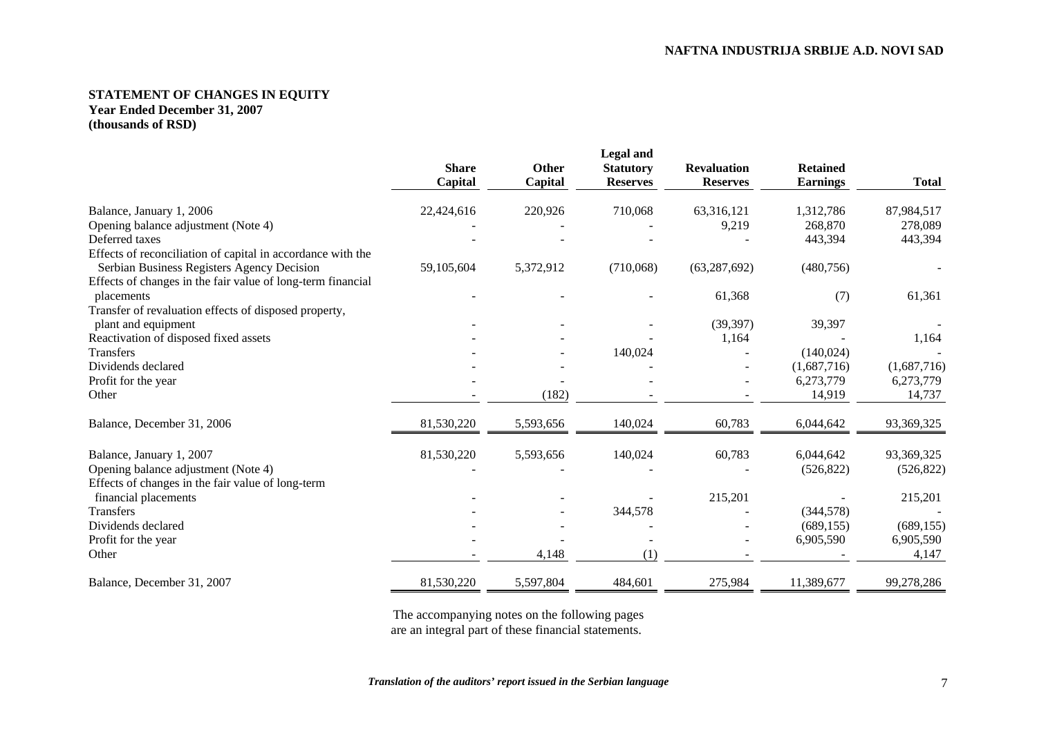**NAFTNA INDUSTRIJA SRBIJE A.D. NOVI SAD**

**STATEMENT OF CHANGES IN EQUITY**
**Year Ended December 31, 2007**
**(thousands of RSD)**

| | Share Capital | Other Capital | Legal and Statutory Reserves | Revaluation Reserves | Retained Earnings | Total |
|---|---|---|---|---|---|---|
| Balance, January 1, 2006 | 22,424,616 | 220,926 | 710,068 | 63,316,121 | 1,312,786 | 87,984,517 |
| Opening balance adjustment (Note 4) | - | - | - | 9,219 | 268,870 | 278,089 |
| Deferred taxes | - | - | - | - | 443,394 | 443,394 |
| Effects of reconciliation of capital in accordance with the Serbian Business Registers Agency Decision | 59,105,604 | 5,372,912 | (710,068) | (63,287,692) | (480,756) | - |
| Effects of changes in the fair value of long-term financial placements | - | - | - | 61,368 | (7) | 61,361 |
| Transfer of revaluation effects of disposed property, plant and equipment | - | - | - | (39,397) | 39,397 | - |
| Reactivation of disposed fixed assets | - | - | - | 1,164 | - | 1,164 |
| Transfers | - | - | 140,024 | - | (140,024) | - |
| Dividends declared | - | - | - | - | (1,687,716) | (1,687,716) |
| Profit for the year | - | - | - | - | 6,273,779 | 6,273,779 |
| Other | - | (182) | - | - | 14,919 | 14,737 |
| Balance, December 31, 2006 | 81,530,220 | 5,593,656 | 140,024 | 60,783 | 6,044,642 | 93,369,325 |
| Balance, January 1, 2007 | 81,530,220 | 5,593,656 | 140,024 | 60,783 | 6,044,642 | 93,369,325 |
| Opening balance adjustment (Note 4) | - | - | - | - | (526,822) | (526,822) |
| Effects of changes in the fair value of long-term financial placements | - | - | - | 215,201 | - | 215,201 |
| Transfers | - | - | 344,578 | - | (344,578) | - |
| Dividends declared | - | - | - | - | (689,155) | (689,155) |
| Profit for the year | - | - | - | - | 6,905,590 | 6,905,590 |
| Other | - | 4,148 | (1) | - | - | 4,147 |
| Balance, December 31, 2007 | 81,530,220 | 5,597,804 | 484,601 | 275,984 | 11,389,677 | 99,278,286 |

The accompanying notes on the following pages are an integral part of these financial statements.

*Translation of the auditors' report issued in the Serbian language*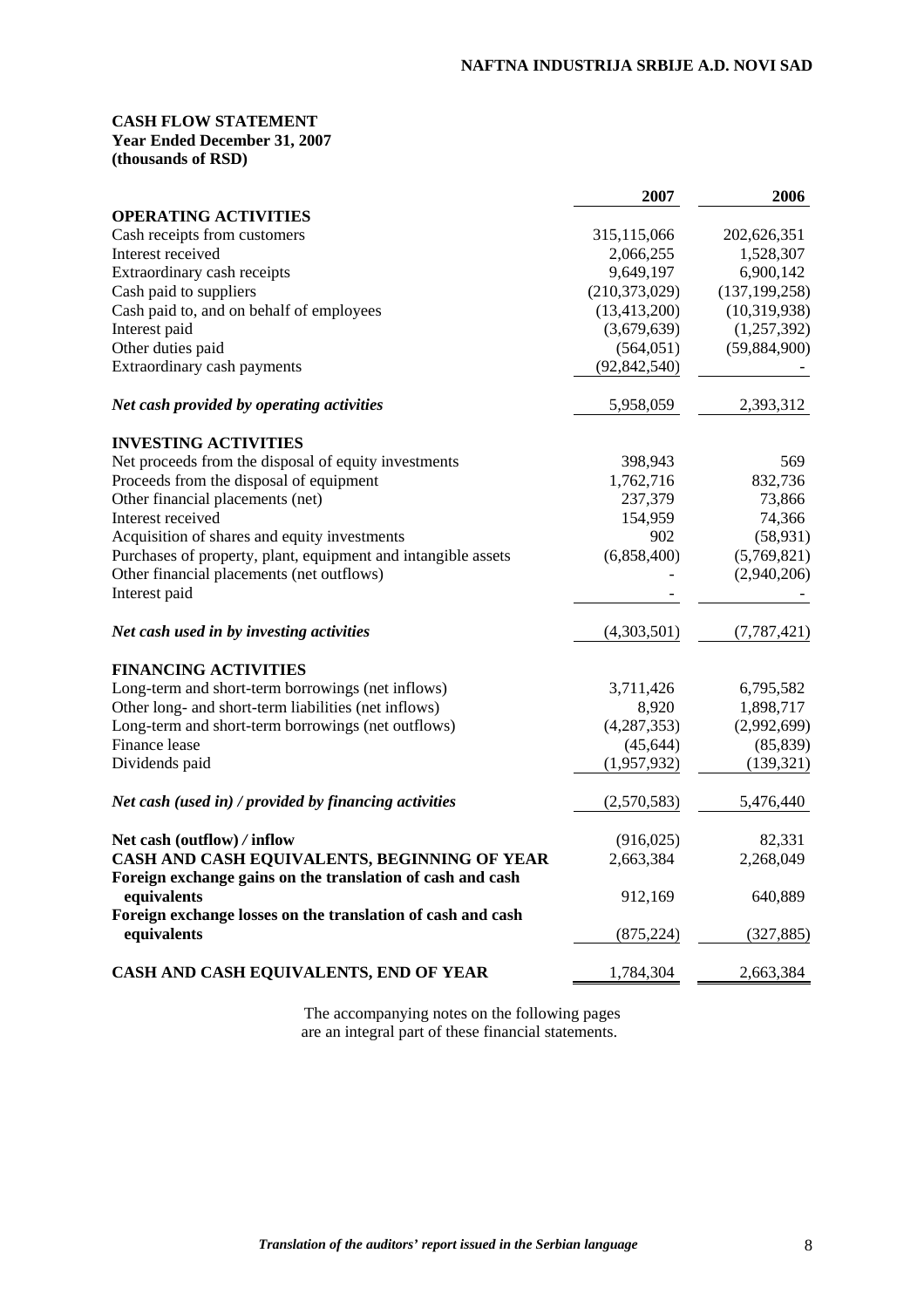**CASH FLOW STATEMENT**
**Year Ended December 31, 2007**
**(thousands of RSD)**

| | 2007 | 2006 |
|---|---|---|
| **OPERATING ACTIVITIES** | | |
| Cash receipts from customers | 315,115,066 | 202,626,351 |
| Interest received | 2,066,255 | 1,528,307 |
| Extraordinary cash receipts | 9,649,197 | 6,900,142 |
| Cash paid to suppliers | (210,373,029) | (137,199,258) |
| Cash paid to, and on behalf of employees | (13,413,200) | (10,319,938) |
| Interest paid | (3,679,639) | (1,257,392) |
| Other duties paid | (564,051) | (59,884,900) |
| Extraordinary cash payments | (92,842,540) | - |
| ***Net cash provided by operating activities*** | 5,958,059 | 2,393,312 |
| **INVESTING ACTIVITIES** | | |
| Net proceeds from the disposal of equity investments | 398,943 | 569 |
| Proceeds from the disposal of equipment | 1,762,716 | 832,736 |
| Other financial placements (net) | 237,379 | 73,866 |
| Interest received | 154,959 | 74,366 |
| Acquisition of shares and equity investments | 902 | (58,931) |
| Purchases of property, plant, equipment and intangible assets | (6,858,400) | (5,769,821) |
| Other financial placements (net outflows) | - | (2,940,206) |
| Interest paid | - | - |
| ***Net cash used in by investing activities*** | (4,303,501) | (7,787,421) |
| **FINANCING ACTIVITIES** | | |
| Long-term and short-term borrowings (net inflows) | 3,711,426 | 6,795,582 |
| Other long- and short-term liabilities (net inflows) | 8,920 | 1,898,717 |
| Long-term and short-term borrowings (net outflows) | (4,287,353) | (2,992,699) |
| Finance lease | (45,644) | (85,839) |
| Dividends paid | (1,957,932) | (139,321) |
| ***Net cash (used in) / provided by financing activities*** | (2,570,583) | 5,476,440 |
| **Net cash (outflow) / inflow** | (916,025) | 82,331 |
| **CASH AND CASH EQUIVALENTS, BEGINNING OF YEAR** | 2,663,384 | 2,268,049 |
| **Foreign exchange gains on the translation of cash and cash equivalents** | 912,169 | 640,889 |
| **Foreign exchange losses on the translation of cash and cash equivalents** | (875,224) | (327,885) |
| **CASH AND CASH EQUIVALENTS, END OF YEAR** | 1,784,304 | 2,663,384 |

The accompanying notes on the following pages are an integral part of these financial statements.

*Translation of the auditors' report issued in the Serbian language*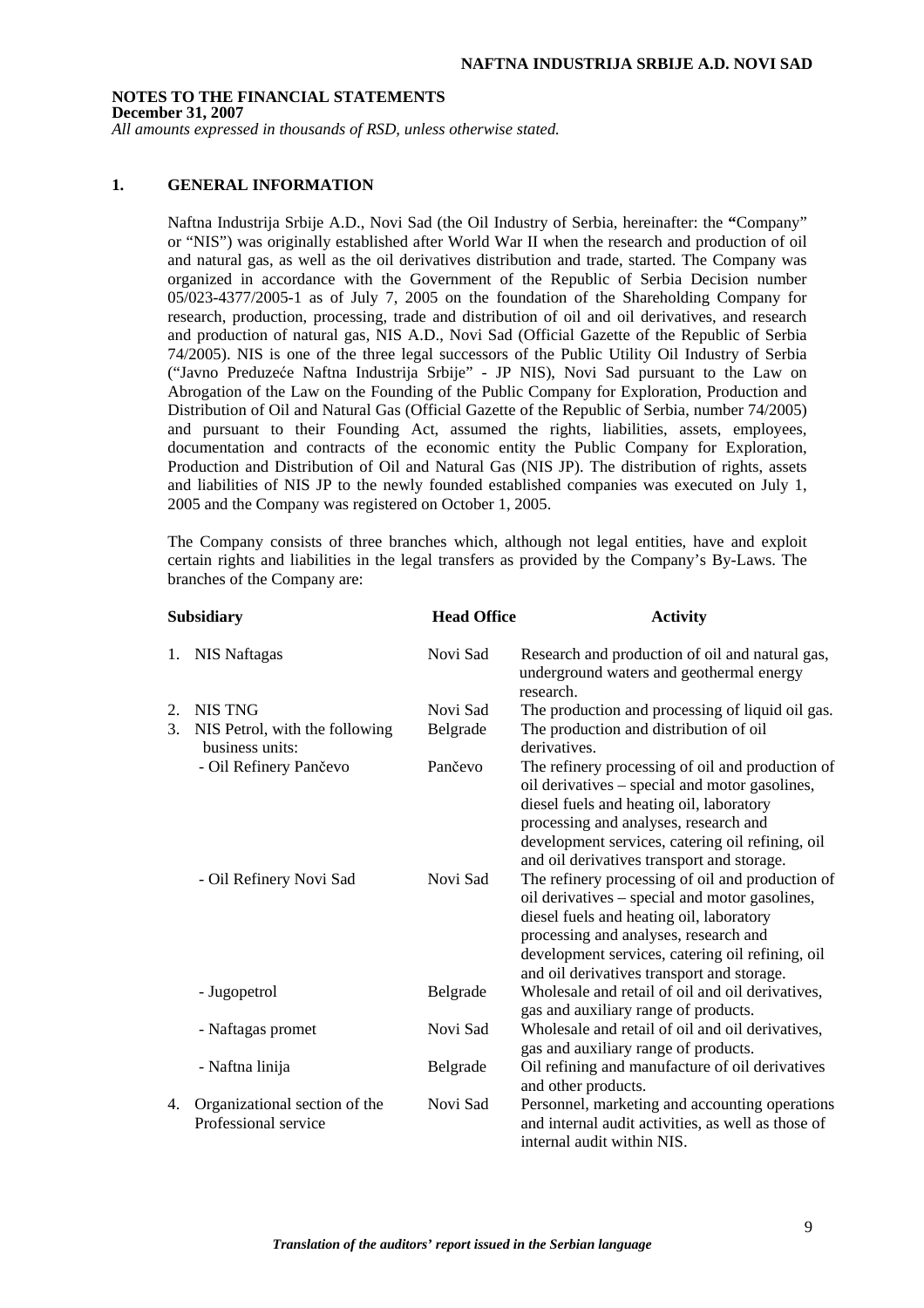**NOTES TO THE FINANCIAL STATEMENTS**
**December 31, 2007**
*All amounts expressed in thousands of RSD, unless otherwise stated.*

## 1. GENERAL INFORMATION

Naftna Industrija Srbije A.D., Novi Sad (the Oil Industry of Serbia, hereinafter: the **"**Company" or "NIS") was originally established after World War II when the research and production of oil and natural gas, as well as the oil derivatives distribution and trade, started. The Company was organized in accordance with the Government of the Republic of Serbia Decision number 05/023-4377/2005-1 as of July 7, 2005 on the foundation of the Shareholding Company for research, production, processing, trade and distribution of oil and oil derivatives, and research and production of natural gas, NIS A.D., Novi Sad (Official Gazette of the Republic of Serbia 74/2005). NIS is one of the three legal successors of the Public Utility Oil Industry of Serbia ("Javno Preduzeće Naftna Industrija Srbije" - JP NIS), Novi Sad pursuant to the Law on Abrogation of the Law on the Founding of the Public Company for Exploration, Production and Distribution of Oil and Natural Gas (Official Gazette of the Republic of Serbia, number 74/2005) and pursuant to their Founding Act, assumed the rights, liabilities, assets, employees, documentation and contracts of the economic entity the Public Company for Exploration, Production and Distribution of Oil and Natural Gas (NIS JP). The distribution of rights, assets and liabilities of NIS JP to the newly founded established companies was executed on July 1, 2005 and the Company was registered on October 1, 2005.

The Company consists of three branches which, although not legal entities, have and exploit certain rights and liabilities in the legal transfers as provided by the Company's By-Laws. The branches of the Company are:

| Subsidiary | Head Office | Activity |
|---|---|---|
| 1. NIS Naftagas | Novi Sad | Research and production of oil and natural gas, underground waters and geothermal energy research. |
| 2. NIS TNG | Novi Sad | The production and processing of liquid oil gas. |
| 3. NIS Petrol, with the following business units: | Belgrade | The production and distribution of oil derivatives. |
| - Oil Refinery Pančevo | Pančevo | The refinery processing of oil and production of oil derivatives – special and motor gasolines, diesel fuels and heating oil, laboratory processing and analyses, research and development services, catering oil refining, oil and oil derivatives transport and storage. |
| - Oil Refinery Novi Sad | Novi Sad | The refinery processing of oil and production of oil derivatives – special and motor gasolines, diesel fuels and heating oil, laboratory processing and analyses, research and development services, catering oil refining, oil and oil derivatives transport and storage. |
| - Jugopetrol | Belgrade | Wholesale and retail of oil and oil derivatives, gas and auxiliary range of products. |
| - Naftagas promet | Novi Sad | Wholesale and retail of oil and oil derivatives, gas and auxiliary range of products. |
| - Naftna linija | Belgrade | Oil refining and manufacture of oil derivatives and other products. |
| 4. Organizational section of the Professional service | Novi Sad | Personnel, marketing and accounting operations and internal audit activities, as well as those of internal audit within NIS. |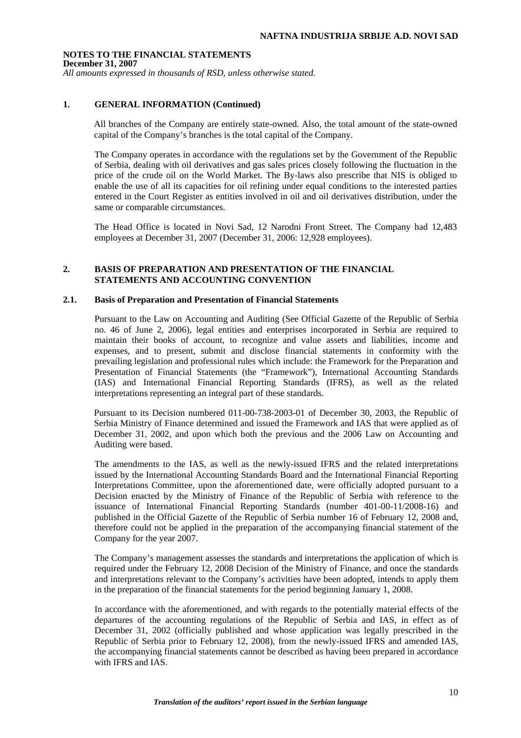**NOTES TO THE FINANCIAL STATEMENTS**
**December 31, 2007**
*All amounts expressed in thousands of RSD, unless otherwise stated.*

## 1. GENERAL INFORMATION (Continued)

All branches of the Company are entirely state-owned. Also, the total amount of the state-owned capital of the Company's branches is the total capital of the Company.

The Company operates in accordance with the regulations set by the Government of the Republic of Serbia, dealing with oil derivatives and gas sales prices closely following the fluctuation in the price of the crude oil on the World Market. The By-laws also prescribe that NIS is obliged to enable the use of all its capacities for oil refining under equal conditions to the interested parties entered in the Court Register as entities involved in oil and oil derivatives distribution, under the same or comparable circumstances.

The Head Office is located in Novi Sad, 12 Narodni Front Street. The Company had 12,483 employees at December 31, 2007 (December 31, 2006: 12,928 employees).

## 2. BASIS OF PREPARATION AND PRESENTATION OF THE FINANCIAL STATEMENTS AND ACCOUNTING CONVENTION

### 2.1. Basis of Preparation and Presentation of Financial Statements

Pursuant to the Law on Accounting and Auditing (See Official Gazette of the Republic of Serbia no. 46 of June 2, 2006), legal entities and enterprises incorporated in Serbia are required to maintain their books of account, to recognize and value assets and liabilities, income and expenses, and to present, submit and disclose financial statements in conformity with the prevailing legislation and professional rules which include: the Framework for the Preparation and Presentation of Financial Statements (the "Framework"), International Accounting Standards (IAS) and International Financial Reporting Standards (IFRS), as well as the related interpretations representing an integral part of these standards.

Pursuant to its Decision numbered 011-00-738-2003-01 of December 30, 2003, the Republic of Serbia Ministry of Finance determined and issued the Framework and IAS that were applied as of December 31, 2002, and upon which both the previous and the 2006 Law on Accounting and Auditing were based.

The amendments to the IAS, as well as the newly-issued IFRS and the related interpretations issued by the International Accounting Standards Board and the International Financial Reporting Interpretations Committee, upon the aforementioned date, were officially adopted pursuant to a Decision enacted by the Ministry of Finance of the Republic of Serbia with reference to the issuance of International Financial Reporting Standards (number 401-00-11/2008-16) and published in the Official Gazette of the Republic of Serbia number 16 of February 12, 2008 and, therefore could not be applied in the preparation of the accompanying financial statement of the Company for the year 2007.

The Company's management assesses the standards and interpretations the application of which is required under the February 12, 2008 Decision of the Ministry of Finance, and once the standards and interpretations relevant to the Company's activities have been adopted, intends to apply them in the preparation of the financial statements for the period beginning January 1, 2008.

In accordance with the aforementioned, and with regards to the potentially material effects of the departures of the accounting regulations of the Republic of Serbia and IAS, in effect as of December 31, 2002 (officially published and whose application was legally prescribed in the Republic of Serbia prior to February 12, 2008), from the newly-issued IFRS and amended IAS, the accompanying financial statements cannot be described as having been prepared in accordance with IFRS and IAS.

*Translation of the auditors' report issued in the Serbian language*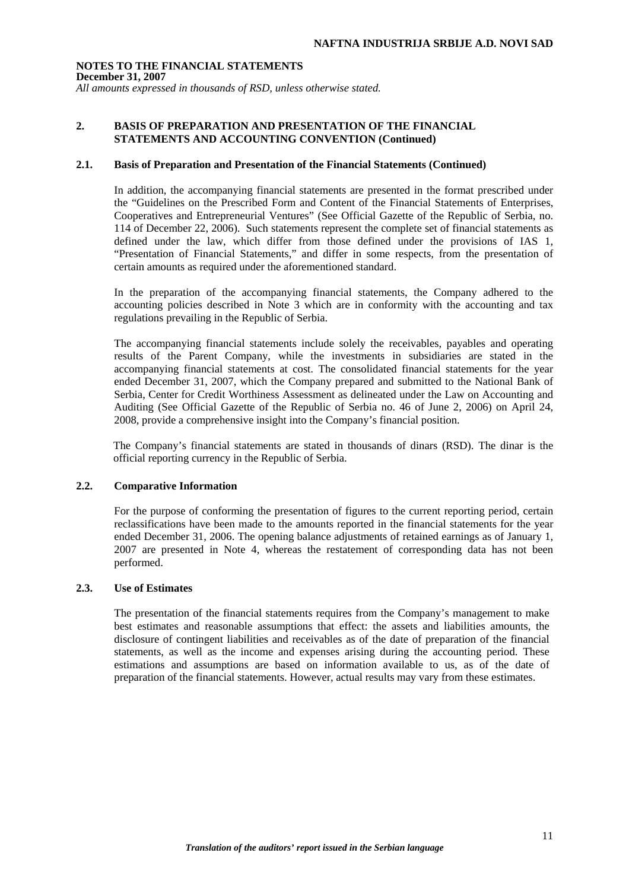**NOTES TO THE FINANCIAL STATEMENTS**
**December 31, 2007**
*All amounts expressed in thousands of RSD, unless otherwise stated.*

## 2. BASIS OF PREPARATION AND PRESENTATION OF THE FINANCIAL STATEMENTS AND ACCOUNTING CONVENTION (Continued)

### 2.1. Basis of Preparation and Presentation of the Financial Statements (Continued)

In addition, the accompanying financial statements are presented in the format prescribed under the "Guidelines on the Prescribed Form and Content of the Financial Statements of Enterprises, Cooperatives and Entrepreneurial Ventures" (See Official Gazette of the Republic of Serbia, no. 114 of December 22, 2006). Such statements represent the complete set of financial statements as defined under the law, which differ from those defined under the provisions of IAS 1, "Presentation of Financial Statements," and differ in some respects, from the presentation of certain amounts as required under the aforementioned standard.

In the preparation of the accompanying financial statements, the Company adhered to the accounting policies described in Note 3 which are in conformity with the accounting and tax regulations prevailing in the Republic of Serbia.

The accompanying financial statements include solely the receivables, payables and operating results of the Parent Company, while the investments in subsidiaries are stated in the accompanying financial statements at cost. The consolidated financial statements for the year ended December 31, 2007, which the Company prepared and submitted to the National Bank of Serbia, Center for Credit Worthiness Assessment as delineated under the Law on Accounting and Auditing (See Official Gazette of the Republic of Serbia no. 46 of June 2, 2006) on April 24, 2008, provide a comprehensive insight into the Company's financial position.

The Company's financial statements are stated in thousands of dinars (RSD). The dinar is the official reporting currency in the Republic of Serbia.

### 2.2. Comparative Information

For the purpose of conforming the presentation of figures to the current reporting period, certain reclassifications have been made to the amounts reported in the financial statements for the year ended December 31, 2006. The opening balance adjustments of retained earnings as of January 1, 2007 are presented in Note 4, whereas the restatement of corresponding data has not been performed.

### 2.3. Use of Estimates

The presentation of the financial statements requires from the Company's management to make best estimates and reasonable assumptions that effect: the assets and liabilities amounts, the disclosure of contingent liabilities and receivables as of the date of preparation of the financial statements, as well as the income and expenses arising during the accounting period. These estimations and assumptions are based on information available to us, as of the date of preparation of the financial statements. However, actual results may vary from these estimates.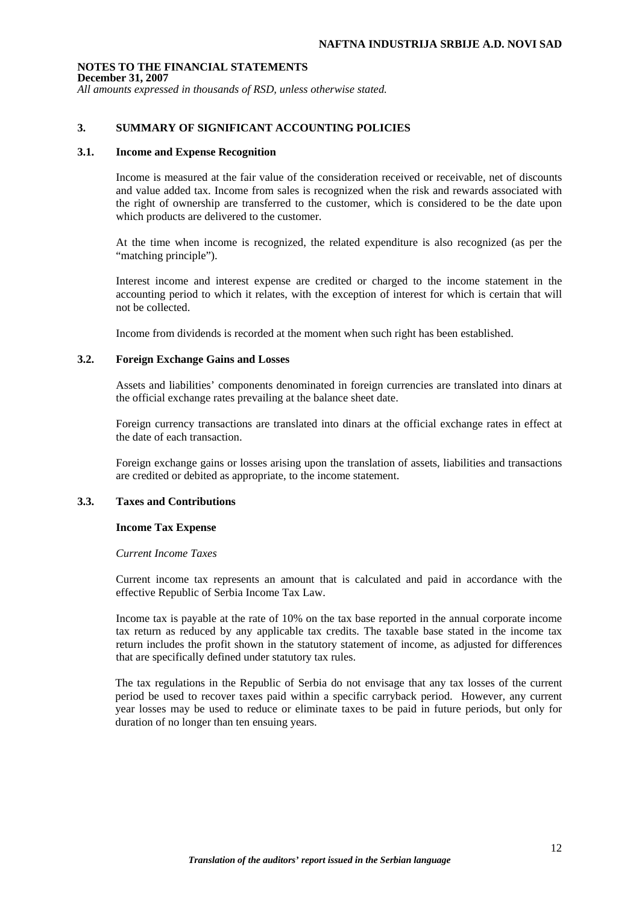## 3. SUMMARY OF SIGNIFICANT ACCOUNTING POLICIES

### 3.1. Income and Expense Recognition

Income is measured at the fair value of the consideration received or receivable, net of discounts and value added tax. Income from sales is recognized when the risk and rewards associated with the right of ownership are transferred to the customer, which is considered to be the date upon which products are delivered to the customer.

At the time when income is recognized, the related expenditure is also recognized (as per the "matching principle").

Interest income and interest expense are credited or charged to the income statement in the accounting period to which it relates, with the exception of interest for which is certain that will not be collected.

Income from dividends is recorded at the moment when such right has been established.

### 3.2. Foreign Exchange Gains and Losses

Assets and liabilities' components denominated in foreign currencies are translated into dinars at the official exchange rates prevailing at the balance sheet date.

Foreign currency transactions are translated into dinars at the official exchange rates in effect at the date of each transaction.

Foreign exchange gains or losses arising upon the translation of assets, liabilities and transactions are credited or debited as appropriate, to the income statement.

### 3.3. Taxes and Contributions

**Income Tax Expense**

*Current Income Taxes*

Current income tax represents an amount that is calculated and paid in accordance with the effective Republic of Serbia Income Tax Law.

Income tax is payable at the rate of 10% on the tax base reported in the annual corporate income tax return as reduced by any applicable tax credits. The taxable base stated in the income tax return includes the profit shown in the statutory statement of income, as adjusted for differences that are specifically defined under statutory tax rules.

The tax regulations in the Republic of Serbia do not envisage that any tax losses of the current period be used to recover taxes paid within a specific carryback period. However, any current year losses may be used to reduce or eliminate taxes to be paid in future periods, but only for duration of no longer than ten ensuing years.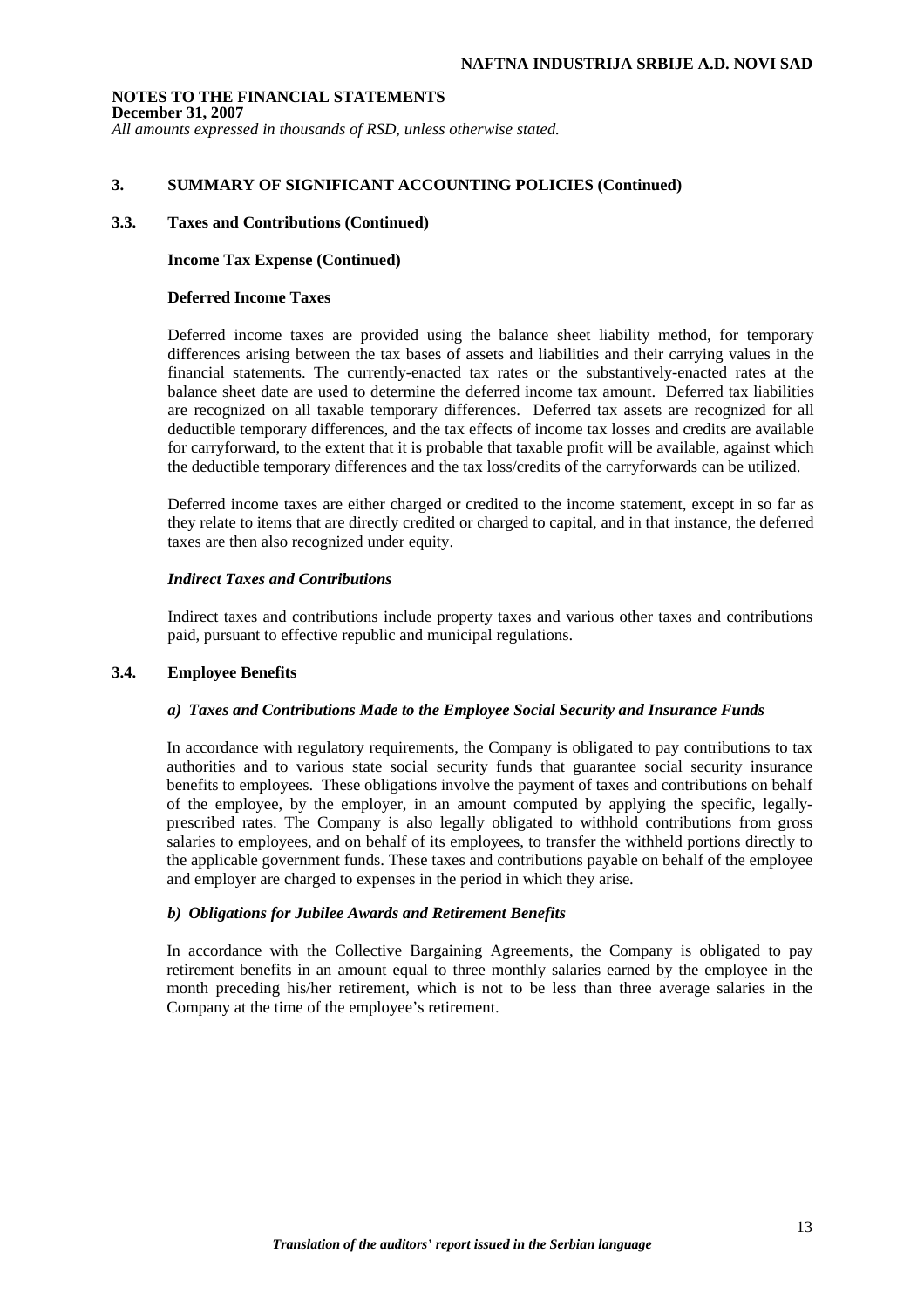## 3. SUMMARY OF SIGNIFICANT ACCOUNTING POLICIES (Continued)

### 3.3. Taxes and Contributions (Continued)

**Income Tax Expense (Continued)**

**Deferred Income Taxes**

Deferred income taxes are provided using the balance sheet liability method, for temporary differences arising between the tax bases of assets and liabilities and their carrying values in the financial statements. The currently-enacted tax rates or the substantively-enacted rates at the balance sheet date are used to determine the deferred income tax amount. Deferred tax liabilities are recognized on all taxable temporary differences. Deferred tax assets are recognized for all deductible temporary differences, and the tax effects of income tax losses and credits are available for carryforward, to the extent that it is probable that taxable profit will be available, against which the deductible temporary differences and the tax loss/credits of the carryforwards can be utilized.

Deferred income taxes are either charged or credited to the income statement, except in so far as they relate to items that are directly credited or charged to capital, and in that instance, the deferred taxes are then also recognized under equity.

***Indirect Taxes and Contributions***

Indirect taxes and contributions include property taxes and various other taxes and contributions paid, pursuant to effective republic and municipal regulations.

### 3.4. Employee Benefits

***a) Taxes and Contributions Made to the Employee Social Security and Insurance Funds***

In accordance with regulatory requirements, the Company is obligated to pay contributions to tax authorities and to various state social security funds that guarantee social security insurance benefits to employees. These obligations involve the payment of taxes and contributions on behalf of the employee, by the employer, in an amount computed by applying the specific, legally-prescribed rates. The Company is also legally obligated to withhold contributions from gross salaries to employees, and on behalf of its employees, to transfer the withheld portions directly to the applicable government funds. These taxes and contributions payable on behalf of the employee and employer are charged to expenses in the period in which they arise.

***b) Obligations for Jubilee Awards and Retirement Benefits***

In accordance with the Collective Bargaining Agreements, the Company is obligated to pay retirement benefits in an amount equal to three monthly salaries earned by the employee in the month preceding his/her retirement, which is not to be less than three average salaries in the Company at the time of the employee's retirement.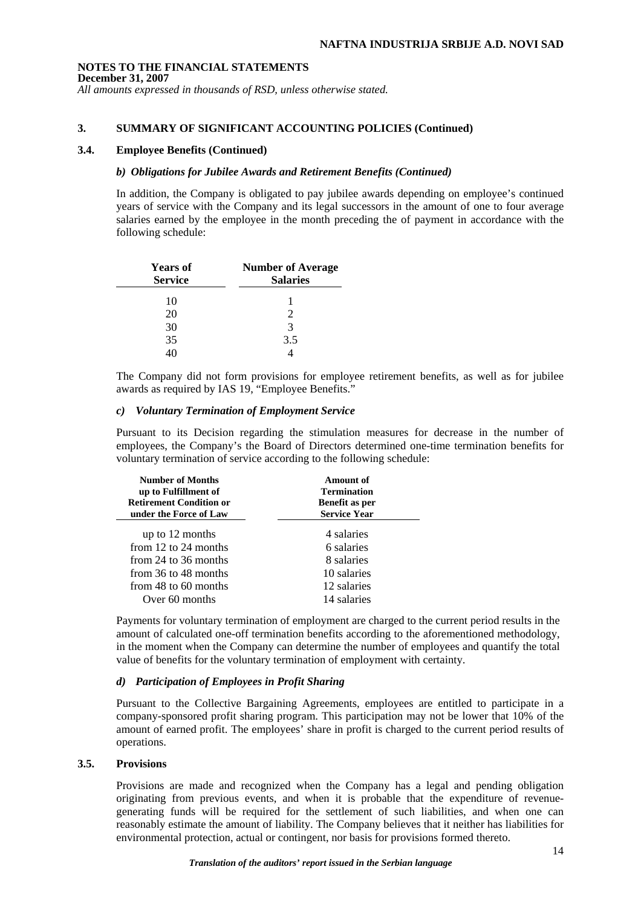**NOTES TO THE FINANCIAL STATEMENTS**
**December 31, 2007**
*All amounts expressed in thousands of RSD, unless otherwise stated.*

## 3. SUMMARY OF SIGNIFICANT ACCOUNTING POLICIES (Continued)

### 3.4. Employee Benefits (Continued)

#### *b) Obligations for Jubilee Awards and Retirement Benefits (Continued)*

In addition, the Company is obligated to pay jubilee awards depending on employee's continued years of service with the Company and its legal successors in the amount of one to four average salaries earned by the employee in the month preceding the of payment in accordance with the following schedule:

| Years of Service | Number of Average Salaries |
|---|---|
| 10 | 1 |
| 20 | 2 |
| 30 | 3 |
| 35 | 3.5 |
| 40 | 4 |

The Company did not form provisions for employee retirement benefits, as well as for jubilee awards as required by IAS 19, "Employee Benefits."

#### *c) Voluntary Termination of Employment Service*

Pursuant to its Decision regarding the stimulation measures for decrease in the number of employees, the Company's the Board of Directors determined one-time termination benefits for voluntary termination of service according to the following schedule:

| Number of Months up to Fulfillment of Retirement Condition or under the Force of Law | Amount of Termination Benefit as per Service Year |
|---|---|
| up to 12 months | 4 salaries |
| from 12 to 24 months | 6 salaries |
| from 24 to 36 months | 8 salaries |
| from 36 to 48 months | 10 salaries |
| from 48 to 60 months | 12 salaries |
| Over 60 months | 14 salaries |

Payments for voluntary termination of employment are charged to the current period results in the amount of calculated one-off termination benefits according to the aforementioned methodology, in the moment when the Company can determine the number of employees and quantify the total value of benefits for the voluntary termination of employment with certainty.

#### *d) Participation of Employees in Profit Sharing*

Pursuant to the Collective Bargaining Agreements, employees are entitled to participate in a company-sponsored profit sharing program. This participation may not be lower that 10% of the amount of earned profit. The employees' share in profit is charged to the current period results of operations.

### 3.5. Provisions

Provisions are made and recognized when the Company has a legal and pending obligation originating from previous events, and when it is probable that the expenditure of revenue-generating funds will be required for the settlement of such liabilities, and when one can reasonably estimate the amount of liability. The Company believes that it neither has liabilities for environmental protection, actual or contingent, nor basis for provisions formed thereto.

*Translation of the auditors' report issued in the Serbian language*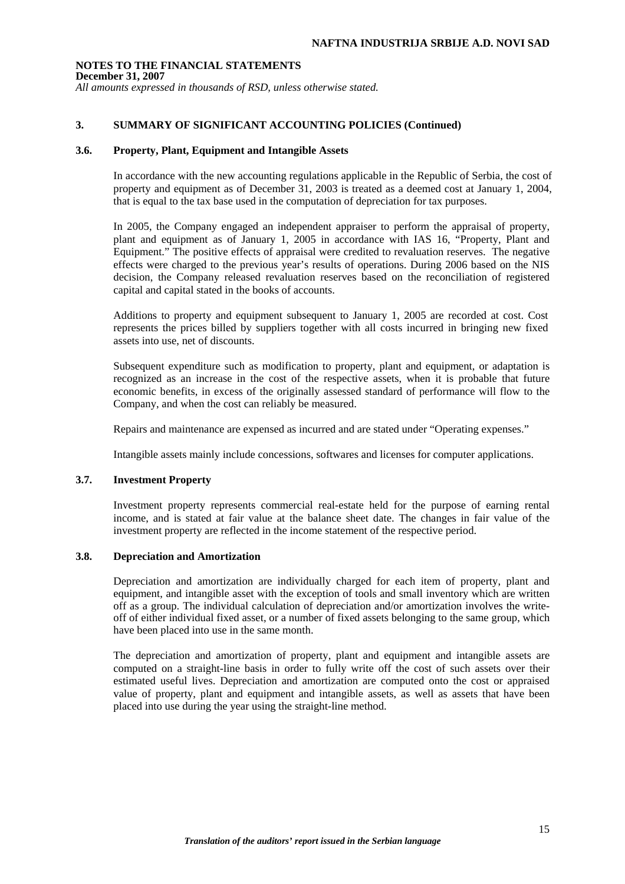# NOTES TO THE FINANCIAL STATEMENTS

**December 31, 2007**

*All amounts expressed in thousands of RSD, unless otherwise stated.*

## 3. SUMMARY OF SIGNIFICANT ACCOUNTING POLICIES (Continued)

### 3.6. Property, Plant, Equipment and Intangible Assets

In accordance with the new accounting regulations applicable in the Republic of Serbia, the cost of property and equipment as of December 31, 2003 is treated as a deemed cost at January 1, 2004, that is equal to the tax base used in the computation of depreciation for tax purposes.

In 2005, the Company engaged an independent appraiser to perform the appraisal of property, plant and equipment as of January 1, 2005 in accordance with IAS 16, "Property, Plant and Equipment." The positive effects of appraisal were credited to revaluation reserves. The negative effects were charged to the previous year's results of operations. During 2006 based on the NIS decision, the Company released revaluation reserves based on the reconciliation of registered capital and capital stated in the books of accounts.

Additions to property and equipment subsequent to January 1, 2005 are recorded at cost. Cost represents the prices billed by suppliers together with all costs incurred in bringing new fixed assets into use, net of discounts.

Subsequent expenditure such as modification to property, plant and equipment, or adaptation is recognized as an increase in the cost of the respective assets, when it is probable that future economic benefits, in excess of the originally assessed standard of performance will flow to the Company, and when the cost can reliably be measured.

Repairs and maintenance are expensed as incurred and are stated under "Operating expenses."

Intangible assets mainly include concessions, softwares and licenses for computer applications.

### 3.7. Investment Property

Investment property represents commercial real-estate held for the purpose of earning rental income, and is stated at fair value at the balance sheet date. The changes in fair value of the investment property are reflected in the income statement of the respective period.

### 3.8. Depreciation and Amortization

Depreciation and amortization are individually charged for each item of property, plant and equipment, and intangible asset with the exception of tools and small inventory which are written off as a group. The individual calculation of depreciation and/or amortization involves the write-off of either individual fixed asset, or a number of fixed assets belonging to the same group, which have been placed into use in the same month.

The depreciation and amortization of property, plant and equipment and intangible assets are computed on a straight-line basis in order to fully write off the cost of such assets over their estimated useful lives. Depreciation and amortization are computed onto the cost or appraised value of property, plant and equipment and intangible assets, as well as assets that have been placed into use during the year using the straight-line method.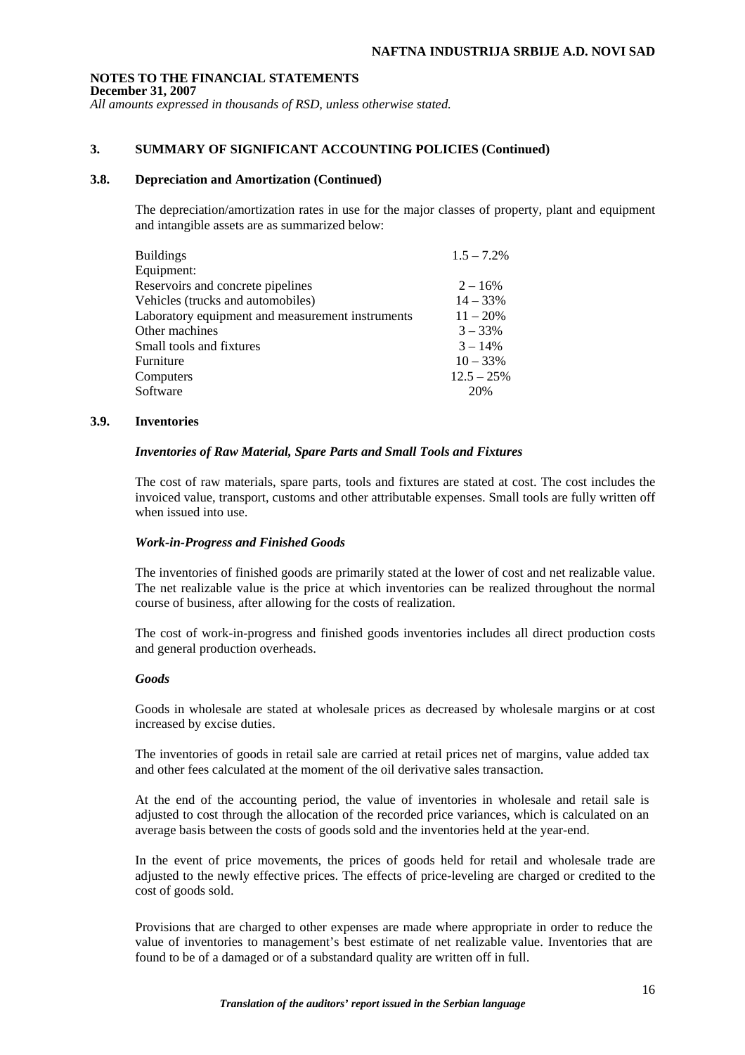## 3. SUMMARY OF SIGNIFICANT ACCOUNTING POLICIES (Continued)

### 3.8. Depreciation and Amortization (Continued)

The depreciation/amortization rates in use for the major classes of property, plant and equipment and intangible assets are as summarized below:

| | |
|---|---|
| Buildings | 1.5 – 7.2% |
| Equipment: | |
| Reservoirs and concrete pipelines | 2 – 16% |
| Vehicles (trucks and automobiles) | 14 – 33% |
| Laboratory equipment and measurement instruments | 11 – 20% |
| Other machines | 3 – 33% |
| Small tools and fixtures | 3 – 14% |
| Furniture | 10 – 33% |
| Computers | 12.5 – 25% |
| Software | 20% |

### 3.9. Inventories

***Inventories of Raw Material, Spare Parts and Small Tools and Fixtures***

The cost of raw materials, spare parts, tools and fixtures are stated at cost. The cost includes the invoiced value, transport, customs and other attributable expenses. Small tools are fully written off when issued into use.

***Work-in-Progress and Finished Goods***

The inventories of finished goods are primarily stated at the lower of cost and net realizable value. The net realizable value is the price at which inventories can be realized throughout the normal course of business, after allowing for the costs of realization.

The cost of work-in-progress and finished goods inventories includes all direct production costs and general production overheads.

***Goods***

Goods in wholesale are stated at wholesale prices as decreased by wholesale margins or at cost increased by excise duties.

The inventories of goods in retail sale are carried at retail prices net of margins, value added tax and other fees calculated at the moment of the oil derivative sales transaction.

At the end of the accounting period, the value of inventories in wholesale and retail sale is adjusted to cost through the allocation of the recorded price variances, which is calculated on an average basis between the costs of goods sold and the inventories held at the year-end.

In the event of price movements, the prices of goods held for retail and wholesale trade are adjusted to the newly effective prices. The effects of price-leveling are charged or credited to the cost of goods sold.

Provisions that are charged to other expenses are made where appropriate in order to reduce the value of inventories to management's best estimate of net realizable value. Inventories that are found to be of a damaged or of a substandard quality are written off in full.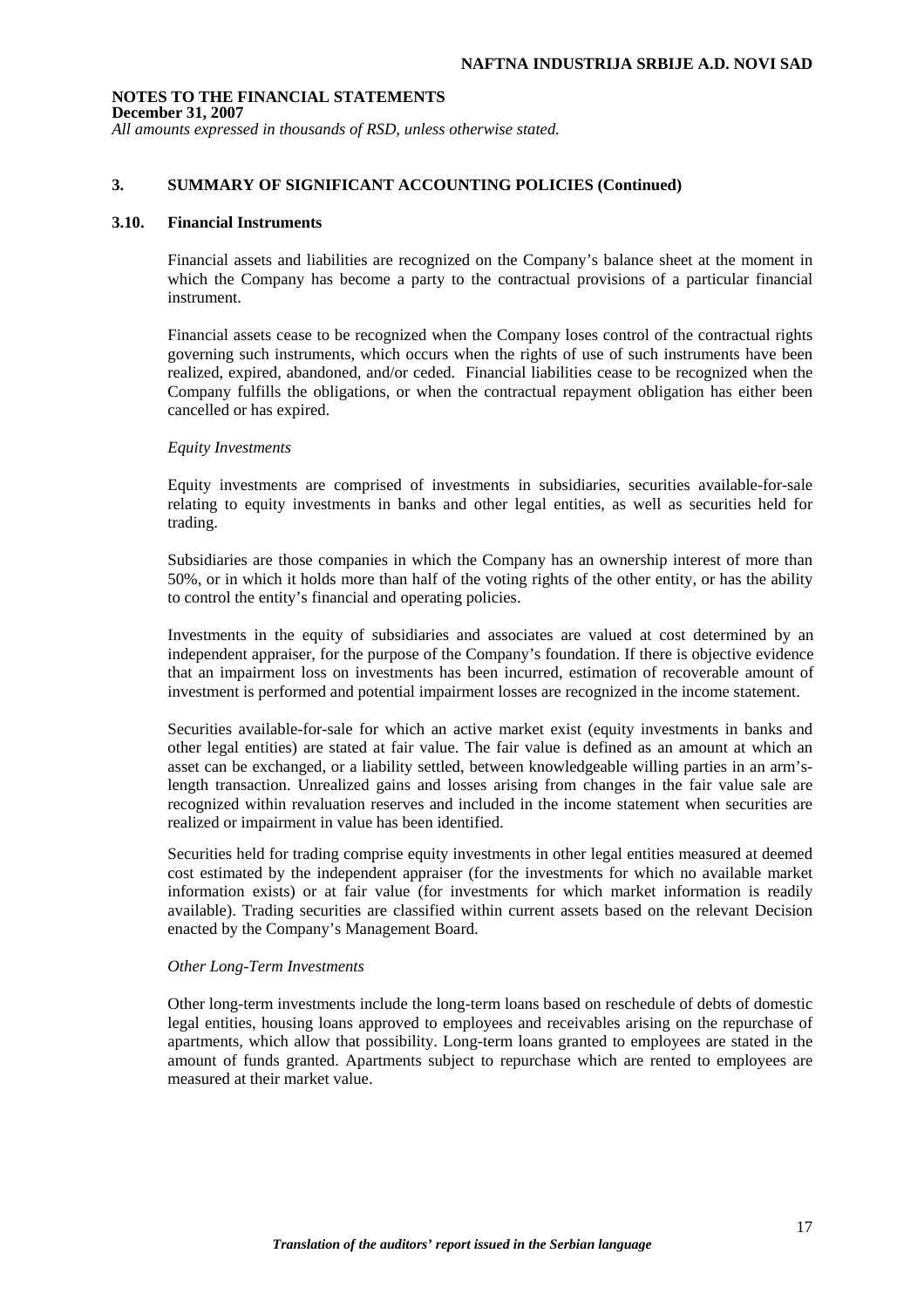## 3. SUMMARY OF SIGNIFICANT ACCOUNTING POLICIES (Continued)

### 3.10. Financial Instruments

Financial assets and liabilities are recognized on the Company's balance sheet at the moment in which the Company has become a party to the contractual provisions of a particular financial instrument.

Financial assets cease to be recognized when the Company loses control of the contractual rights governing such instruments, which occurs when the rights of use of such instruments have been realized, expired, abandoned, and/or ceded. Financial liabilities cease to be recognized when the Company fulfills the obligations, or when the contractual repayment obligation has either been cancelled or has expired.

*Equity Investments*

Equity investments are comprised of investments in subsidiaries, securities available-for-sale relating to equity investments in banks and other legal entities, as well as securities held for trading.

Subsidiaries are those companies in which the Company has an ownership interest of more than 50%, or in which it holds more than half of the voting rights of the other entity, or has the ability to control the entity's financial and operating policies.

Investments in the equity of subsidiaries and associates are valued at cost determined by an independent appraiser, for the purpose of the Company's foundation. If there is objective evidence that an impairment loss on investments has been incurred, estimation of recoverable amount of investment is performed and potential impairment losses are recognized in the income statement.

Securities available-for-sale for which an active market exist (equity investments in banks and other legal entities) are stated at fair value. The fair value is defined as an amount at which an asset can be exchanged, or a liability settled, between knowledgeable willing parties in an arm's-length transaction. Unrealized gains and losses arising from changes in the fair value sale are recognized within revaluation reserves and included in the income statement when securities are realized or impairment in value has been identified.

Securities held for trading comprise equity investments in other legal entities measured at deemed cost estimated by the independent appraiser (for the investments for which no available market information exists) or at fair value (for investments for which market information is readily available). Trading securities are classified within current assets based on the relevant Decision enacted by the Company's Management Board.

*Other Long-Term Investments*

Other long-term investments include the long-term loans based on reschedule of debts of domestic legal entities, housing loans approved to employees and receivables arising on the repurchase of apartments, which allow that possibility. Long-term loans granted to employees are stated in the amount of funds granted. Apartments subject to repurchase which are rented to employees are measured at their market value.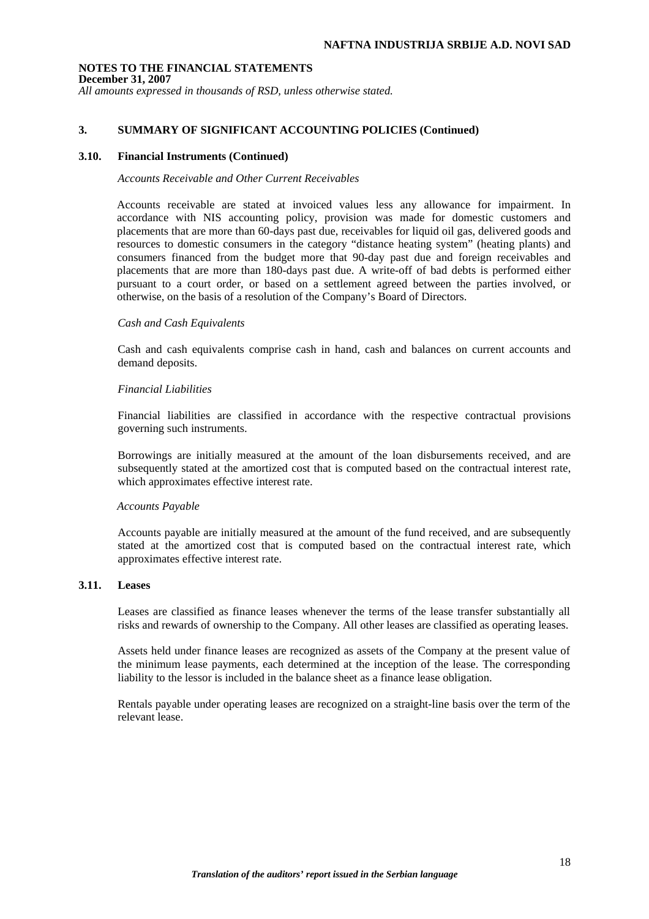## 3. SUMMARY OF SIGNIFICANT ACCOUNTING POLICIES (Continued)

### 3.10. Financial Instruments (Continued)

*Accounts Receivable and Other Current Receivables*

Accounts receivable are stated at invoiced values less any allowance for impairment. In accordance with NIS accounting policy, provision was made for domestic customers and placements that are more than 60-days past due, receivables for liquid oil gas, delivered goods and resources to domestic consumers in the category "distance heating system" (heating plants) and consumers financed from the budget more that 90-day past due and foreign receivables and placements that are more than 180-days past due. A write-off of bad debts is performed either pursuant to a court order, or based on a settlement agreed between the parties involved, or otherwise, on the basis of a resolution of the Company's Board of Directors.

*Cash and Cash Equivalents*

Cash and cash equivalents comprise cash in hand, cash and balances on current accounts and demand deposits.

*Financial Liabilities*

Financial liabilities are classified in accordance with the respective contractual provisions governing such instruments.

Borrowings are initially measured at the amount of the loan disbursements received, and are subsequently stated at the amortized cost that is computed based on the contractual interest rate, which approximates effective interest rate.

*Accounts Payable*

Accounts payable are initially measured at the amount of the fund received, and are subsequently stated at the amortized cost that is computed based on the contractual interest rate, which approximates effective interest rate.

### 3.11. Leases

Leases are classified as finance leases whenever the terms of the lease transfer substantially all risks and rewards of ownership to the Company. All other leases are classified as operating leases.

Assets held under finance leases are recognized as assets of the Company at the present value of the minimum lease payments, each determined at the inception of the lease. The corresponding liability to the lessor is included in the balance sheet as a finance lease obligation.

Rentals payable under operating leases are recognized on a straight-line basis over the term of the relevant lease.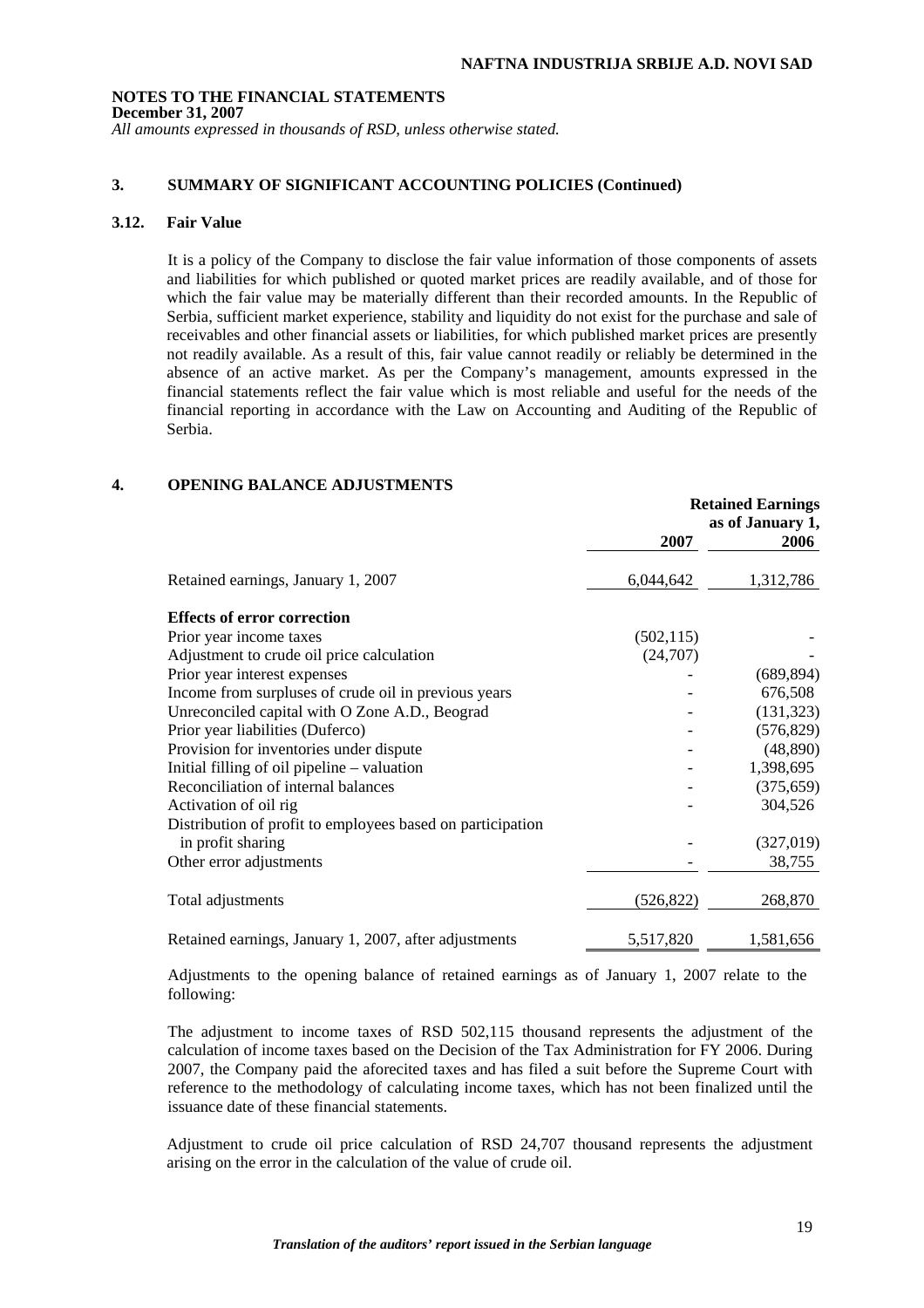**NOTES TO THE FINANCIAL STATEMENTS**
**December 31, 2007**
*All amounts expressed in thousands of RSD, unless otherwise stated.*

## 3. SUMMARY OF SIGNIFICANT ACCOUNTING POLICIES (Continued)

### 3.12. Fair Value

It is a policy of the Company to disclose the fair value information of those components of assets and liabilities for which published or quoted market prices are readily available, and of those for which the fair value may be materially different than their recorded amounts. In the Republic of Serbia, sufficient market experience, stability and liquidity do not exist for the purchase and sale of receivables and other financial assets or liabilities, for which published market prices are presently not readily available. As a result of this, fair value cannot readily or reliably be determined in the absence of an active market. As per the Company's management, amounts expressed in the financial statements reflect the fair value which is most reliable and useful for the needs of the financial reporting in accordance with the Law on Accounting and Auditing of the Republic of Serbia.

## 4. OPENING BALANCE ADJUSTMENTS

| | 2007 | Retained Earnings as of January 1, 2006 |
|---|---|---|
| Retained earnings, January 1, 2007 | 6,044,642 | 1,312,786 |
| **Effects of error correction** | | |
| Prior year income taxes | (502,115) | - |
| Adjustment to crude oil price calculation | (24,707) | - |
| Prior year interest expenses | - | (689,894) |
| Income from surpluses of crude oil in previous years | - | 676,508 |
| Unreconciled capital with O Zone A.D., Beograd | - | (131,323) |
| Prior year liabilities (Duferco) | - | (576,829) |
| Provision for inventories under dispute | - | (48,890) |
| Initial filling of oil pipeline – valuation | - | 1,398,695 |
| Reconciliation of internal balances | - | (375,659) |
| Activation of oil rig | - | 304,526 |
| Distribution of profit to employees based on participation in profit sharing | - | (327,019) |
| Other error adjustments | - | 38,755 |
| Total adjustments | (526,822) | 268,870 |
| Retained earnings, January 1, 2007, after adjustments | 5,517,820 | 1,581,656 |

Adjustments to the opening balance of retained earnings as of January 1, 2007 relate to the following:

The adjustment to income taxes of RSD 502,115 thousand represents the adjustment of the calculation of income taxes based on the Decision of the Tax Administration for FY 2006. During 2007, the Company paid the aforecited taxes and has filed a suit before the Supreme Court with reference to the methodology of calculating income taxes, which has not been finalized until the issuance date of these financial statements.

Adjustment to crude oil price calculation of RSD 24,707 thousand represents the adjustment arising on the error in the calculation of the value of crude oil.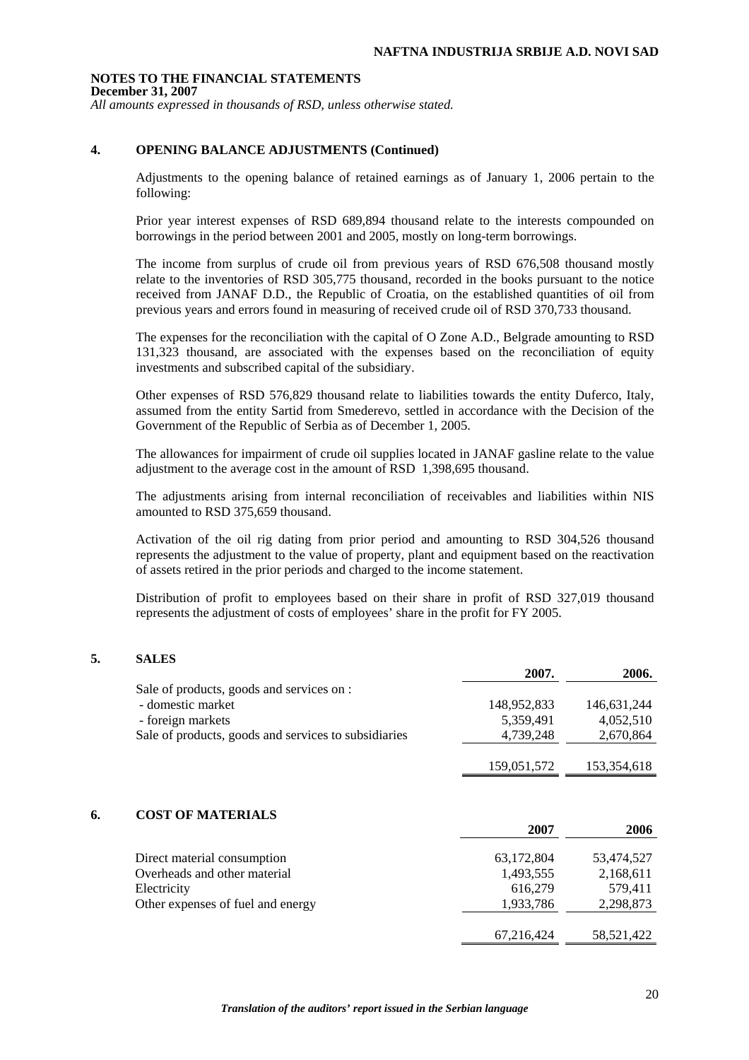**NOTES TO THE FINANCIAL STATEMENTS**
**December 31, 2007**
*All amounts expressed in thousands of RSD, unless otherwise stated.*

## 4. OPENING BALANCE ADJUSTMENTS (Continued)

Adjustments to the opening balance of retained earnings as of January 1, 2006 pertain to the following:

Prior year interest expenses of RSD 689,894 thousand relate to the interests compounded on borrowings in the period between 2001 and 2005, mostly on long-term borrowings.

The income from surplus of crude oil from previous years of RSD 676,508 thousand mostly relate to the inventories of RSD 305,775 thousand, recorded in the books pursuant to the notice received from JANAF D.D., the Republic of Croatia, on the established quantities of oil from previous years and errors found in measuring of received crude oil of RSD 370,733 thousand.

The expenses for the reconciliation with the capital of O Zone A.D., Belgrade amounting to RSD 131,323 thousand, are associated with the expenses based on the reconciliation of equity investments and subscribed capital of the subsidiary.

Other expenses of RSD 576,829 thousand relate to liabilities towards the entity Duferco, Italy, assumed from the entity Sartid from Smederevo, settled in accordance with the Decision of the Government of the Republic of Serbia as of December 1, 2005.

The allowances for impairment of crude oil supplies located in JANAF gasline relate to the value adjustment to the average cost in the amount of RSD 1,398,695 thousand.

The adjustments arising from internal reconciliation of receivables and liabilities within NIS amounted to RSD 375,659 thousand.

Activation of the oil rig dating from prior period and amounting to RSD 304,526 thousand represents the adjustment to the value of property, plant and equipment based on the reactivation of assets retired in the prior periods and charged to the income statement.

Distribution of profit to employees based on their share in profit of RSD 327,019 thousand represents the adjustment of costs of employees' share in the profit for FY 2005.

## 5. SALES

| | 2007. | 2006. |
|---|---|---|
| Sale of products, goods and services on : | | |
| - domestic market | 148,952,833 | 146,631,244 |
| - foreign markets | 5,359,491 | 4,052,510 |
| Sale of products, goods and services to subsidiaries | 4,739,248 | 2,670,864 |
| | 159,051,572 | 153,354,618 |

## 6. COST OF MATERIALS

| | 2007 | 2006 |
|---|---|---|
| Direct material consumption | 63,172,804 | 53,474,527 |
| Overheads and other material | 1,493,555 | 2,168,611 |
| Electricity | 616,279 | 579,411 |
| Other expenses of fuel and energy | 1,933,786 | 2,298,873 |
| | 67,216,424 | 58,521,422 |

*Translation of the auditors' report issued in the Serbian language*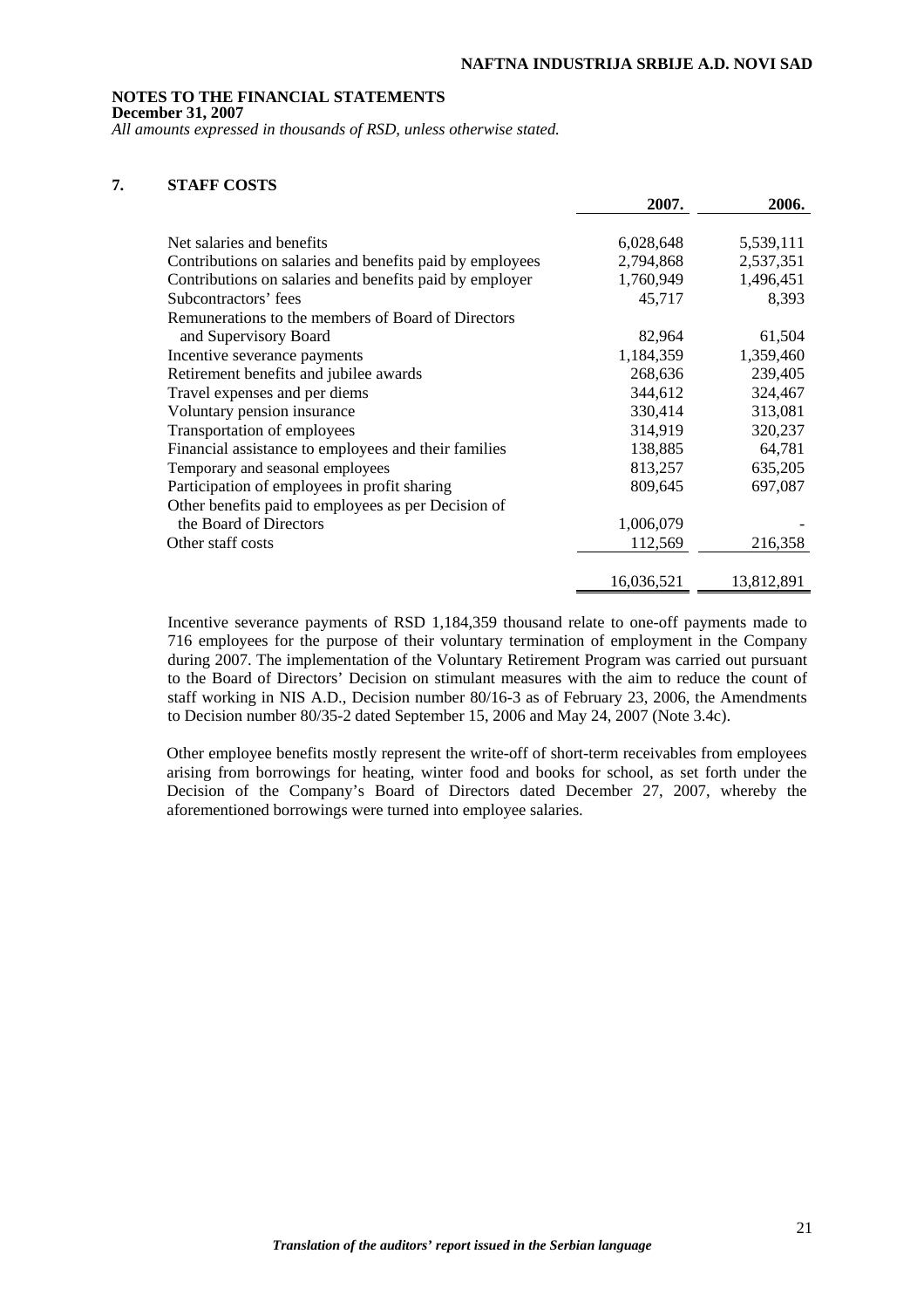**NOTES TO THE FINANCIAL STATEMENTS**
**December 31, 2007**
*All amounts expressed in thousands of RSD, unless otherwise stated.*

## 7. STAFF COSTS

| | 2007. | 2006. |
|---|---|---|
| Net salaries and benefits | 6,028,648 | 5,539,111 |
| Contributions on salaries and benefits paid by employees | 2,794,868 | 2,537,351 |
| Contributions on salaries and benefits paid by employer | 1,760,949 | 1,496,451 |
| Subcontractors' fees | 45,717 | 8,393 |
| Remunerations to the members of Board of Directors and Supervisory Board | 82,964 | 61,504 |
| Incentive severance payments | 1,184,359 | 1,359,460 |
| Retirement benefits and jubilee awards | 268,636 | 239,405 |
| Travel expenses and per diems | 344,612 | 324,467 |
| Voluntary pension insurance | 330,414 | 313,081 |
| Transportation of employees | 314,919 | 320,237 |
| Financial assistance to employees and their families | 138,885 | 64,781 |
| Temporary and seasonal employees | 813,257 | 635,205 |
| Participation of employees in profit sharing | 809,645 | 697,087 |
| Other benefits paid to employees as per Decision of the Board of Directors | 1,006,079 | - |
| Other staff costs | 112,569 | 216,358 |
| | 16,036,521 | 13,812,891 |

Incentive severance payments of RSD 1,184,359 thousand relate to one-off payments made to 716 employees for the purpose of their voluntary termination of employment in the Company during 2007. The implementation of the Voluntary Retirement Program was carried out pursuant to the Board of Directors' Decision on stimulant measures with the aim to reduce the count of staff working in NIS A.D., Decision number 80/16-3 as of February 23, 2006, the Amendments to Decision number 80/35-2 dated September 15, 2006 and May 24, 2007 (Note 3.4c).

Other employee benefits mostly represent the write-off of short-term receivables from employees arising from borrowings for heating, winter food and books for school, as set forth under the Decision of the Company's Board of Directors dated December 27, 2007, whereby the aforementioned borrowings were turned into employee salaries.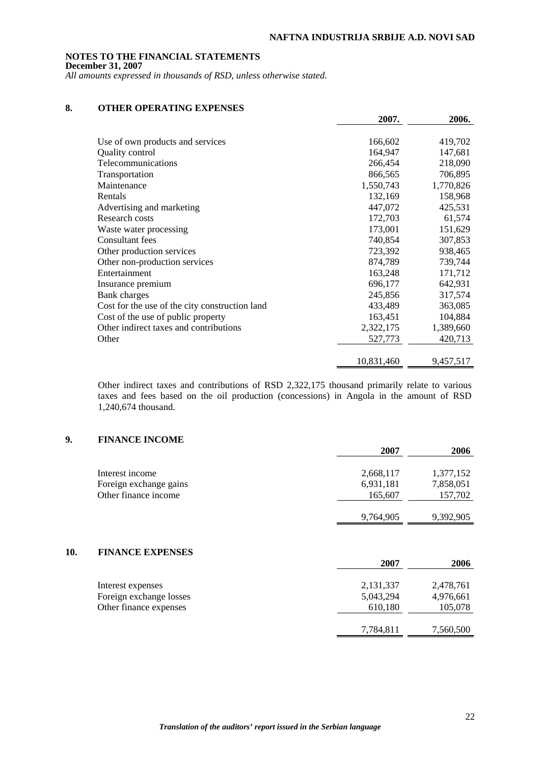**NOTES TO THE FINANCIAL STATEMENTS**
**December 31, 2007**
*All amounts expressed in thousands of RSD, unless otherwise stated.*

## 8. OTHER OPERATING EXPENSES

| | 2007. | 2006. |
|---|---|---|
| Use of own products and services | 166,602 | 419,702 |
| Quality control | 164,947 | 147,681 |
| Telecommunications | 266,454 | 218,090 |
| Transportation | 866,565 | 706,895 |
| Maintenance | 1,550,743 | 1,770,826 |
| Rentals | 132,169 | 158,968 |
| Advertising and marketing | 447,072 | 425,531 |
| Research costs | 172,703 | 61,574 |
| Waste water processing | 173,001 | 151,629 |
| Consultant fees | 740,854 | 307,853 |
| Other production services | 723,392 | 938,465 |
| Other non-production services | 874,789 | 739,744 |
| Entertainment | 163,248 | 171,712 |
| Insurance premium | 696,177 | 642,931 |
| Bank charges | 245,856 | 317,574 |
| Cost for the use of the city construction land | 433,489 | 363,085 |
| Cost of the use of public property | 163,451 | 104,884 |
| Other indirect taxes and contributions | 2,322,175 | 1,389,660 |
| Other | 527,773 | 420,713 |
| | 10,831,460 | 9,457,517 |

Other indirect taxes and contributions of RSD 2,322,175 thousand primarily relate to various taxes and fees based on the oil production (concessions) in Angola in the amount of RSD 1,240,674 thousand.

## 9. FINANCE INCOME

| | 2007 | 2006 |
|---|---|---|
| Interest income | 2,668,117 | 1,377,152 |
| Foreign exchange gains | 6,931,181 | 7,858,051 |
| Other finance income | 165,607 | 157,702 |
| | 9,764,905 | 9,392,905 |

## 10. FINANCE EXPENSES

| | 2007 | 2006 |
|---|---|---|
| Interest expenses | 2,131,337 | 2,478,761 |
| Foreign exchange losses | 5,043,294 | 4,976,661 |
| Other finance expenses | 610,180 | 105,078 |
| | 7,784,811 | 7,560,500 |

*Translation of the auditors' report issued in the Serbian language*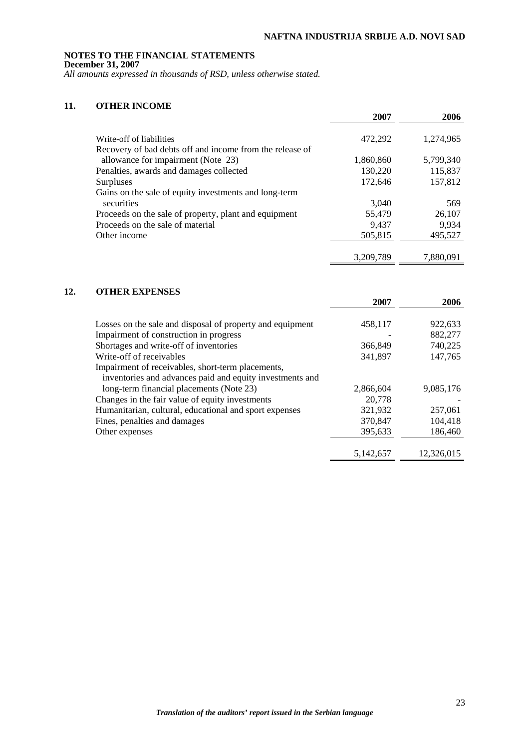**NOTES TO THE FINANCIAL STATEMENTS**
**December 31, 2007**
*All amounts expressed in thousands of RSD, unless otherwise stated.*

## 11. OTHER INCOME

| | 2007 | 2006 |
|---|---|---|
| Write-off of liabilities | 472,292 | 1,274,965 |
| Recovery of bad debts off and income from the release of allowance for impairment (Note 23) | 1,860,860 | 5,799,340 |
| Penalties, awards and damages collected | 130,220 | 115,837 |
| Surpluses | 172,646 | 157,812 |
| Gains on the sale of equity investments and long-term securities | 3,040 | 569 |
| Proceeds on the sale of property, plant and equipment | 55,479 | 26,107 |
| Proceeds on the sale of material | 9,437 | 9,934 |
| Other income | 505,815 | 495,527 |
| | 3,209,789 | 7,880,091 |

## 12. OTHER EXPENSES

| | 2007 | 2006 |
|---|---|---|
| Losses on the sale and disposal of property and equipment | 458,117 | 922,633 |
| Impairment of construction in progress | - | 882,277 |
| Shortages and write-off of inventories | 366,849 | 740,225 |
| Write-off of receivables | 341,897 | 147,765 |
| Impairment of receivables, short-term placements, inventories and advances paid and equity investments and long-term financial placements (Note 23) | 2,866,604 | 9,085,176 |
| Changes in the fair value of equity investments | 20,778 | - |
| Humanitarian, cultural, educational and sport expenses | 321,932 | 257,061 |
| Fines, penalties and damages | 370,847 | 104,418 |
| Other expenses | 395,633 | 186,460 |
| | 5,142,657 | 12,326,015 |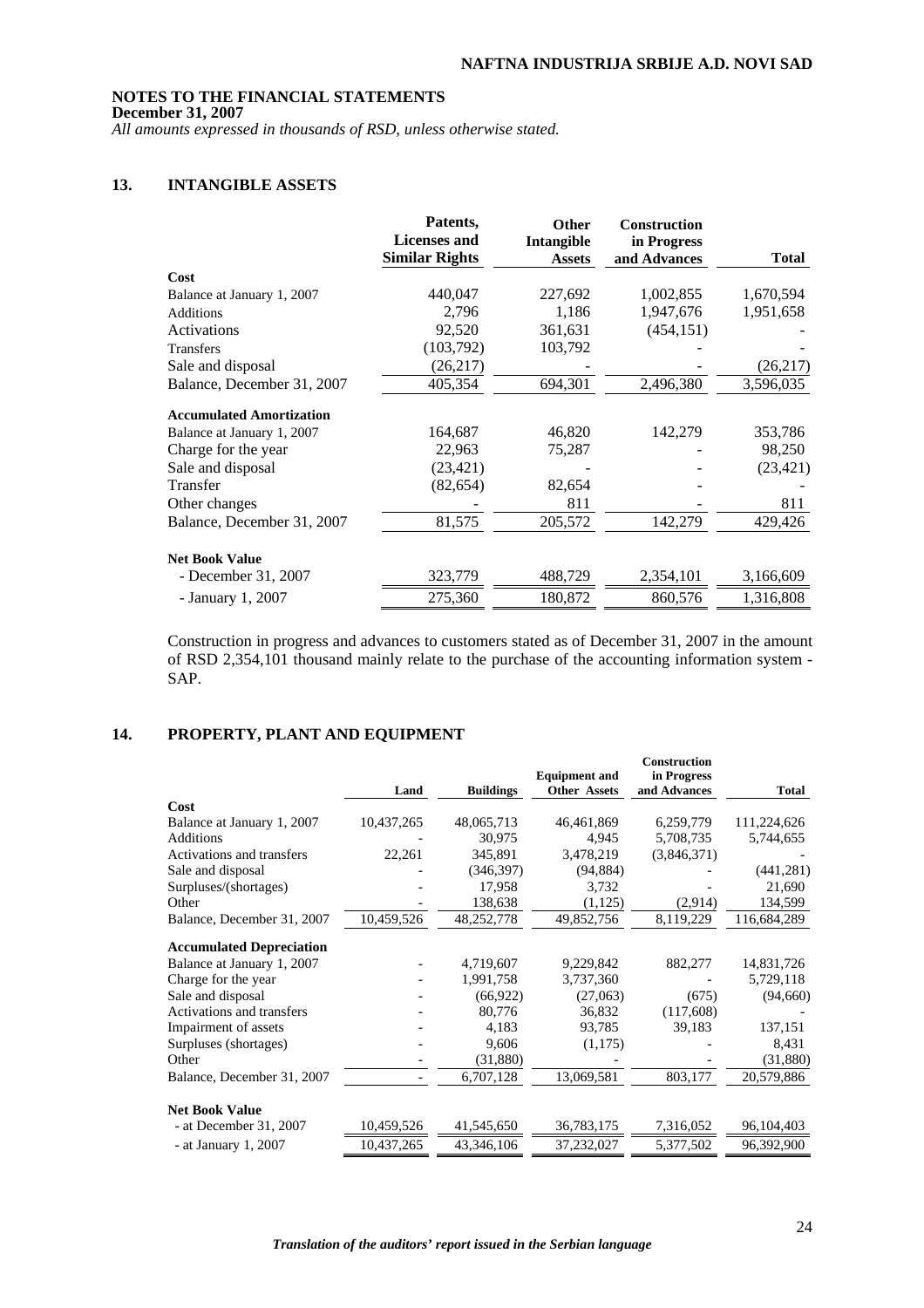## NOTES TO THE FINANCIAL STATEMENTS
**December 31, 2007**
*All amounts expressed in thousands of RSD, unless otherwise stated.*

## 13. INTANGIBLE ASSETS

| | Patents, Licenses and Similar Rights | Other Intangible Assets | Construction in Progress and Advances | Total |
|---|---|---|---|---|
| **Cost** | | | | |
| Balance at January 1, 2007 | 440,047 | 227,692 | 1,002,855 | 1,670,594 |
| Additions | 2,796 | 1,186 | 1,947,676 | 1,951,658 |
| Activations | 92,520 | 361,631 | (454,151) | - |
| Transfers | (103,792) | 103,792 | | - |
| Sale and disposal | (26,217) | - | - | (26,217) |
| Balance, December 31, 2007 | 405,354 | 694,301 | 2,496,380 | 3,596,035 |
| **Accumulated Amortization** | | | | |
| Balance at January 1, 2007 | 164,687 | 46,820 | 142,279 | 353,786 |
| Charge for the year | 22,963 | 75,287 | - | 98,250 |
| Sale and disposal | (23,421) | - | - | (23,421) |
| Transfer | (82,654) | 82,654 | - | - |
| Other changes | - | 811 | - | 811 |
| Balance, December 31, 2007 | 81,575 | 205,572 | 142,279 | 429,426 |
| **Net Book Value** | | | | |
| - December 31, 2007 | 323,779 | 488,729 | 2,354,101 | 3,166,609 |
| - January 1, 2007 | 275,360 | 180,872 | 860,576 | 1,316,808 |

Construction in progress and advances to customers stated as of December 31, 2007 in the amount of RSD 2,354,101 thousand mainly relate to the purchase of the accounting information system - SAP.

## 14. PROPERTY, PLANT AND EQUIPMENT

| | Land | Buildings | Equipment and Other Assets | Construction in Progress and Advances | Total |
|---|---|---|---|---|---|
| **Cost** | | | | | |
| Balance at January 1, 2007 | 10,437,265 | 48,065,713 | 46,461,869 | 6,259,779 | 111,224,626 |
| Additions | - | 30,975 | 4,945 | 5,708,735 | 5,744,655 |
| Activations and transfers | 22,261 | 345,891 | 3,478,219 | (3,846,371) | - |
| Sale and disposal | - | (346,397) | (94,884) | - | (441,281) |
| Surpluses/(shortages) | - | 17,958 | 3,732 | - | 21,690 |
| Other | - | 138,638 | (1,125) | (2,914) | 134,599 |
| Balance, December 31, 2007 | 10,459,526 | 48,252,778 | 49,852,756 | 8,119,229 | 116,684,289 |
| **Accumulated Depreciation** | | | | | |
| Balance at January 1, 2007 | - | 4,719,607 | 9,229,842 | 882,277 | 14,831,726 |
| Charge for the year | - | 1,991,758 | 3,737,360 | - | 5,729,118 |
| Sale and disposal | - | (66,922) | (27,063) | (675) | (94,660) |
| Activations and transfers | - | 80,776 | 36,832 | (117,608) | - |
| Impairment of assets | - | 4,183 | 93,785 | 39,183 | 137,151 |
| Surpluses (shortages) | - | 9,606 | (1,175) | - | 8,431 |
| Other | - | (31,880) | - | - | (31,880) |
| Balance, December 31, 2007 | - | 6,707,128 | 13,069,581 | 803,177 | 20,579,886 |
| **Net Book Value** | | | | | |
| - at December 31, 2007 | 10,459,526 | 41,545,650 | 36,783,175 | 7,316,052 | 96,104,403 |
| - at January 1, 2007 | 10,437,265 | 43,346,106 | 37,232,027 | 5,377,502 | 96,392,900 |

*Translation of the auditors' report issued in the Serbian language*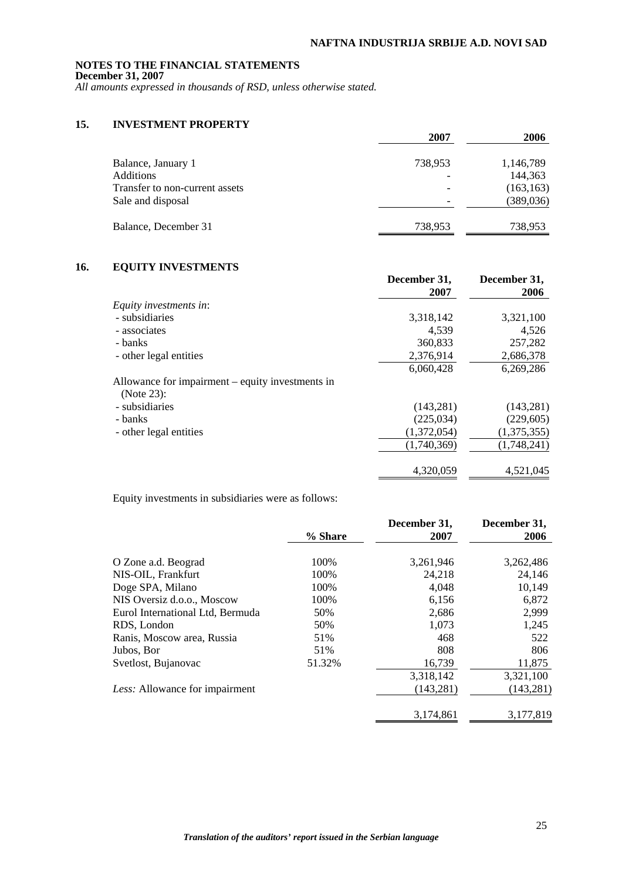**NOTES TO THE FINANCIAL STATEMENTS**
**December 31, 2007**
*All amounts expressed in thousands of RSD, unless otherwise stated.*

## 15. INVESTMENT PROPERTY

| | 2007 | 2006 |
|---|---|---|
| Balance, January 1 | 738,953 | 1,146,789 |
| Additions | - | 144,363 |
| Transfer to non-current assets | - | (163,163) |
| Sale and disposal | - | (389,036) |
| Balance, December 31 | 738,953 | 738,953 |

## 16. EQUITY INVESTMENTS

| | December 31, 2007 | December 31, 2006 |
|---|---|---|
| *Equity investments in*: | | |
| - subsidiaries | 3,318,142 | 3,321,100 |
| - associates | 4,539 | 4,526 |
| - banks | 360,833 | 257,282 |
| - other legal entities | 2,376,914 | 2,686,378 |
| | 6,060,428 | 6,269,286 |
| Allowance for impairment – equity investments in (Note 23): | | |
| - subsidiaries | (143,281) | (143,281) |
| - banks | (225,034) | (229,605) |
| - other legal entities | (1,372,054) | (1,375,355) |
| | (1,740,369) | (1,748,241) |
| | 4,320,059 | 4,521,045 |

Equity investments in subsidiaries were as follows:

| | % Share | December 31, 2007 | December 31, 2006 |
|---|---|---|---|
| O Zone a.d. Beograd | 100% | 3,261,946 | 3,262,486 |
| NIS-OIL, Frankfurt | 100% | 24,218 | 24,146 |
| Doge SPA, Milano | 100% | 4,048 | 10,149 |
| NIS Oversiz d.o.o., Moscow | 100% | 6,156 | 6,872 |
| Eurol International Ltd, Bermuda | 50% | 2,686 | 2,999 |
| RDS, London | 50% | 1,073 | 1,245 |
| Ranis, Moscow area, Russia | 51% | 468 | 522 |
| Jubos, Bor | 51% | 808 | 806 |
| Svetlost, Bujanovac | 51.32% | 16,739 | 11,875 |
| | | 3,318,142 | 3,321,100 |
| *Less:* Allowance for impairment | | (143,281) | (143,281) |
| | | 3,174,861 | 3,177,819 |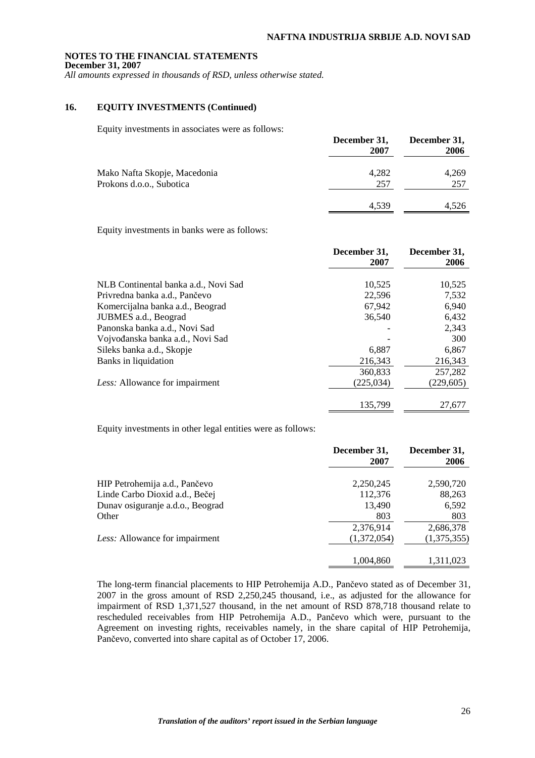**NOTES TO THE FINANCIAL STATEMENTS**
**December 31, 2007**
*All amounts expressed in thousands of RSD, unless otherwise stated.*

## 16. EQUITY INVESTMENTS (Continued)

Equity investments in associates were as follows:

| | December 31, 2007 | December 31, 2006 |
|---|---|---|
| Mako Nafta Skopje, Macedonia | 4,282 | 4,269 |
| Prokons d.o.o., Subotica | 257 | 257 |
| | 4,539 | 4,526 |

Equity investments in banks were as follows:

| | December 31, 2007 | December 31, 2006 |
|---|---|---|
| NLB Continental banka a.d., Novi Sad | 10,525 | 10,525 |
| Privredna banka a.d., Pančevo | 22,596 | 7,532 |
| Komercijalna banka a.d., Beograd | 67,942 | 6,940 |
| JUBMES a.d., Beograd | 36,540 | 6,432 |
| Panonska banka a.d., Novi Sad | - | 2,343 |
| Vojvođanska banka a.d., Novi Sad | - | 300 |
| Sileks banka a.d., Skopje | 6,887 | 6,867 |
| Banks in liquidation | 216,343 | 216,343 |
| | 360,833 | 257,282 |
| *Less:* Allowance for impairment | (225,034) | (229,605) |
| | 135,799 | 27,677 |

Equity investments in other legal entities were as follows:

| | December 31, 2007 | December 31, 2006 |
|---|---|---|
| HIP Petrohemija a.d., Pančevo | 2,250,245 | 2,590,720 |
| Linde Carbo Dioxid a.d., Bečej | 112,376 | 88,263 |
| Dunav osiguranje a.d.o., Beograd | 13,490 | 6,592 |
| Other | 803 | 803 |
| | 2,376,914 | 2,686,378 |
| *Less:* Allowance for impairment | (1,372,054) | (1,375,355) |
| | 1,004,860 | 1,311,023 |

The long-term financial placements to HIP Petrohemija A.D., Pančevo stated as of December 31, 2007 in the gross amount of RSD 2,250,245 thousand, i.e., as adjusted for the allowance for impairment of RSD 1,371,527 thousand, in the net amount of RSD 878,718 thousand relate to rescheduled receivables from HIP Petrohemija A.D., Pančevo which were, pursuant to the Agreement on investing rights, receivables namely, in the share capital of HIP Petrohemija, Pančevo, converted into share capital as of October 17, 2006.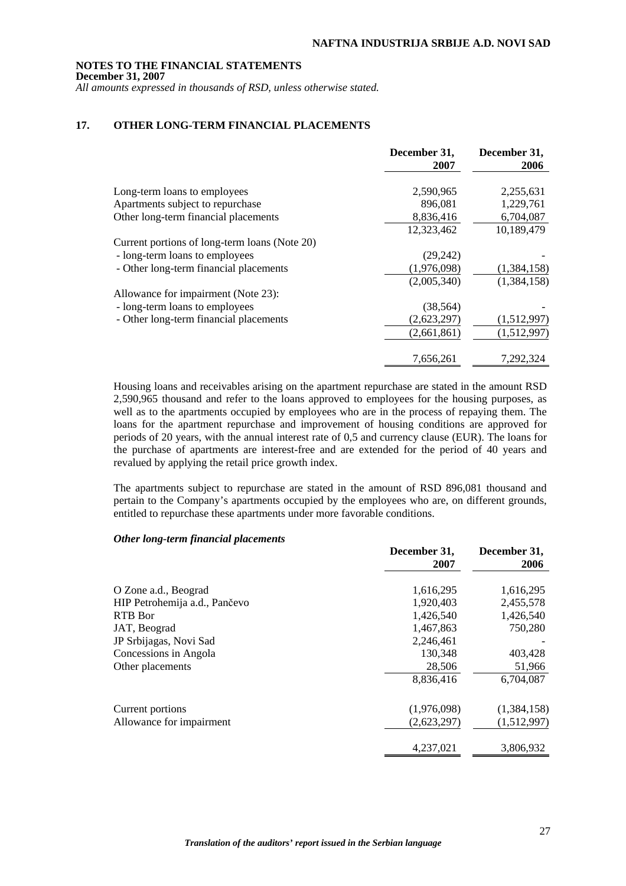**NOTES TO THE FINANCIAL STATEMENTS**
**December 31, 2007**
*All amounts expressed in thousands of RSD, unless otherwise stated.*

## 17. OTHER LONG-TERM FINANCIAL PLACEMENTS

| | December 31, 2007 | December 31, 2006 |
|---|---|---|
| Long-term loans to employees | 2,590,965 | 2,255,631 |
| Apartments subject to repurchase | 896,081 | 1,229,761 |
| Other long-term financial placements | 8,836,416 | 6,704,087 |
| | 12,323,462 | 10,189,479 |
| Current portions of long-term loans (Note 20) | | |
| - long-term loans to employees | (29,242) | - |
| - Other long-term financial placements | (1,976,098) | (1,384,158) |
| | (2,005,340) | (1,384,158) |
| Allowance for impairment (Note 23): | | |
| - long-term loans to employees | (38,564) | - |
| - Other long-term financial placements | (2,623,297) | (1,512,997) |
| | (2,661,861) | (1,512,997) |
| | 7,656,261 | 7,292,324 |

Housing loans and receivables arising on the apartment repurchase are stated in the amount RSD 2,590,965 thousand and refer to the loans approved to employees for the housing purposes, as well as to the apartments occupied by employees who are in the process of repaying them. The loans for the apartment repurchase and improvement of housing conditions are approved for periods of 20 years, with the annual interest rate of 0,5 and currency clause (EUR). The loans for the purchase of apartments are interest-free and are extended for the period of 40 years and revalued by applying the retail price growth index.

The apartments subject to repurchase are stated in the amount of RSD 896,081 thousand and pertain to the Company's apartments occupied by the employees who are, on different grounds, entitled to repurchase these apartments under more favorable conditions.

***Other long-term financial placements***

| | December 31, 2007 | December 31, 2006 |
|---|---|---|
| O Zone a.d., Beograd | 1,616,295 | 1,616,295 |
| HIP Petrohemija a.d., Pančevo | 1,920,403 | 2,455,578 |
| RTB Bor | 1,426,540 | 1,426,540 |
| JAT, Beograd | 1,467,863 | 750,280 |
| JP Srbijagas, Novi Sad | 2,246,461 | - |
| Concessions in Angola | 130,348 | 403,428 |
| Other placements | 28,506 | 51,966 |
| | 8,836,416 | 6,704,087 |
| Current portions | (1,976,098) | (1,384,158) |
| Allowance for impairment | (2,623,297) | (1,512,997) |
| | 4,237,021 | 3,806,932 |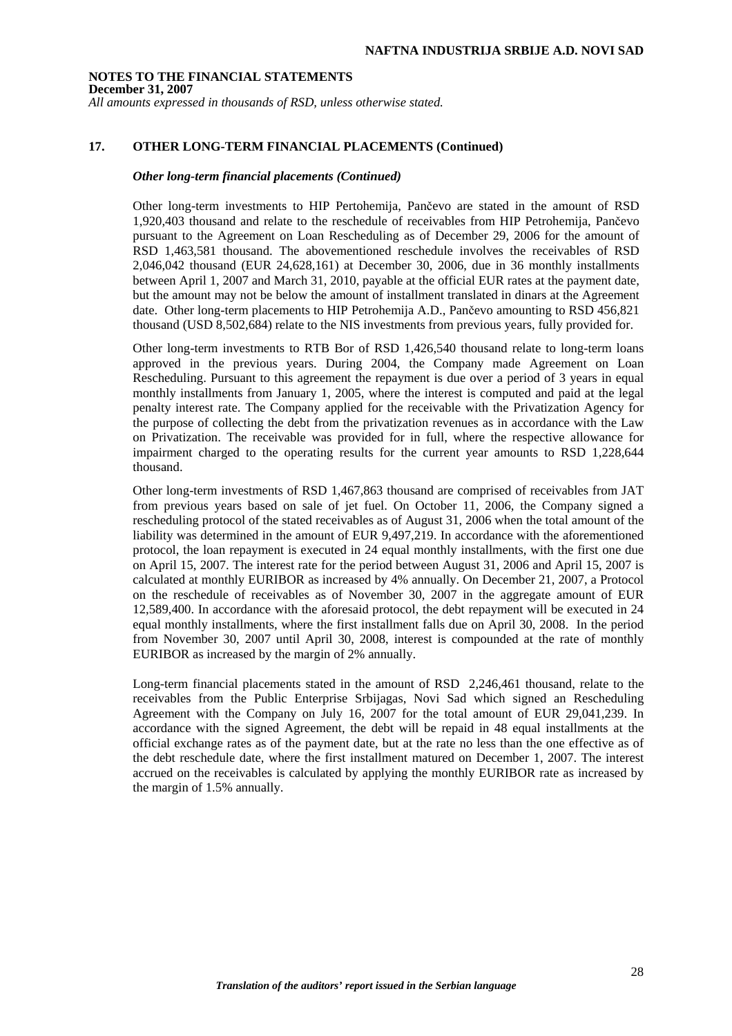**NOTES TO THE FINANCIAL STATEMENTS**
**December 31, 2007**
*All amounts expressed in thousands of RSD, unless otherwise stated.*

## 17. OTHER LONG-TERM FINANCIAL PLACEMENTS (Continued)

### *Other long-term financial placements (Continued)*

Other long-term investments to HIP Pertohemija, Pančevo are stated in the amount of RSD 1,920,403 thousand and relate to the reschedule of receivables from HIP Petrohemija, Pančevo pursuant to the Agreement on Loan Rescheduling as of December 29, 2006 for the amount of RSD 1,463,581 thousand. The abovementioned reschedule involves the receivables of RSD 2,046,042 thousand (EUR 24,628,161) at December 30, 2006, due in 36 monthly installments between April 1, 2007 and March 31, 2010, payable at the official EUR rates at the payment date, but the amount may not be below the amount of installment translated in dinars at the Agreement date. Other long-term placements to HIP Petrohemija A.D., Pančevo amounting to RSD 456,821 thousand (USD 8,502,684) relate to the NIS investments from previous years, fully provided for.

Other long-term investments to RTB Bor of RSD 1,426,540 thousand relate to long-term loans approved in the previous years. During 2004, the Company made Agreement on Loan Rescheduling. Pursuant to this agreement the repayment is due over a period of 3 years in equal monthly installments from January 1, 2005, where the interest is computed and paid at the legal penalty interest rate. The Company applied for the receivable with the Privatization Agency for the purpose of collecting the debt from the privatization revenues as in accordance with the Law on Privatization. The receivable was provided for in full, where the respective allowance for impairment charged to the operating results for the current year amounts to RSD 1,228,644 thousand.

Other long-term investments of RSD 1,467,863 thousand are comprised of receivables from JAT from previous years based on sale of jet fuel. On October 11, 2006, the Company signed a rescheduling protocol of the stated receivables as of August 31, 2006 when the total amount of the liability was determined in the amount of EUR 9,497,219. In accordance with the aforementioned protocol, the loan repayment is executed in 24 equal monthly installments, with the first one due on April 15, 2007. The interest rate for the period between August 31, 2006 and April 15, 2007 is calculated at monthly EURIBOR as increased by 4% annually. On December 21, 2007, a Protocol on the reschedule of receivables as of November 30, 2007 in the aggregate amount of EUR 12,589,400. In accordance with the aforesaid protocol, the debt repayment will be executed in 24 equal monthly installments, where the first installment falls due on April 30, 2008. In the period from November 30, 2007 until April 30, 2008, interest is compounded at the rate of monthly EURIBOR as increased by the margin of 2% annually.

Long-term financial placements stated in the amount of RSD 2,246,461 thousand, relate to the receivables from the Public Enterprise Srbijagas, Novi Sad which signed an Rescheduling Agreement with the Company on July 16, 2007 for the total amount of EUR 29,041,239. In accordance with the signed Agreement, the debt will be repaid in 48 equal installments at the official exchange rates as of the payment date, but at the rate no less than the one effective as of the debt reschedule date, where the first installment matured on December 1, 2007. The interest accrued on the receivables is calculated by applying the monthly EURIBOR rate as increased by the margin of 1.5% annually.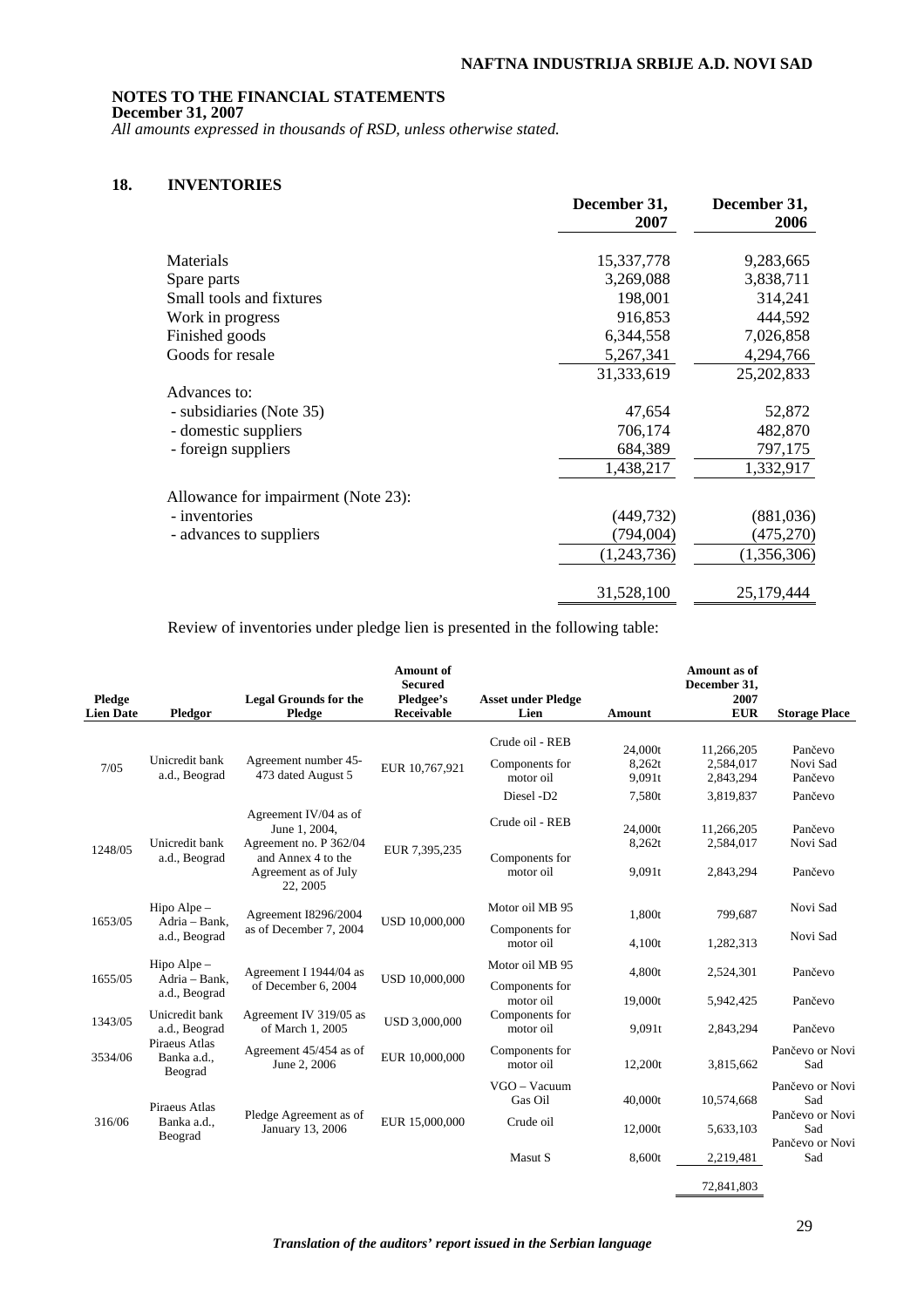**NOTES TO THE FINANCIAL STATEMENTS**
**December 31, 2007**
*All amounts expressed in thousands of RSD, unless otherwise stated.*

## 18. INVENTORIES

| | December 31, 2007 | December 31, 2006 |
|---|---|---|
| Materials | 15,337,778 | 9,283,665 |
| Spare parts | 3,269,088 | 3,838,711 |
| Small tools and fixtures | 198,001 | 314,241 |
| Work in progress | 916,853 | 444,592 |
| Finished goods | 6,344,558 | 7,026,858 |
| Goods for resale | 5,267,341 | 4,294,766 |
| | 31,333,619 | 25,202,833 |
| Advances to: | | |
| - subsidiaries (Note 35) | 47,654 | 52,872 |
| - domestic suppliers | 706,174 | 482,870 |
| - foreign suppliers | 684,389 | 797,175 |
| | 1,438,217 | 1,332,917 |
| Allowance for impairment (Note 23): | | |
| - inventories | (449,732) | (881,036) |
| - advances to suppliers | (794,004) | (475,270) |
| | (1,243,736) | (1,356,306) |
| | 31,528,100 | 25,179,444 |

Review of inventories under pledge lien is presented in the following table:

| Pledge Lien Date | Pledgor | Legal Grounds for the Pledge | Amount of Secured Pledgee's Receivable | Asset under Pledge Lien | Amount | Amount as of December 31, 2007 EUR | Storage Place |
|---|---|---|---|---|---|---|---|
| 7/05 | Unicredit bank a.d., Beograd | Agreement number 45-473 dated August 5 | EUR 10,767,921 | Crude oil - REB | 24,000t | 11,266,205 | Pančevo |
| | | | | Components for motor oil | 8,262t | 2,584,017 | Novi Sad |
| | | | | | 9,091t | 2,843,294 | Pančevo |
| | | | | Diesel -D2 | 7,580t | 3,819,837 | Pančevo |
| 1248/05 | Unicredit bank a.d., Beograd | Agreement IV/04 as of June 1, 2004, Agreement no. P 362/04 and Annex 4 to the Agreement as of July 22, 2005 | EUR 7,395,235 | Crude oil - REB | 24,000t | 11,266,205 | Pančevo |
| | | | | | 8,262t | 2,584,017 | Novi Sad |
| | | | | Components for motor oil | 9,091t | 2,843,294 | Pančevo |
| 1653/05 | Hipo Alpe – Adria – Bank, a.d., Beograd | Agreement I8296/2004 as of December 7, 2004 | USD 10,000,000 | Motor oil MB 95 | 1,800t | 799,687 | Novi Sad |
| | | | | Components for motor oil | 4,100t | 1,282,313 | Novi Sad |
| 1655/05 | Hipo Alpe – Adria – Bank, a.d., Beograd | Agreement I 1944/04 as of December 6, 2004 | USD 10,000,000 | Motor oil MB 95 | 4,800t | 2,524,301 | Pančevo |
| | | | | Components for motor oil | 19,000t | 5,942,425 | Pančevo |
| 1343/05 | Unicredit bank a.d., Beograd | Agreement IV 319/05 as of March 1, 2005 | USD 3,000,000 | Components for motor oil | 9,091t | 2,843,294 | Pančevo |
| 3534/06 | Piraeus Atlas Banka a.d., Beograd | Agreement 45/454 as of June 2, 2006 | EUR 10,000,000 | Components for motor oil | 12,200t | 3,815,662 | Pančevo or Novi Sad |
| 316/06 | Piraeus Atlas Banka a.d., Beograd | Pledge Agreement as of January 13, 2006 | EUR 15,000,000 | VGO – Vacuum Gas Oil | 40,000t | 10,574,668 | Pančevo or Novi Sad |
| | | | | Crude oil | 12,000t | 5,633,103 | Pančevo or Novi Sad |
| | | | | Masut S | 8,600t | 2,219,481 | Pančevo or Novi Sad |
| | | | | | | 72,841,803 | |

*Translation of the auditors' report issued in the Serbian language*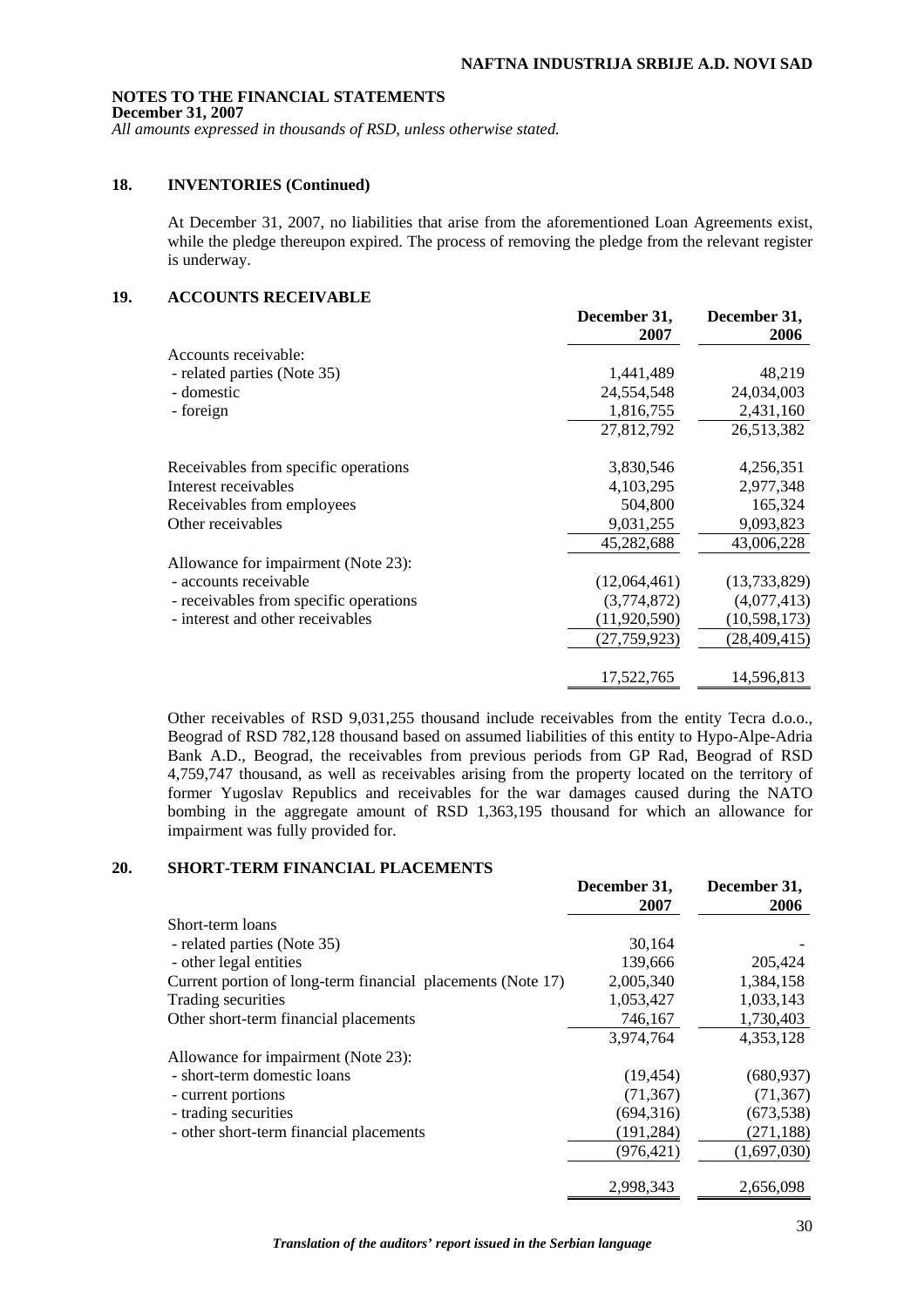**NOTES TO THE FINANCIAL STATEMENTS**
**December 31, 2007**
*All amounts expressed in thousands of RSD, unless otherwise stated.*

## 18. INVENTORIES (Continued)

At December 31, 2007, no liabilities that arise from the aforementioned Loan Agreements exist, while the pledge thereupon expired. The process of removing the pledge from the relevant register is underway.

## 19. ACCOUNTS RECEIVABLE

| | December 31, 2007 | December 31, 2006 |
|---|---|---|
| Accounts receivable: | | |
| - related parties (Note 35) | 1,441,489 | 48,219 |
| - domestic | 24,554,548 | 24,034,003 |
| - foreign | 1,816,755 | 2,431,160 |
| | 27,812,792 | 26,513,382 |
| Receivables from specific operations | 3,830,546 | 4,256,351 |
| Interest receivables | 4,103,295 | 2,977,348 |
| Receivables from employees | 504,800 | 165,324 |
| Other receivables | 9,031,255 | 9,093,823 |
| | 45,282,688 | 43,006,228 |
| Allowance for impairment (Note 23): | | |
| - accounts receivable | (12,064,461) | (13,733,829) |
| - receivables from specific operations | (3,774,872) | (4,077,413) |
| - interest and other receivables | (11,920,590) | (10,598,173) |
| | (27,759,923) | (28,409,415) |
| | 17,522,765 | 14,596,813 |

Other receivables of RSD 9,031,255 thousand include receivables from the entity Tecra d.o.o., Beograd of RSD 782,128 thousand based on assumed liabilities of this entity to Hypo-Alpe-Adria Bank A.D., Beograd, the receivables from previous periods from GP Rad, Beograd of RSD 4,759,747 thousand, as well as receivables arising from the property located on the territory of former Yugoslav Republics and receivables for the war damages caused during the NATO bombing in the aggregate amount of RSD 1,363,195 thousand for which an allowance for impairment was fully provided for.

## 20. SHORT-TERM FINANCIAL PLACEMENTS

| | December 31, 2007 | December 31, 2006 |
|---|---|---|
| Short-term loans | | |
| - related parties (Note 35) | 30,164 | - |
| - other legal entities | 139,666 | 205,424 |
| Current portion of long-term financial placements (Note 17) | 2,005,340 | 1,384,158 |
| Trading securities | 1,053,427 | 1,033,143 |
| Other short-term financial placements | 746,167 | 1,730,403 |
| | 3,974,764 | 4,353,128 |
| Allowance for impairment (Note 23): | | |
| - short-term domestic loans | (19,454) | (680,937) |
| - current portions | (71,367) | (71,367) |
| - trading securities | (694,316) | (673,538) |
| - other short-term financial placements | (191,284) | (271,188) |
| | (976,421) | (1,697,030) |
| | 2,998,343 | 2,656,098 |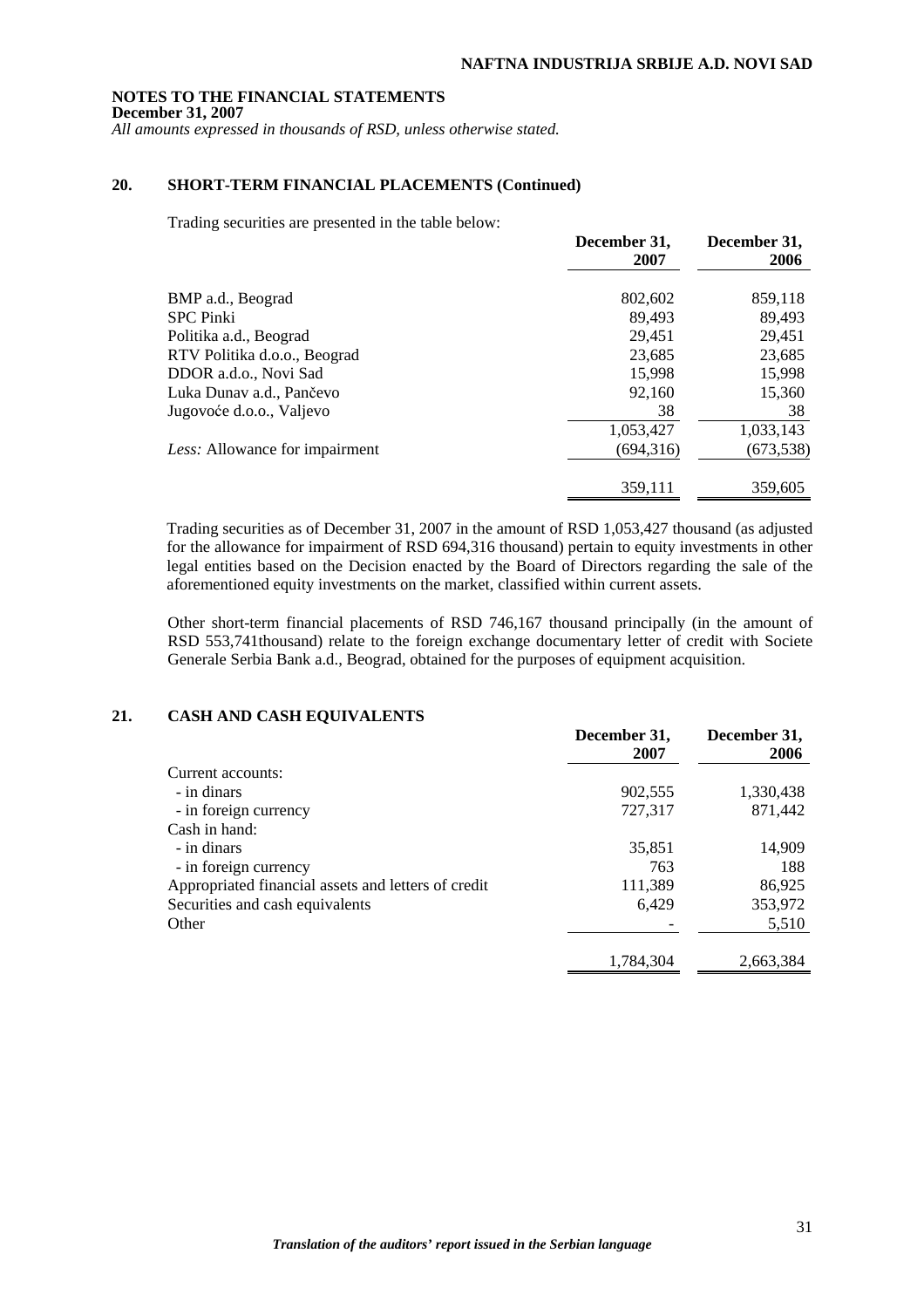**NOTES TO THE FINANCIAL STATEMENTS**
**December 31, 2007**
*All amounts expressed in thousands of RSD, unless otherwise stated.*

## 20. SHORT-TERM FINANCIAL PLACEMENTS (Continued)

Trading securities are presented in the table below:

| | December 31, 2007 | December 31, 2006 |
|---|---|---|
| BMP a.d., Beograd | 802,602 | 859,118 |
| SPC Pinki | 89,493 | 89,493 |
| Politika a.d., Beograd | 29,451 | 29,451 |
| RTV Politika d.o.o., Beograd | 23,685 | 23,685 |
| DDOR a.d.o., Novi Sad | 15,998 | 15,998 |
| Luka Dunav a.d., Pančevo | 92,160 | 15,360 |
| Jugovoće d.o.o., Valjevo | 38 | 38 |
| | 1,053,427 | 1,033,143 |
| *Less:* Allowance for impairment | (694,316) | (673,538) |
| | 359,111 | 359,605 |

Trading securities as of December 31, 2007 in the amount of RSD 1,053,427 thousand (as adjusted for the allowance for impairment of RSD 694,316 thousand) pertain to equity investments in other legal entities based on the Decision enacted by the Board of Directors regarding the sale of the aforementioned equity investments on the market, classified within current assets.

Other short-term financial placements of RSD 746,167 thousand principally (in the amount of RSD 553,741thousand) relate to the foreign exchange documentary letter of credit with Societe Generale Serbia Bank a.d., Beograd, obtained for the purposes of equipment acquisition.

## 21. CASH AND CASH EQUIVALENTS

| | December 31, 2007 | December 31, 2006 |
|---|---|---|
| Current accounts: | | |
| - in dinars | 902,555 | 1,330,438 |
| - in foreign currency | 727,317 | 871,442 |
| Cash in hand: | | |
| - in dinars | 35,851 | 14,909 |
| - in foreign currency | 763 | 188 |
| Appropriated financial assets and letters of credit | 111,389 | 86,925 |
| Securities and cash equivalents | 6,429 | 353,972 |
| Other | - | 5,510 |
| | 1,784,304 | 2,663,384 |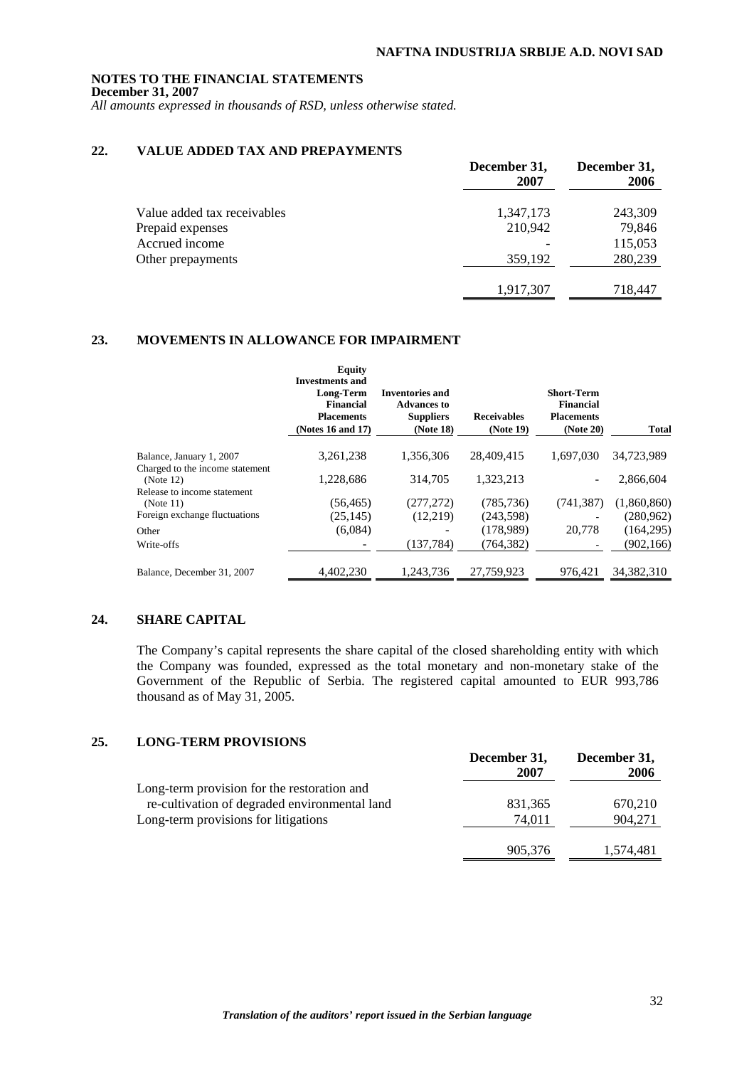**NOTES TO THE FINANCIAL STATEMENTS**
**December 31, 2007**
*All amounts expressed in thousands of RSD, unless otherwise stated.*

## 22. VALUE ADDED TAX AND PREPAYMENTS

| | December 31, 2007 | December 31, 2006 |
|---|---|---|
| Value added tax receivables | 1,347,173 | 243,309 |
| Prepaid expenses | 210,942 | 79,846 |
| Accrued income | - | 115,053 |
| Other prepayments | 359,192 | 280,239 |
| | 1,917,307 | 718,447 |

## 23. MOVEMENTS IN ALLOWANCE FOR IMPAIRMENT

| | Equity Investments and Long-Term Financial Placements (Notes 16 and 17) | Inventories and Advances to Suppliers (Note 18) | Receivables (Note 19) | Short-Term Financial Placements (Note 20) | Total |
|---|---|---|---|---|---|
| Balance, January 1, 2007 | 3,261,238 | 1,356,306 | 28,409,415 | 1,697,030 | 34,723,989 |
| Charged to the income statement (Note 12) | 1,228,686 | 314,705 | 1,323,213 | - | 2,866,604 |
| Release to income statement (Note 11) | (56,465) | (277,272) | (785,736) | (741,387) | (1,860,860) |
| Foreign exchange fluctuations | (25,145) | (12,219) | (243,598) | - | (280,962) |
| Other | (6,084) | - | (178,989) | 20,778 | (164,295) |
| Write-offs | - | (137,784) | (764,382) | - | (902,166) |
| Balance, December 31, 2007 | 4,402,230 | 1,243,736 | 27,759,923 | 976,421 | 34,382,310 |

## 24. SHARE CAPITAL

The Company's capital represents the share capital of the closed shareholding entity with which the Company was founded, expressed as the total monetary and non-monetary stake of the Government of the Republic of Serbia. The registered capital amounted to EUR 993,786 thousand as of May 31, 2005.

## 25. LONG-TERM PROVISIONS

| | December 31, 2007 | December 31, 2006 |
|---|---|---|
| Long-term provision for the restoration and re-cultivation of degraded environmental land | 831,365 | 670,210 |
| Long-term provisions for litigations | 74,011 | 904,271 |
| | 905,376 | 1,574,481 |

*Translation of the auditors' report issued in the Serbian language*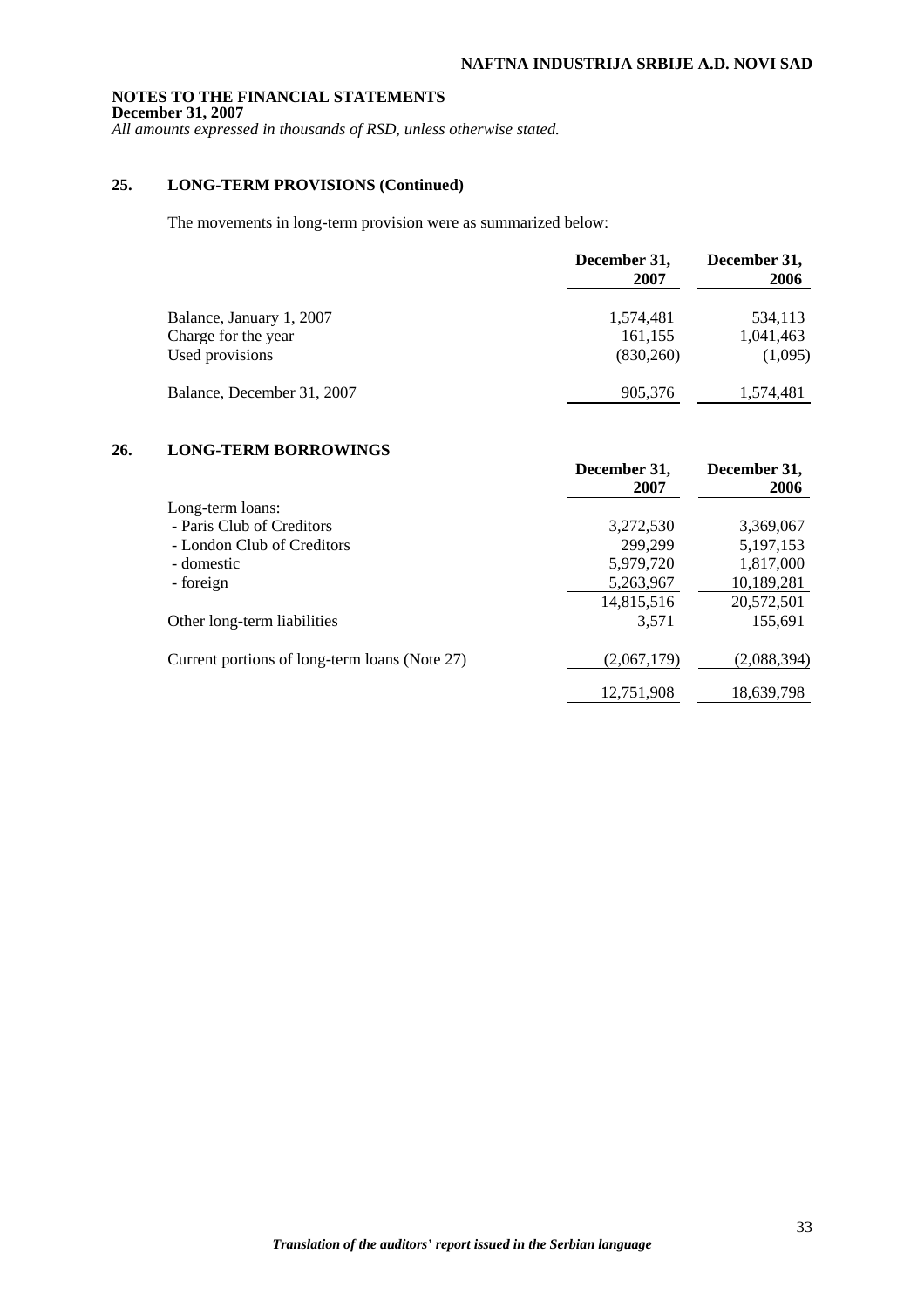**NOTES TO THE FINANCIAL STATEMENTS**
**December 31, 2007**
*All amounts expressed in thousands of RSD, unless otherwise stated.*

## 25. LONG-TERM PROVISIONS (Continued)

The movements in long-term provision were as summarized below:

| | December 31, 2007 | December 31, 2006 |
|---|---|---|
| Balance, January 1, 2007 | 1,574,481 | 534,113 |
| Charge for the year | 161,155 | 1,041,463 |
| Used provisions | (830,260) | (1,095) |
| Balance, December 31, 2007 | 905,376 | 1,574,481 |

## 26. LONG-TERM BORROWINGS

| | December 31, 2007 | December 31, 2006 |
|---|---|---|
| Long-term loans: | | |
| - Paris Club of Creditors | 3,272,530 | 3,369,067 |
| - London Club of Creditors | 299,299 | 5,197,153 |
| - domestic | 5,979,720 | 1,817,000 |
| - foreign | 5,263,967 | 10,189,281 |
| | 14,815,516 | 20,572,501 |
| Other long-term liabilities | 3,571 | 155,691 |
| Current portions of long-term loans (Note 27) | (2,067,179) | (2,088,394) |
| | 12,751,908 | 18,639,798 |

*Translation of the auditors' report issued in the Serbian language*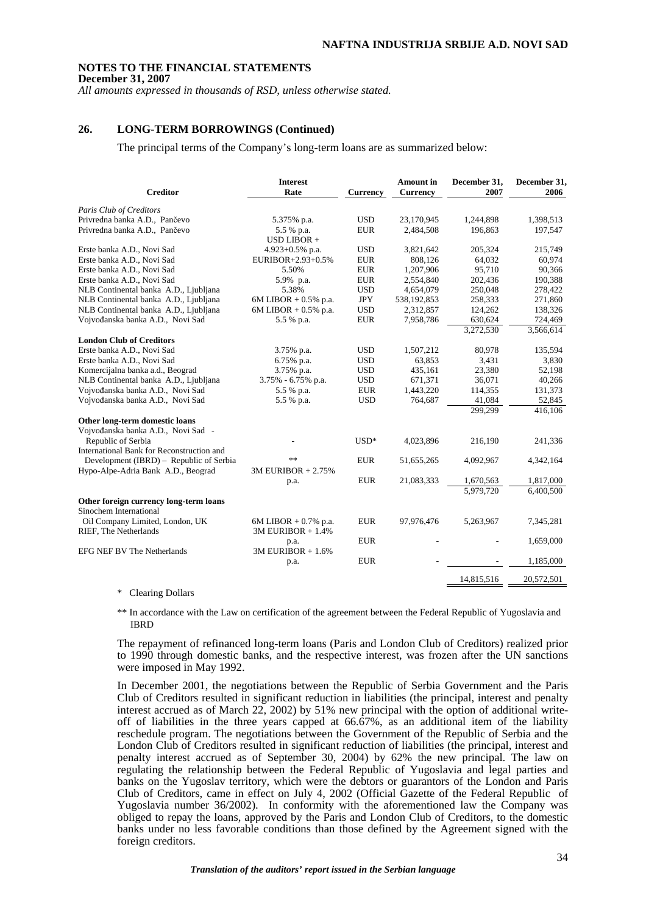**NOTES TO THE FINANCIAL STATEMENTS**
**December 31, 2007**
*All amounts expressed in thousands of RSD, unless otherwise stated.*

## 26. LONG-TERM BORROWINGS (Continued)

The principal terms of the Company's long-term loans are as summarized below:

| Creditor | Interest Rate | Currency | Amount in Currency | December 31, 2007 | December 31, 2006 |
|---|---|---|---|---|---|
| *Paris Club of Creditors* | | | | | |
| Privredna banka A.D., Pančevo | 5.375% p.a. | USD | 23,170,945 | 1,244,898 | 1,398,513 |
| Privredna banka A.D., Pančevo | 5.5 % p.a. | EUR | 2,484,508 | 196,863 | 197,547 |
| Erste banka A.D., Novi Sad | USD LIBOR + 4.923+0.5% p.a. | USD | 3,821,642 | 205,324 | 215,749 |
| Erste banka A.D., Novi Sad | EURIBOR+2.93+0.5% | EUR | 808,126 | 64,032 | 60,974 |
| Erste banka A.D., Novi Sad | 5.50% | EUR | 1,207,906 | 95,710 | 90,366 |
| Erste banka A.D., Novi Sad | 5.9% p.a. | EUR | 2,554,840 | 202,436 | 190,388 |
| NLB Continental banka A.D., Ljubljana | 5.38% | USD | 4,654,079 | 250,048 | 278,422 |
| NLB Continental banka A.D., Ljubljana | 6M LIBOR + 0.5% p.a. | JPY | 538,192,853 | 258,333 | 271,860 |
| NLB Continental banka A.D., Ljubljana | 6M LIBOR + 0.5% p.a. | USD | 2,312,857 | 124,262 | 138,326 |
| Vojvođanska banka A.D., Novi Sad | 5.5 % p.a. | EUR | 7,958,786 | 630,624 | 724,469 |
| | | | | 3,272,530 | 3,566,614 |
| **London Club of Creditors** | | | | | |
| Erste banka A.D., Novi Sad | 3.75% p.a. | USD | 1,507,212 | 80,978 | 135,594 |
| Erste banka A.D., Novi Sad | 6.75% p.a. | USD | 63,853 | 3,431 | 3,830 |
| Komercijalna banka a.d., Beograd | 3.75% p.a. | USD | 435,161 | 23,380 | 52,198 |
| NLB Continental banka A.D., Ljubljana | 3.75% - 6.75% p.a. | USD | 671,371 | 36,071 | 40,266 |
| Vojvođanska banka A.D., Novi Sad | 5.5 % p.a. | EUR | 1,443,220 | 114,355 | 131,373 |
| Vojvođanska banka A.D., Novi Sad | 5.5 % p.a. | USD | 764,687 | 41,084 | 52,845 |
| | | | | 299,299 | 416,106 |
| **Other long-term domestic loans** | | | | | |
| Vojvođanska banka A.D., Novi Sad - Republic of Serbia | - | USD* | 4,023,896 | 216,190 | 241,336 |
| International Bank for Reconstruction and Development (IBRD) – Republic of Serbia | ** | EUR | 51,655,265 | 4,092,967 | 4,342,164 |
| Hypo-Alpe-Adria Bank A.D., Beograd | 3M EURIBOR + 2.75% p.a. | EUR | 21,083,333 | 1,670,563 | 1,817,000 |
| | | | | 5,979,720 | 6,400,500 |
| **Other foreign currency long-term loans** | | | | | |
| Sinochem International Oil Company Limited, London, UK | 6M LIBOR + 0.7% p.a. | EUR | 97,976,476 | 5,263,967 | 7,345,281 |
| RIEF, The Netherlands | 3M EURIBOR + 1.4% p.a. | EUR | - | - | 1,659,000 |
| EFG NEF BV The Netherlands | 3M EURIBOR + 1.6% p.a. | EUR | - | - | 1,185,000 |
| | | | | 14,815,516 | 20,572,501 |

\* Clearing Dollars

** In accordance with the Law on certification of the agreement between the Federal Republic of Yugoslavia and IBRD

The repayment of refinanced long-term loans (Paris and London Club of Creditors) realized prior to 1990 through domestic banks, and the respective interest, was frozen after the UN sanctions were imposed in May 1992.

In December 2001, the negotiations between the Republic of Serbia Government and the Paris Club of Creditors resulted in significant reduction in liabilities (the principal, interest and penalty interest accrued as of March 22, 2002) by 51% new principal with the option of additional write-off of liabilities in the three years capped at 66.67%, as an additional item of the liability reschedule program. The negotiations between the Government of the Republic of Serbia and the London Club of Creditors resulted in significant reduction of liabilities (the principal, interest and penalty interest accrued as of September 30, 2004) by 62% the new principal. The law on regulating the relationship between the Federal Republic of Yugoslavia and legal parties and banks on the Yugoslav territory, which were the debtors or guarantors of the London and Paris Club of Creditors, came in effect on July 4, 2002 (Official Gazette of the Federal Republic of Yugoslavia number 36/2002). In conformity with the aforementioned law the Company was obliged to repay the loans, approved by the Paris and London Club of Creditors, to the domestic banks under no less favorable conditions than those defined by the Agreement signed with the foreign creditors.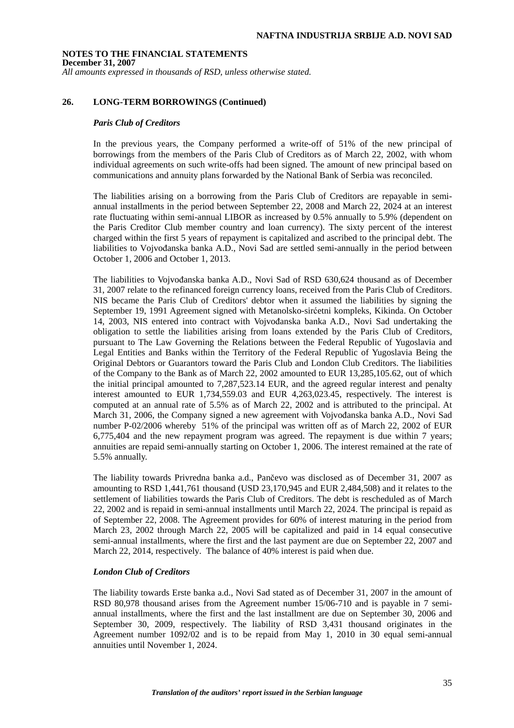**NOTES TO THE FINANCIAL STATEMENTS**
**December 31, 2007**
*All amounts expressed in thousands of RSD, unless otherwise stated.*

## 26. LONG-TERM BORROWINGS (Continued)

### *Paris Club of Creditors*

In the previous years, the Company performed a write-off of 51% of the new principal of borrowings from the members of the Paris Club of Creditors as of March 22, 2002, with whom individual agreements on such write-offs had been signed. The amount of new principal based on communications and annuity plans forwarded by the National Bank of Serbia was reconciled.

The liabilities arising on a borrowing from the Paris Club of Creditors are repayable in semi-annual installments in the period between September 22, 2008 and March 22, 2024 at an interest rate fluctuating within semi-annual LIBOR as increased by 0.5% annually to 5.9% (dependent on the Paris Creditor Club member country and loan currency). The sixty percent of the interest charged within the first 5 years of repayment is capitalized and ascribed to the principal debt. The liabilities to Vojvođanska banka A.D., Novi Sad are settled semi-annually in the period between October 1, 2006 and October 1, 2013.

The liabilities to Vojvođanska banka A.D., Novi Sad of RSD 630,624 thousand as of December 31, 2007 relate to the refinanced foreign currency loans, received from the Paris Club of Creditors. NIS became the Paris Club of Creditors' debtor when it assumed the liabilities by signing the September 19, 1991 Agreement signed with Metanolsko-sirćetni kompleks, Kikinda. On October 14, 2003, NIS entered into contract with Vojvođanska banka A.D., Novi Sad undertaking the obligation to settle the liabilities arising from loans extended by the Paris Club of Creditors, pursuant to The Law Governing the Relations between the Federal Republic of Yugoslavia and Legal Entities and Banks within the Territory of the Federal Republic of Yugoslavia Being the Original Debtors or Guarantors toward the Paris Club and London Club Creditors. The liabilities of the Company to the Bank as of March 22, 2002 amounted to EUR 13,285,105.62, out of which the initial principal amounted to 7,287,523.14 EUR, and the agreed regular interest and penalty interest amounted to EUR 1,734,559.03 and EUR 4,263,023.45, respectively. The interest is computed at an annual rate of 5.5% as of March 22, 2002 and is attributed to the principal. At March 31, 2006, the Company signed a new agreement with Vojvođanska banka A.D., Novi Sad number P-02/2006 whereby 51% of the principal was written off as of March 22, 2002 of EUR 6,775,404 and the new repayment program was agreed. The repayment is due within 7 years; annuities are repaid semi-annually starting on October 1, 2006. The interest remained at the rate of 5.5% annually.

The liability towards Privredna banka a.d., Pančevo was disclosed as of December 31, 2007 as amounting to RSD 1,441,761 thousand (USD 23,170,945 and EUR 2,484,508) and it relates to the settlement of liabilities towards the Paris Club of Creditors. The debt is rescheduled as of March 22, 2002 and is repaid in semi-annual installments until March 22, 2024. The principal is repaid as of September 22, 2008. The Agreement provides for 60% of interest maturing in the period from March 23, 2002 through March 22, 2005 will be capitalized and paid in 14 equal consecutive semi-annual installments, where the first and the last payment are due on September 22, 2007 and March 22, 2014, respectively. The balance of 40% interest is paid when due.

### *London Club of Creditors*

The liability towards Erste banka a.d., Novi Sad stated as of December 31, 2007 in the amount of RSD 80,978 thousand arises from the Agreement number 15/06-710 and is payable in 7 semi-annual installments, where the first and the last installment are due on September 30, 2006 and September 30, 2009, respectively. The liability of RSD 3,431 thousand originates in the Agreement number 1092/02 and is to be repaid from May 1, 2010 in 30 equal semi-annual annuities until November 1, 2024.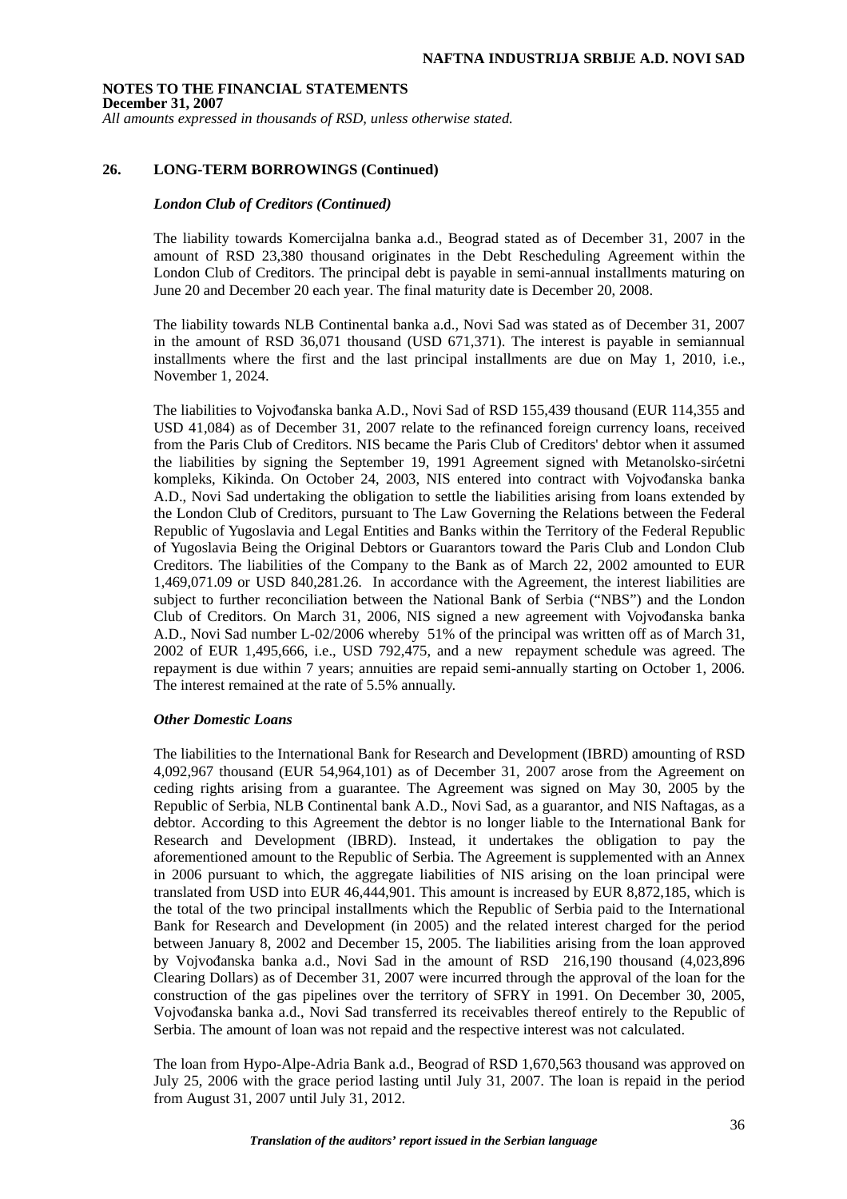**NOTES TO THE FINANCIAL STATEMENTS**
**December 31, 2007**
*All amounts expressed in thousands of RSD, unless otherwise stated.*

## 26. LONG-TERM BORROWINGS (Continued)

***London Club of Creditors (Continued)***

The liability towards Komercijalna banka a.d., Beograd stated as of December 31, 2007 in the amount of RSD 23,380 thousand originates in the Debt Rescheduling Agreement within the London Club of Creditors. The principal debt is payable in semi-annual installments maturing on June 20 and December 20 each year. The final maturity date is December 20, 2008.

The liability towards NLB Continental banka a.d., Novi Sad was stated as of December 31, 2007 in the amount of RSD 36,071 thousand (USD 671,371). The interest is payable in semiannual installments where the first and the last principal installments are due on May 1, 2010, i.e., November 1, 2024.

The liabilities to Vojvođanska banka A.D., Novi Sad of RSD 155,439 thousand (EUR 114,355 and USD 41,084) as of December 31, 2007 relate to the refinanced foreign currency loans, received from the Paris Club of Creditors. NIS became the Paris Club of Creditors' debtor when it assumed the liabilities by signing the September 19, 1991 Agreement signed with Metanolsko-sirćetni kompleks, Kikinda. On October 24, 2003, NIS entered into contract with Vojvođanska banka A.D., Novi Sad undertaking the obligation to settle the liabilities arising from loans extended by the London Club of Creditors, pursuant to The Law Governing the Relations between the Federal Republic of Yugoslavia and Legal Entities and Banks within the Territory of the Federal Republic of Yugoslavia Being the Original Debtors or Guarantors toward the Paris Club and London Club Creditors. The liabilities of the Company to the Bank as of March 22, 2002 amounted to EUR 1,469,071.09 or USD 840,281.26. In accordance with the Agreement, the interest liabilities are subject to further reconciliation between the National Bank of Serbia ("NBS") and the London Club of Creditors. On March 31, 2006, NIS signed a new agreement with Vojvođanska banka A.D., Novi Sad number L-02/2006 whereby 51% of the principal was written off as of March 31, 2002 of EUR 1,495,666, i.e., USD 792,475, and a new repayment schedule was agreed. The repayment is due within 7 years; annuities are repaid semi-annually starting on October 1, 2006. The interest remained at the rate of 5.5% annually.

***Other Domestic Loans***

The liabilities to the International Bank for Research and Development (IBRD) amounting of RSD 4,092,967 thousand (EUR 54,964,101) as of December 31, 2007 arose from the Agreement on ceding rights arising from a guarantee. The Agreement was signed on May 30, 2005 by the Republic of Serbia, NLB Continental bank A.D., Novi Sad, as a guarantor, and NIS Naftagas, as a debtor. According to this Agreement the debtor is no longer liable to the International Bank for Research and Development (IBRD). Instead, it undertakes the obligation to pay the aforementioned amount to the Republic of Serbia. The Agreement is supplemented with an Annex in 2006 pursuant to which, the aggregate liabilities of NIS arising on the loan principal were translated from USD into EUR 46,444,901. This amount is increased by EUR 8,872,185, which is the total of the two principal installments which the Republic of Serbia paid to the International Bank for Research and Development (in 2005) and the related interest charged for the period between January 8, 2002 and December 15, 2005. The liabilities arising from the loan approved by Vojvođanska banka a.d., Novi Sad in the amount of RSD 216,190 thousand (4,023,896 Clearing Dollars) as of December 31, 2007 were incurred through the approval of the loan for the construction of the gas pipelines over the territory of SFRY in 1991. On December 30, 2005, Vojvođanska banka a.d., Novi Sad transferred its receivables thereof entirely to the Republic of Serbia. The amount of loan was not repaid and the respective interest was not calculated.

The loan from Hypo-Alpe-Adria Bank a.d., Beograd of RSD 1,670,563 thousand was approved on July 25, 2006 with the grace period lasting until July 31, 2007. The loan is repaid in the period from August 31, 2007 until July 31, 2012.

*Translation of the auditors' report issued in the Serbian language*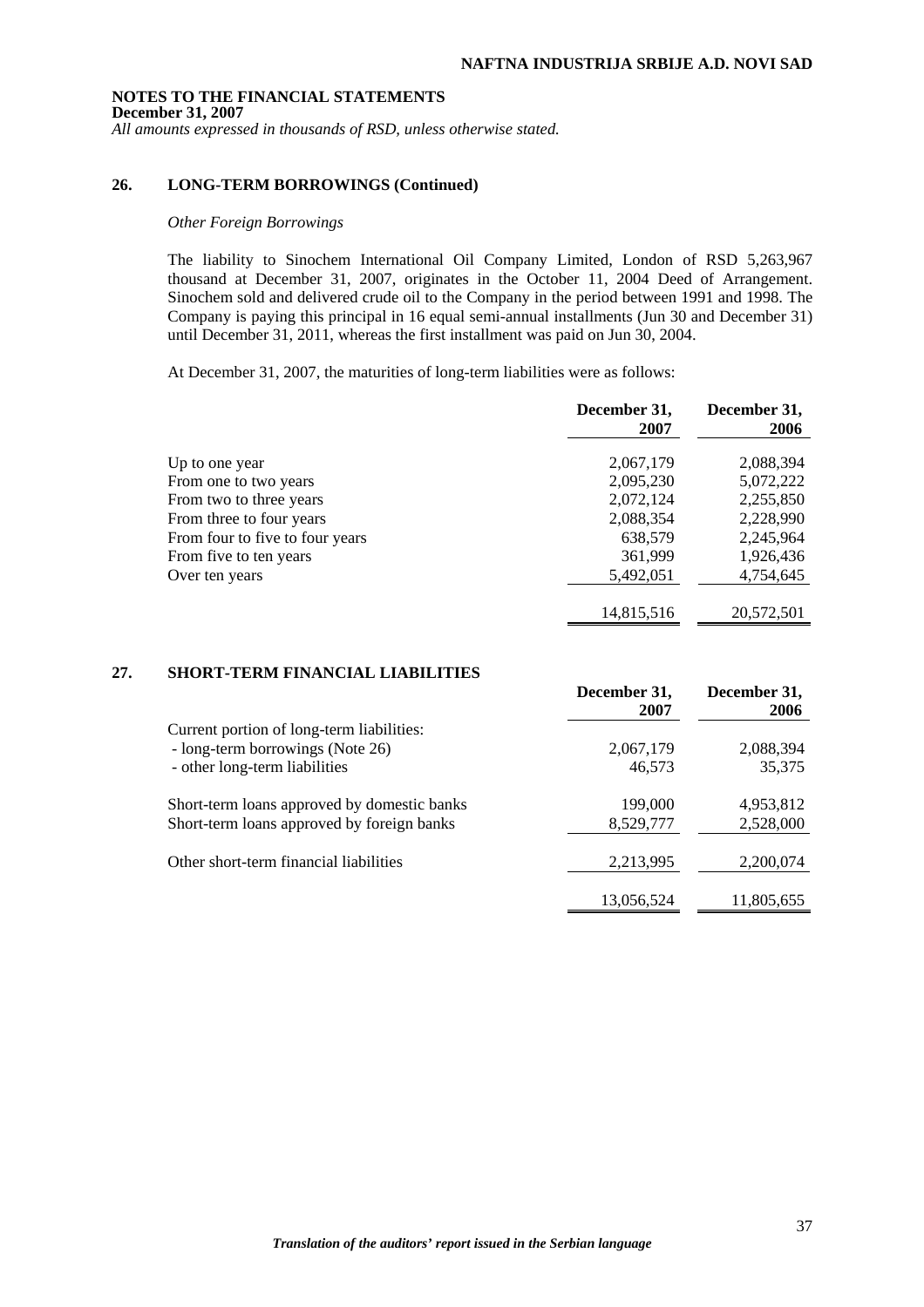**NOTES TO THE FINANCIAL STATEMENTS**
**December 31, 2007**
*All amounts expressed in thousands of RSD, unless otherwise stated.*

## 26. LONG-TERM BORROWINGS (Continued)

*Other Foreign Borrowings*

The liability to Sinochem International Oil Company Limited, London of RSD 5,263,967 thousand at December 31, 2007, originates in the October 11, 2004 Deed of Arrangement. Sinochem sold and delivered crude oil to the Company in the period between 1991 and 1998. The Company is paying this principal in 16 equal semi-annual installments (Jun 30 and December 31) until December 31, 2011, whereas the first installment was paid on Jun 30, 2004.

At December 31, 2007, the maturities of long-term liabilities were as follows:

| | December 31, 2007 | December 31, 2006 |
|---|---|---|
| Up to one year | 2,067,179 | 2,088,394 |
| From one to two years | 2,095,230 | 5,072,222 |
| From two to three years | 2,072,124 | 2,255,850 |
| From three to four years | 2,088,354 | 2,228,990 |
| From four to five to four years | 638,579 | 2,245,964 |
| From five to ten years | 361,999 | 1,926,436 |
| Over ten years | 5,492,051 | 4,754,645 |
| | 14,815,516 | 20,572,501 |

## 27. SHORT-TERM FINANCIAL LIABILITIES

| | December 31, 2007 | December 31, 2006 |
|---|---|---|
| Current portion of long-term liabilities: | | |
| - long-term borrowings (Note 26) | 2,067,179 | 2,088,394 |
| - other long-term liabilities | 46,573 | 35,375 |
| Short-term loans approved by domestic banks | 199,000 | 4,953,812 |
| Short-term loans approved by foreign banks | 8,529,777 | 2,528,000 |
| Other short-term financial liabilities | 2,213,995 | 2,200,074 |
| | 13,056,524 | 11,805,655 |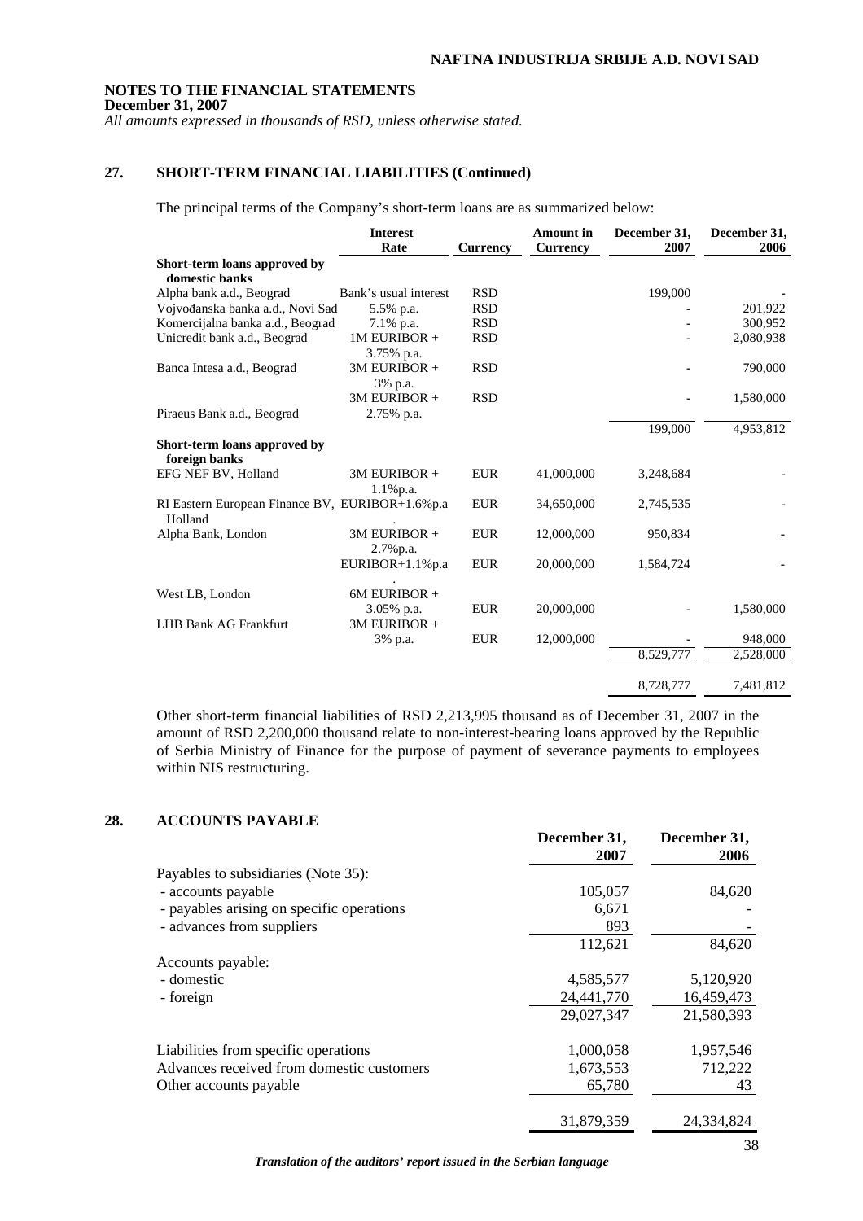**NOTES TO THE FINANCIAL STATEMENTS**
**December 31, 2007**
*All amounts expressed in thousands of RSD, unless otherwise stated.*

## 27. SHORT-TERM FINANCIAL LIABILITIES (Continued)

The principal terms of the Company's short-term loans are as summarized below:

| | Interest Rate | Currency | Amount in Currency | December 31, 2007 | December 31, 2006 |
|---|---|---|---|---|---|
| **Short-term loans approved by domestic banks** | | | | | |
| Alpha bank a.d., Beograd | Bank's usual interest | RSD | | 199,000 | - |
| Vojvođanska banka a.d., Novi Sad | 5.5% p.a. | RSD | | - | 201,922 |
| Komercijalna banka a.d., Beograd | 7.1% p.a. | RSD | | - | 300,952 |
| Unicredit bank a.d., Beograd | 1M EURIBOR + 3.75% p.a. | RSD | | - | 2,080,938 |
| Banca Intesa a.d., Beograd | 3M EURIBOR + 3% p.a. | RSD | | - | 790,000 |
| Piraeus Bank a.d., Beograd | 3M EURIBOR + 2.75% p.a. | RSD | | - | 1,580,000 |
| | | | | 199,000 | 4,953,812 |
| **Short-term loans approved by foreign banks** | | | | | |
| EFG NEF BV, Holland | 3M EURIBOR + 1.1%p.a. | EUR | 41,000,000 | 3,248,684 | - |
| RI Eastern European Finance BV, Holland | EURIBOR+1.6%p.a. | EUR | 34,650,000 | 2,745,535 | - |
| Alpha Bank, London | 3M EURIBOR + 2.7%p.a. | EUR | 12,000,000 | 950,834 | - |
| | EURIBOR+1.1%p.a. | EUR | 20,000,000 | 1,584,724 | - |
| West LB, London | 6M EURIBOR + 3.05% p.a. | EUR | 20,000,000 | - | 1,580,000 |
| LHB Bank AG Frankfurt | 3M EURIBOR + 3% p.a. | EUR | 12,000,000 | - | 948,000 |
| | | | | 8,529,777 | 2,528,000 |
| | | | | 8,728,777 | 7,481,812 |

Other short-term financial liabilities of RSD 2,213,995 thousand as of December 31, 2007 in the amount of RSD 2,200,000 thousand relate to non-interest-bearing loans approved by the Republic of Serbia Ministry of Finance for the purpose of payment of severance payments to employees within NIS restructuring.

## 28. ACCOUNTS PAYABLE

| | December 31, 2007 | December 31, 2006 |
|---|---|---|
| Payables to subsidiaries (Note 35): | | |
| - accounts payable | 105,057 | 84,620 |
| - payables arising on specific operations | 6,671 | - |
| - advances from suppliers | 893 | - |
| | 112,621 | 84,620 |
| Accounts payable: | | |
| - domestic | 4,585,577 | 5,120,920 |
| - foreign | 24,441,770 | 16,459,473 |
| | 29,027,347 | 21,580,393 |
| Liabilities from specific operations | 1,000,058 | 1,957,546 |
| Advances received from domestic customers | 1,673,553 | 712,222 |
| Other accounts payable | 65,780 | 43 |
| | 31,879,359 | 24,334,824 |

*Translation of the auditors' report issued in the Serbian language*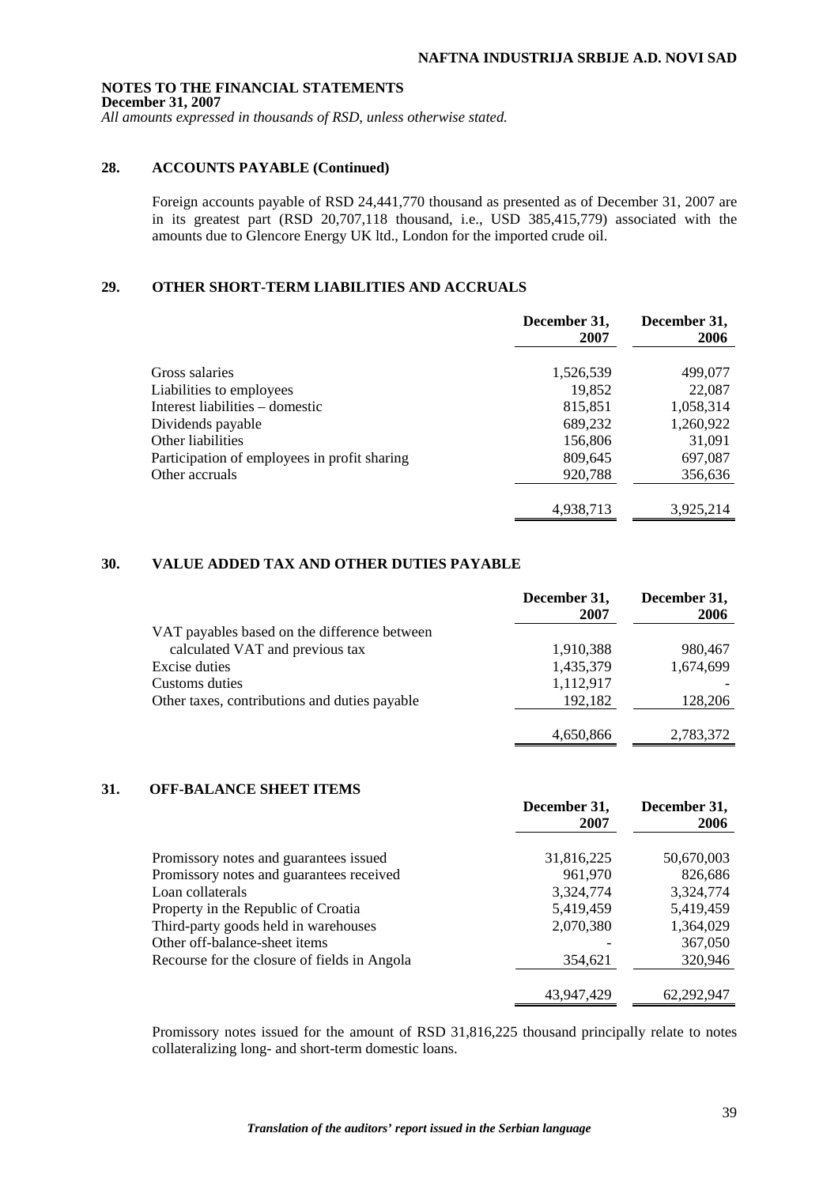**NOTES TO THE FINANCIAL STATEMENTS**
**December 31, 2007**
*All amounts expressed in thousands of RSD, unless otherwise stated.*

## 28. ACCOUNTS PAYABLE (Continued)

Foreign accounts payable of RSD 24,441,770 thousand as presented as of December 31, 2007 are in its greatest part (RSD 20,707,118 thousand, i.e., USD 385,415,779) associated with the amounts due to Glencore Energy UK ltd., London for the imported crude oil.

## 29. OTHER SHORT-TERM LIABILITIES AND ACCRUALS

| | December 31, 2007 | December 31, 2006 |
|---|---|---|
| Gross salaries | 1,526,539 | 499,077 |
| Liabilities to employees | 19,852 | 22,087 |
| Interest liabilities – domestic | 815,851 | 1,058,314 |
| Dividends payable | 689,232 | 1,260,922 |
| Other liabilities | 156,806 | 31,091 |
| Participation of employees in profit sharing | 809,645 | 697,087 |
| Other accruals | 920,788 | 356,636 |
| | 4,938,713 | 3,925,214 |

## 30. VALUE ADDED TAX AND OTHER DUTIES PAYABLE

| | December 31, 2007 | December 31, 2006 |
|---|---|---|
| VAT payables based on the difference between calculated VAT and previous tax | 1,910,388 | 980,467 |
| Excise duties | 1,435,379 | 1,674,699 |
| Customs duties | 1,112,917 | - |
| Other taxes, contributions and duties payable | 192,182 | 128,206 |
| | 4,650,866 | 2,783,372 |

## 31. OFF-BALANCE SHEET ITEMS

| | December 31, 2007 | December 31, 2006 |
|---|---|---|
| Promissory notes and guarantees issued | 31,816,225 | 50,670,003 |
| Promissory notes and guarantees received | 961,970 | 826,686 |
| Loan collaterals | 3,324,774 | 3,324,774 |
| Property in the Republic of Croatia | 5,419,459 | 5,419,459 |
| Third-party goods held in warehouses | 2,070,380 | 1,364,029 |
| Other off-balance-sheet items | - | 367,050 |
| Recourse for the closure of fields in Angola | 354,621 | 320,946 |
| | 43,947,429 | 62,292,947 |

Promissory notes issued for the amount of RSD 31,816,225 thousand principally relate to notes collateralizing long- and short-term domestic loans.

*Translation of the auditors' report issued in the Serbian language*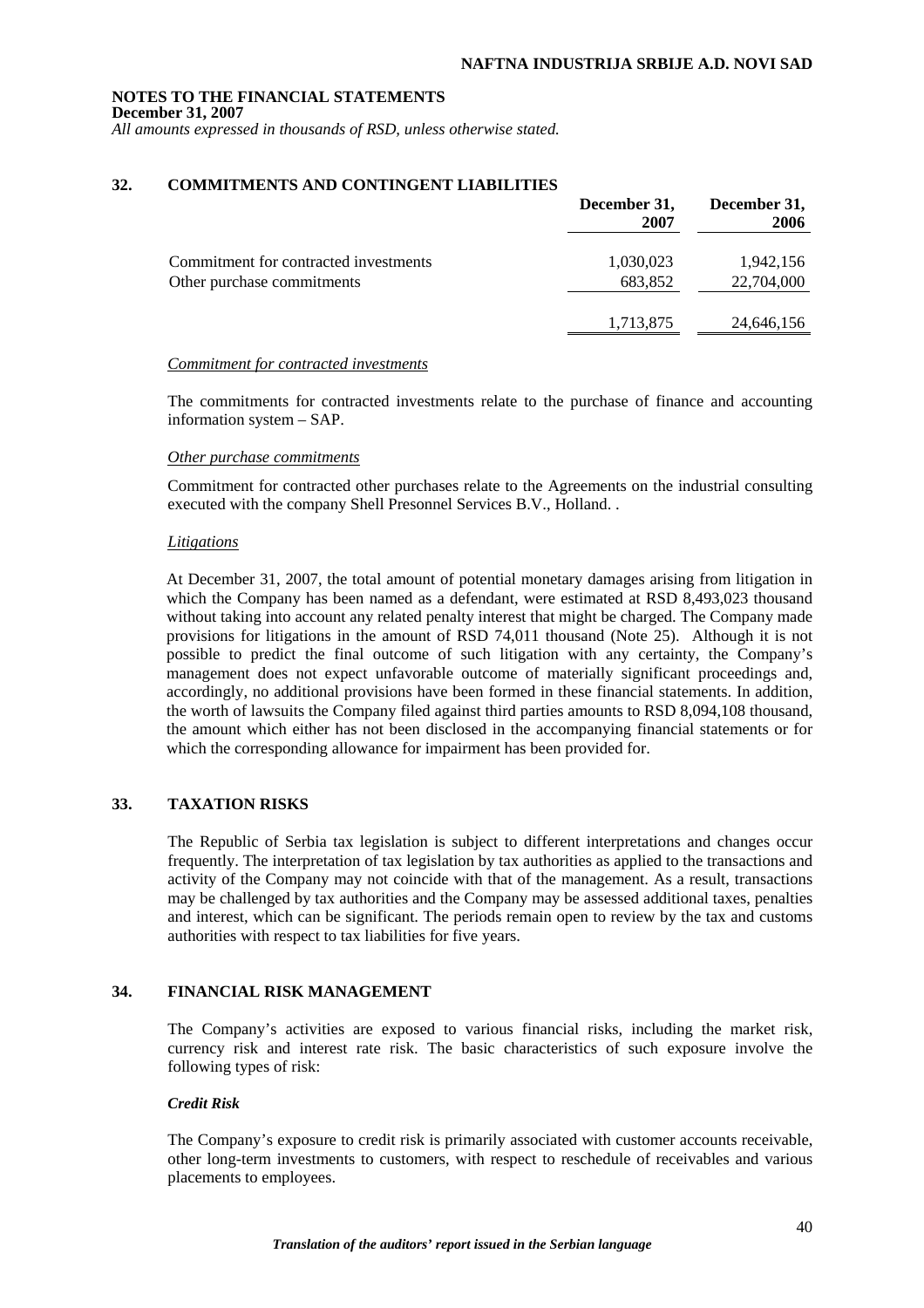**NOTES TO THE FINANCIAL STATEMENTS**
**December 31, 2007**
*All amounts expressed in thousands of RSD, unless otherwise stated.*

## 32. COMMITMENTS AND CONTINGENT LIABILITIES

| | December 31, 2007 | December 31, 2006 |
|---|---|---|
| Commitment for contracted investments | 1,030,023 | 1,942,156 |
| Other purchase commitments | 683,852 | 22,704,000 |
| | 1,713,875 | 24,646,156 |

*Commitment for contracted investments*

The commitments for contracted investments relate to the purchase of finance and accounting information system – SAP.

*Other purchase commitments*

Commitment for contracted other purchases relate to the Agreements on the industrial consulting executed with the company Shell Presonnel Services B.V., Holland. .

*Litigations*

At December 31, 2007, the total amount of potential monetary damages arising from litigation in which the Company has been named as a defendant, were estimated at RSD 8,493,023 thousand without taking into account any related penalty interest that might be charged. The Company made provisions for litigations in the amount of RSD 74,011 thousand (Note 25). Although it is not possible to predict the final outcome of such litigation with any certainty, the Company's management does not expect unfavorable outcome of materially significant proceedings and, accordingly, no additional provisions have been formed in these financial statements. In addition, the worth of lawsuits the Company filed against third parties amounts to RSD 8,094,108 thousand, the amount which either has not been disclosed in the accompanying financial statements or for which the corresponding allowance for impairment has been provided for.

## 33. TAXATION RISKS

The Republic of Serbia tax legislation is subject to different interpretations and changes occur frequently. The interpretation of tax legislation by tax authorities as applied to the transactions and activity of the Company may not coincide with that of the management. As a result, transactions may be challenged by tax authorities and the Company may be assessed additional taxes, penalties and interest, which can be significant. The periods remain open to review by the tax and customs authorities with respect to tax liabilities for five years.

## 34. FINANCIAL RISK MANAGEMENT

The Company's activities are exposed to various financial risks, including the market risk, currency risk and interest rate risk. The basic characteristics of such exposure involve the following types of risk:

***Credit Risk***

The Company's exposure to credit risk is primarily associated with customer accounts receivable, other long-term investments to customers, with respect to reschedule of receivables and various placements to employees.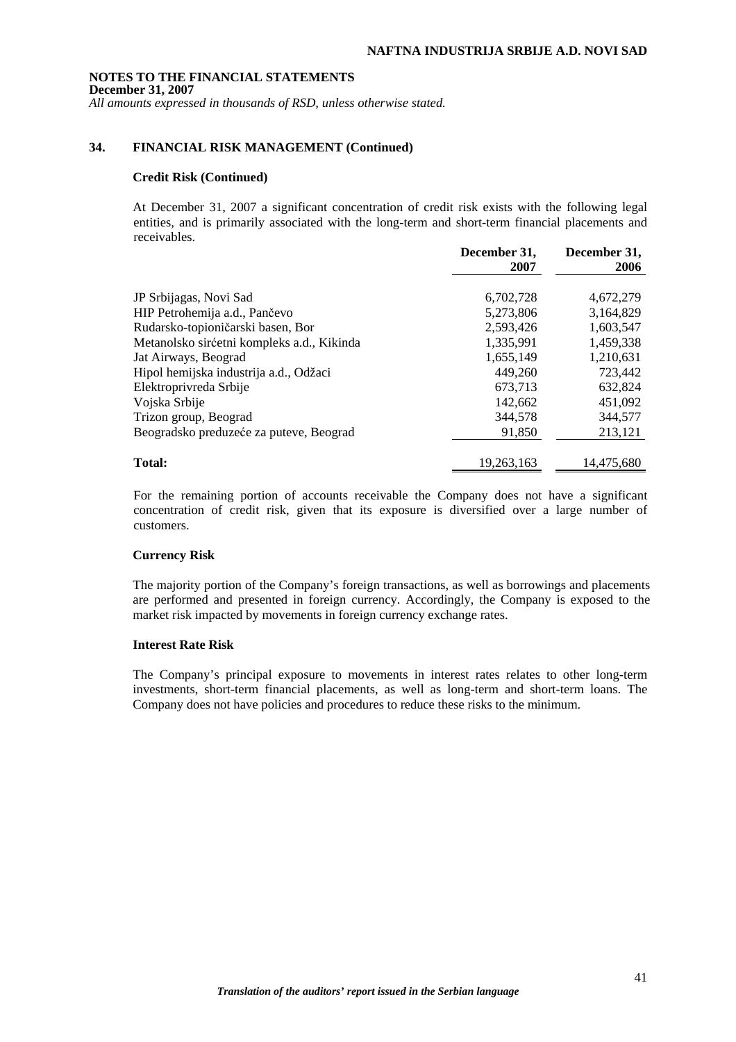## 34. FINANCIAL RISK MANAGEMENT (Continued)

### Credit Risk (Continued)

At December 31, 2007 a significant concentration of credit risk exists with the following legal entities, and is primarily associated with the long-term and short-term financial placements and receivables.

| | December 31, 2007 | December 31, 2006 |
|---|---|---|
| JP Srbijagas, Novi Sad | 6,702,728 | 4,672,279 |
| HIP Petrohemija a.d., Pančevo | 5,273,806 | 3,164,829 |
| Rudarsko-topioničarski basen, Bor | 2,593,426 | 1,603,547 |
| Metanolsko sirćetni kompleks a.d., Kikinda | 1,335,991 | 1,459,338 |
| Jat Airways, Beograd | 1,655,149 | 1,210,631 |
| Hipol hemijska industrija a.d., Odžaci | 449,260 | 723,442 |
| Elektroprivreda Srbije | 673,713 | 632,824 |
| Vojska Srbije | 142,662 | 451,092 |
| Trizon group, Beograd | 344,578 | 344,577 |
| Beogradsko preduzeće za puteve, Beograd | 91,850 | 213,121 |
| **Total:** | 19,263,163 | 14,475,680 |

For the remaining portion of accounts receivable the Company does not have a significant concentration of credit risk, given that its exposure is diversified over a large number of customers.

### Currency Risk

The majority portion of the Company's foreign transactions, as well as borrowings and placements are performed and presented in foreign currency. Accordingly, the Company is exposed to the market risk impacted by movements in foreign currency exchange rates.

### Interest Rate Risk

The Company's principal exposure to movements in interest rates relates to other long-term investments, short-term financial placements, as well as long-term and short-term loans. The Company does not have policies and procedures to reduce these risks to the minimum.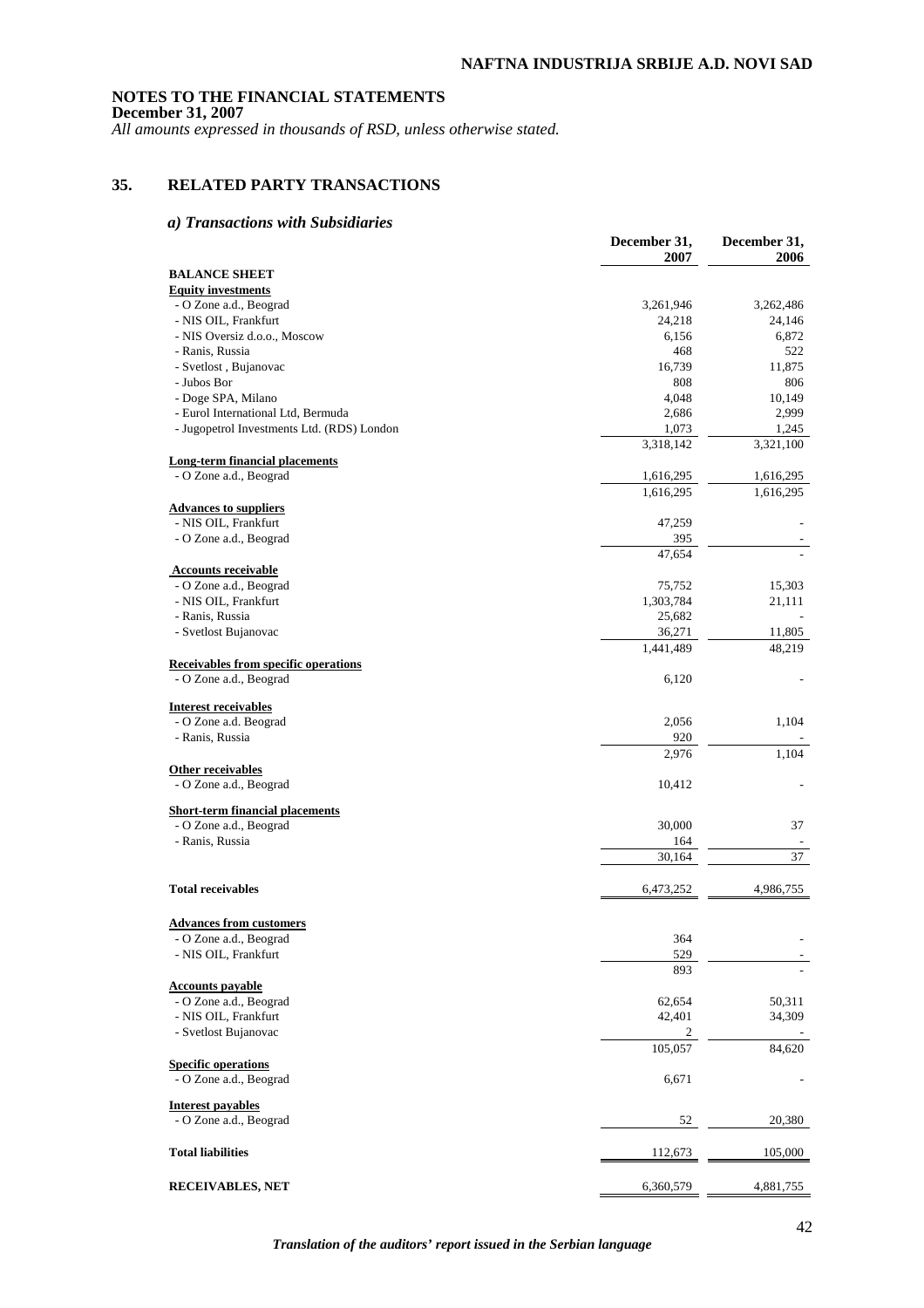## NOTES TO THE FINANCIAL STATEMENTS
**December 31, 2007**
*All amounts expressed in thousands of RSD, unless otherwise stated.*

## 35. RELATED PARTY TRANSACTIONS

### *a) Transactions with Subsidiaries*

| | December 31, 2007 | December 31, 2006 |
|---|---|---|
| **BALANCE SHEET** | | |
| **Equity investments** | | |
| - O Zone a.d., Beograd | 3,261,946 | 3,262,486 |
| - NIS OIL, Frankfurt | 24,218 | 24,146 |
| - NIS Oversiz d.o.o., Moscow | 6,156 | 6,872 |
| - Ranis, Russia | 468 | 522 |
| - Svetlost , Bujanovac | 16,739 | 11,875 |
| - Jubos Bor | 808 | 806 |
| - Doge SPA, Milano | 4,048 | 10,149 |
| - Eurol International Ltd, Bermuda | 2,686 | 2,999 |
| - Jugopetrol Investments Ltd. (RDS) London | 1,073 | 1,245 |
| | 3,318,142 | 3,321,100 |
| **Long-term financial placements** | | |
| - O Zone a.d., Beograd | 1,616,295 | 1,616,295 |
| | 1,616,295 | 1,616,295 |
| **Advances to suppliers** | | |
| - NIS OIL, Frankfurt | 47,259 | - |
| - O Zone a.d., Beograd | 395 | - |
| | 47,654 | - |
| **Accounts receivable** | | |
| - O Zone a.d., Beograd | 75,752 | 15,303 |
| - NIS OIL, Frankfurt | 1,303,784 | 21,111 |
| - Ranis, Russia | 25,682 | - |
| - Svetlost Bujanovac | 36,271 | 11,805 |
| | 1,441,489 | 48,219 |
| **Receivables from specific operations** | | |
| - O Zone a.d., Beograd | 6,120 | - |
| **Interest receivables** | | |
| - O Zone a.d. Beograd | 2,056 | 1,104 |
| - Ranis, Russia | 920 | - |
| | 2,976 | 1,104 |
| **Other receivables** | | |
| - O Zone a.d., Beograd | 10,412 | - |
| **Short-term financial placements** | | |
| - O Zone a.d., Beograd | 30,000 | 37 |
| - Ranis, Russia | 164 | - |
| | 30,164 | 37 |
| **Total receivables** | 6,473,252 | 4,986,755 |
| **Advances from customers** | | |
| - O Zone a.d., Beograd | 364 | - |
| - NIS OIL, Frankfurt | 529 | - |
| | 893 | - |
| **Accounts payable** | | |
| - O Zone a.d., Beograd | 62,654 | 50,311 |
| - NIS OIL, Frankfurt | 42,401 | 34,309 |
| - Svetlost Bujanovac | 2 | - |
| | 105,057 | 84,620 |
| **Specific operations** | | |
| - O Zone a.d., Beograd | 6,671 | - |
| **Interest payables** | | |
| - O Zone a.d., Beograd | 52 | 20,380 |
| **Total liabilities** | 112,673 | 105,000 |
| **RECEIVABLES, NET** | 6,360,579 | 4,881,755 |

*Translation of the auditors' report issued in the Serbian language*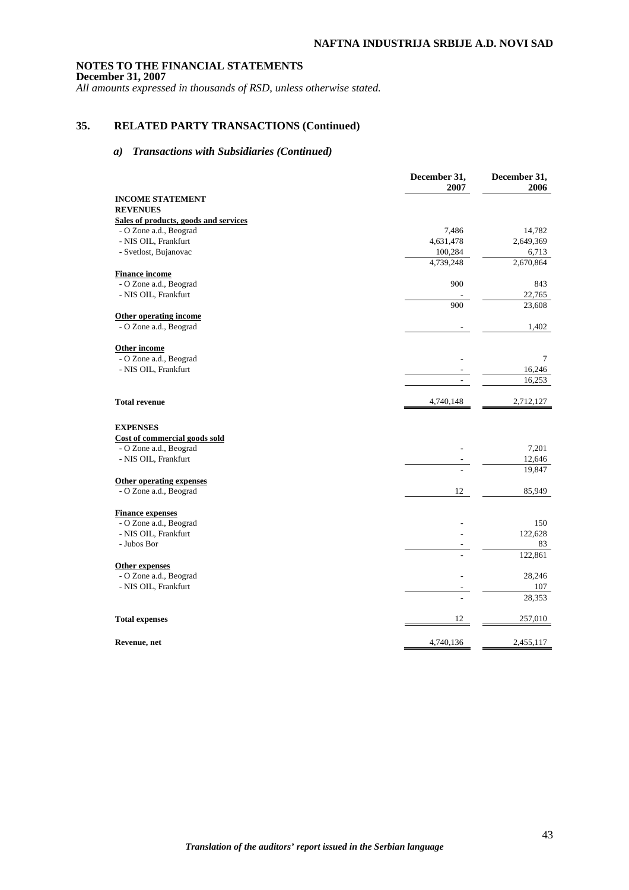**NOTES TO THE FINANCIAL STATEMENTS**
**December 31, 2007**
*All amounts expressed in thousands of RSD, unless otherwise stated.*

## 35. RELATED PARTY TRANSACTIONS (Continued)

### *a) Transactions with Subsidiaries (Continued)*

| | December 31, 2007 | December 31, 2006 |
|---|---|---|
| **INCOME STATEMENT** | | |
| **REVENUES** | | |
| **Sales of products, goods and services** | | |
| - O Zone a.d., Beograd | 7,486 | 14,782 |
| - NIS OIL, Frankfurt | 4,631,478 | 2,649,369 |
| - Svetlost, Bujanovac | 100,284 | 6,713 |
| | 4,739,248 | 2,670,864 |
| **Finance income** | | |
| - O Zone a.d., Beograd | 900 | 843 |
| - NIS OIL, Frankfurt | - | 22,765 |
| | 900 | 23,608 |
| **Other operating income** | | |
| - O Zone a.d., Beograd | - | 1,402 |
| **Other income** | | |
| - O Zone a.d., Beograd | - | 7 |
| - NIS OIL, Frankfurt | - | 16,246 |
| | - | 16,253 |
| **Total revenue** | 4,740,148 | 2,712,127 |
| **EXPENSES** | | |
| **Cost of commercial goods sold** | | |
| - O Zone a.d., Beograd | - | 7,201 |
| - NIS OIL, Frankfurt | - | 12,646 |
| | - | 19,847 |
| **Other operating expenses** | | |
| - O Zone a.d., Beograd | 12 | 85,949 |
| **Finance expenses** | | |
| - O Zone a.d., Beograd | - | 150 |
| - NIS OIL, Frankfurt | - | 122,628 |
| - Jubos Bor | - | 83 |
| | - | 122,861 |
| **Other expenses** | | |
| - O Zone a.d., Beograd | - | 28,246 |
| - NIS OIL, Frankfurt | - | 107 |
| | - | 28,353 |
| **Total expenses** | 12 | 257,010 |
| **Revenue, net** | 4,740,136 | 2,455,117 |

***Translation of the auditors' report issued in the Serbian language***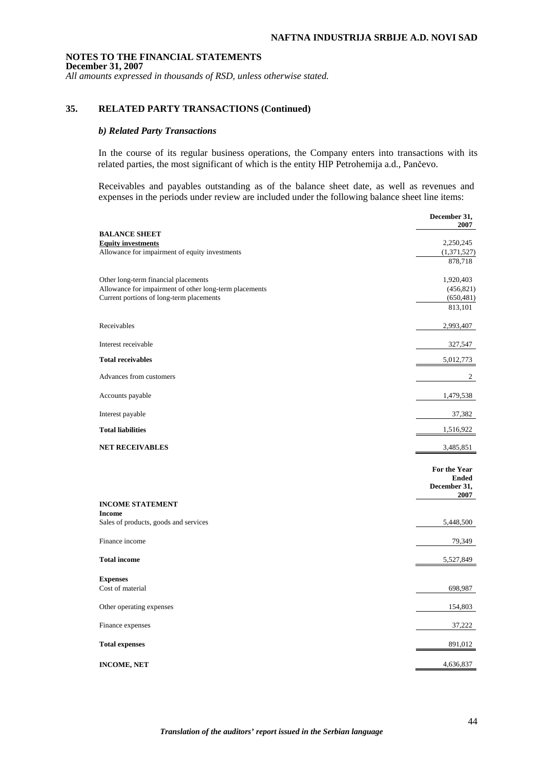**NOTES TO THE FINANCIAL STATEMENTS**
**December 31, 2007**
*All amounts expressed in thousands of RSD, unless otherwise stated.*

## 35. RELATED PARTY TRANSACTIONS (Continued)

### *b) Related Party Transactions*

In the course of its regular business operations, the Company enters into transactions with its related parties, the most significant of which is the entity HIP Petrohemija a.d., Pančevo.

Receivables and payables outstanding as of the balance sheet date, as well as revenues and expenses in the periods under review are included under the following balance sheet line items:

| | December 31, 2007 |
|---|---|
| **BALANCE SHEET** | |
| **Equity investments** | 2,250,245 |
| Allowance for impairment of equity investments | (1,371,527) |
| | 878,718 |
| Other long-term financial placements | 1,920,403 |
| Allowance for impairment of other long-term placements | (456,821) |
| Current portions of long-term placements | (650,481) |
| | 813,101 |
| Receivables | 2,993,407 |
| Interest receivable | 327,547 |
| **Total receivables** | 5,012,773 |
| Advances from customers | 2 |
| Accounts payable | 1,479,538 |
| Interest payable | 37,382 |
| **Total liabilities** | 1,516,922 |
| **NET RECEIVABLES** | 3,485,851 |

| | For the Year Ended December 31, 2007 |
|---|---|
| **INCOME STATEMENT** | |
| **Income** | |
| Sales of products, goods and services | 5,448,500 |
| Finance income | 79,349 |
| **Total income** | 5,527,849 |
| **Expenses** | |
| Cost of material | 698,987 |
| Other operating expenses | 154,803 |
| Finance expenses | 37,222 |
| **Total expenses** | 891,012 |
| **INCOME, NET** | 4,636,837 |

*Translation of the auditors' report issued in the Serbian language*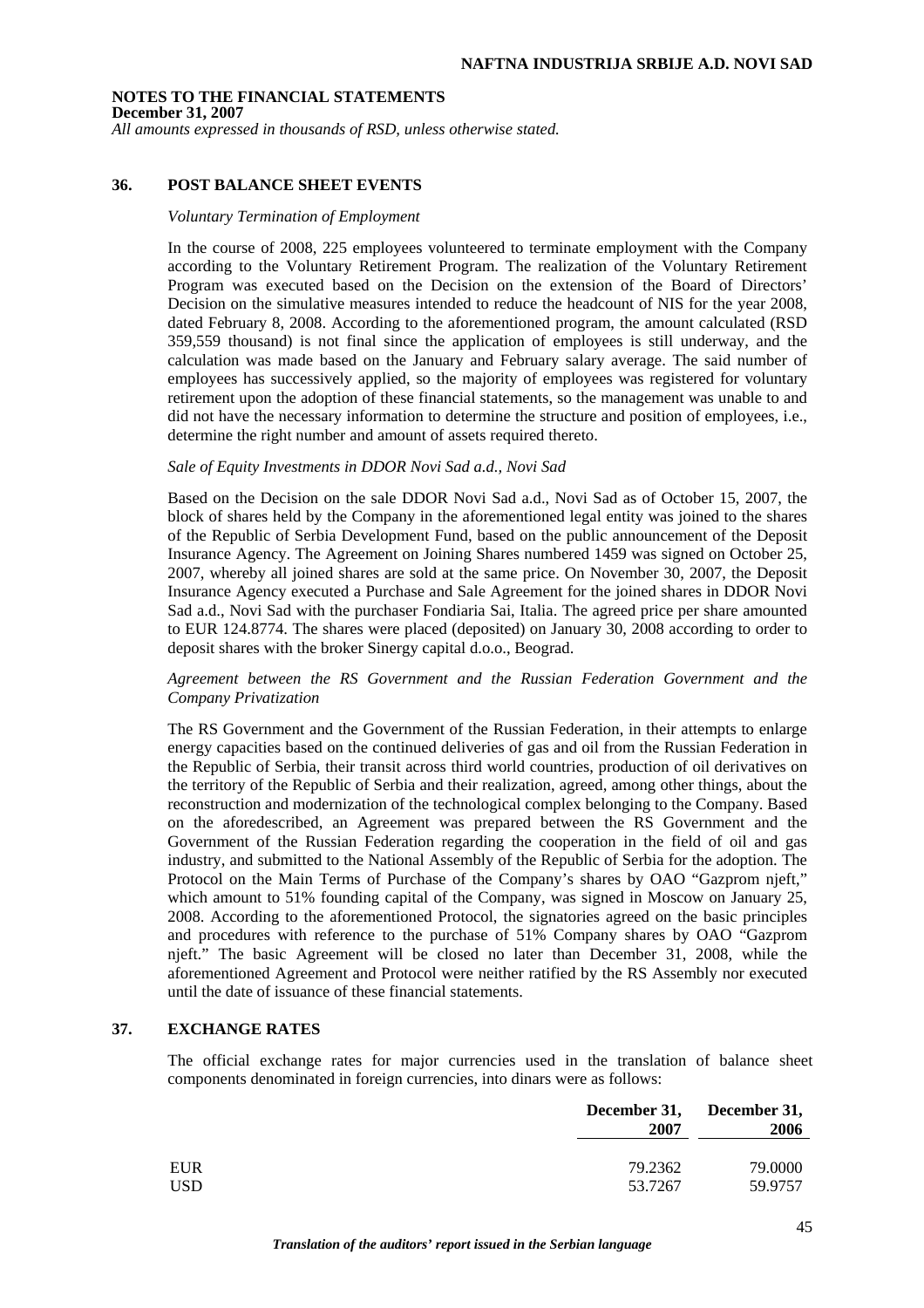## 36. POST BALANCE SHEET EVENTS

*Voluntary Termination of Employment*

In the course of 2008, 225 employees volunteered to terminate employment with the Company according to the Voluntary Retirement Program. The realization of the Voluntary Retirement Program was executed based on the Decision on the extension of the Board of Directors' Decision on the simulative measures intended to reduce the headcount of NIS for the year 2008, dated February 8, 2008. According to the aforementioned program, the amount calculated (RSD 359,559 thousand) is not final since the application of employees is still underway, and the calculation was made based on the January and February salary average. The said number of employees has successively applied, so the majority of employees was registered for voluntary retirement upon the adoption of these financial statements, so the management was unable to and did not have the necessary information to determine the structure and position of employees, i.e., determine the right number and amount of assets required thereto.

*Sale of Equity Investments in DDOR Novi Sad a.d., Novi Sad*

Based on the Decision on the sale DDOR Novi Sad a.d., Novi Sad as of October 15, 2007, the block of shares held by the Company in the aforementioned legal entity was joined to the shares of the Republic of Serbia Development Fund, based on the public announcement of the Deposit Insurance Agency. The Agreement on Joining Shares numbered 1459 was signed on October 25, 2007, whereby all joined shares are sold at the same price. On November 30, 2007, the Deposit Insurance Agency executed a Purchase and Sale Agreement for the joined shares in DDOR Novi Sad a.d., Novi Sad with the purchaser Fondiaria Sai, Italia. The agreed price per share amounted to EUR 124.8774. The shares were placed (deposited) on January 30, 2008 according to order to deposit shares with the broker Sinergy capital d.o.o., Beograd.

*Agreement between the RS Government and the Russian Federation Government and the Company Privatization*

The RS Government and the Government of the Russian Federation, in their attempts to enlarge energy capacities based on the continued deliveries of gas and oil from the Russian Federation in the Republic of Serbia, their transit across third world countries, production of oil derivatives on the territory of the Republic of Serbia and their realization, agreed, among other things, about the reconstruction and modernization of the technological complex belonging to the Company. Based on the aforedescribed, an Agreement was prepared between the RS Government and the Government of the Russian Federation regarding the cooperation in the field of oil and gas industry, and submitted to the National Assembly of the Republic of Serbia for the adoption. The Protocol on the Main Terms of Purchase of the Company's shares by OAO "Gazprom njeft," which amount to 51% founding capital of the Company, was signed in Moscow on January 25, 2008. According to the aforementioned Protocol, the signatories agreed on the basic principles and procedures with reference to the purchase of 51% Company shares by OAO "Gazprom njeft." The basic Agreement will be closed no later than December 31, 2008, while the aforementioned Agreement and Protocol were neither ratified by the RS Assembly nor executed until the date of issuance of these financial statements.

## 37. EXCHANGE RATES

The official exchange rates for major currencies used in the translation of balance sheet components denominated in foreign currencies, into dinars were as follows:

| | December 31, 2007 | December 31, 2006 |
|---|---|---|
| EUR | 79.2362 | 79.0000 |
| USD | 53.7267 | 59.9757 |

*Translation of the auditors' report issued in the Serbian language*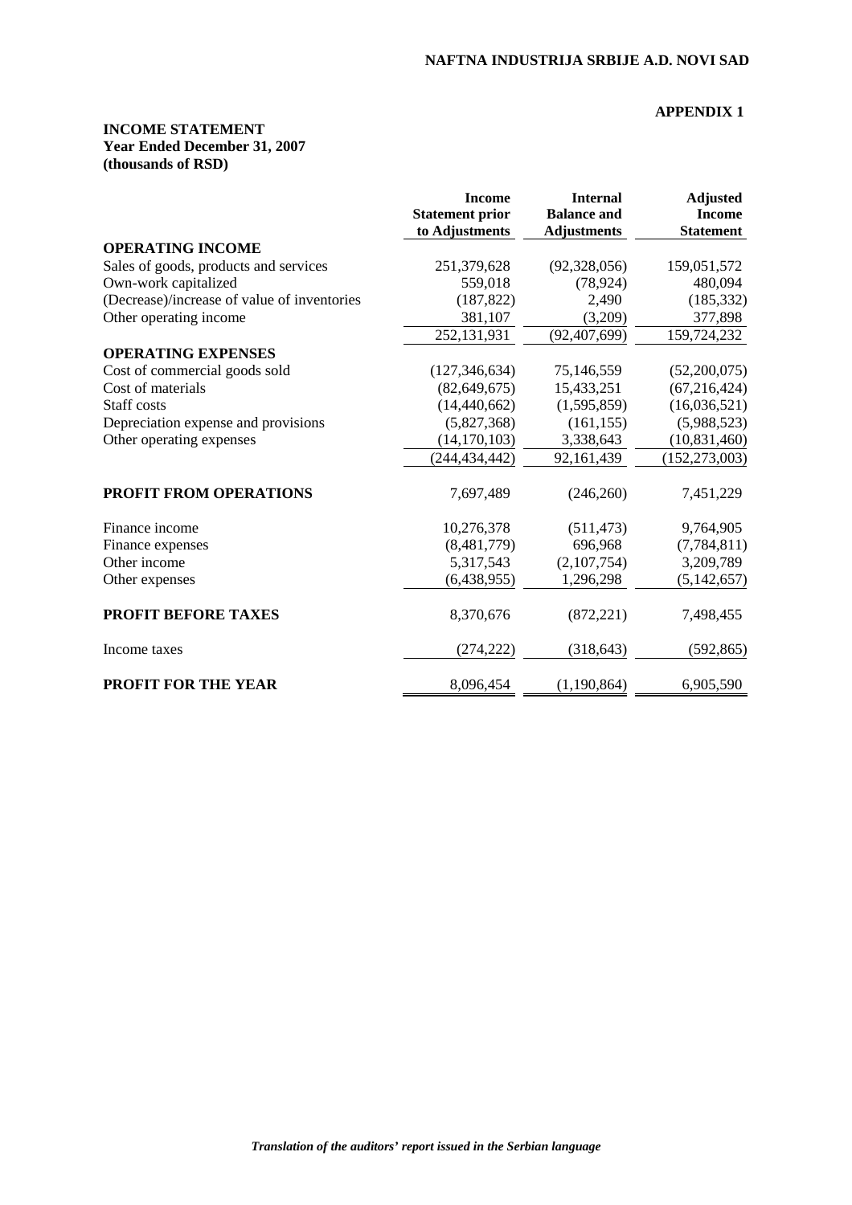**APPENDIX 1**

**INCOME STATEMENT**
**Year Ended December 31, 2007**
**(thousands of RSD)**

| | Income Statement prior to Adjustments | Internal Balance and Adjustments | Adjusted Income Statement |
|---|---|---|---|
| **OPERATING INCOME** | | | |
| Sales of goods, products and services | 251,379,628 | (92,328,056) | 159,051,572 |
| Own-work capitalized | 559,018 | (78,924) | 480,094 |
| (Decrease)/increase of value of inventories | (187,822) | 2,490 | (185,332) |
| Other operating income | 381,107 | (3,209) | 377,898 |
| | 252,131,931 | (92,407,699) | 159,724,232 |
| **OPERATING EXPENSES** | | | |
| Cost of commercial goods sold | (127,346,634) | 75,146,559 | (52,200,075) |
| Cost of materials | (82,649,675) | 15,433,251 | (67,216,424) |
| Staff costs | (14,440,662) | (1,595,859) | (16,036,521) |
| Depreciation expense and provisions | (5,827,368) | (161,155) | (5,988,523) |
| Other operating expenses | (14,170,103) | 3,338,643 | (10,831,460) |
| | (244,434,442) | 92,161,439 | (152,273,003) |
| **PROFIT FROM OPERATIONS** | 7,697,489 | (246,260) | 7,451,229 |
| Finance income | 10,276,378 | (511,473) | 9,764,905 |
| Finance expenses | (8,481,779) | 696,968 | (7,784,811) |
| Other income | 5,317,543 | (2,107,754) | 3,209,789 |
| Other expenses | (6,438,955) | 1,296,298 | (5,142,657) |
| **PROFIT BEFORE TAXES** | 8,370,676 | (872,221) | 7,498,455 |
| Income taxes | (274,222) | (318,643) | (592,865) |
| **PROFIT FOR THE YEAR** | 8,096,454 | (1,190,864) | 6,905,590 |

*Translation of the auditors' report issued in the Serbian language*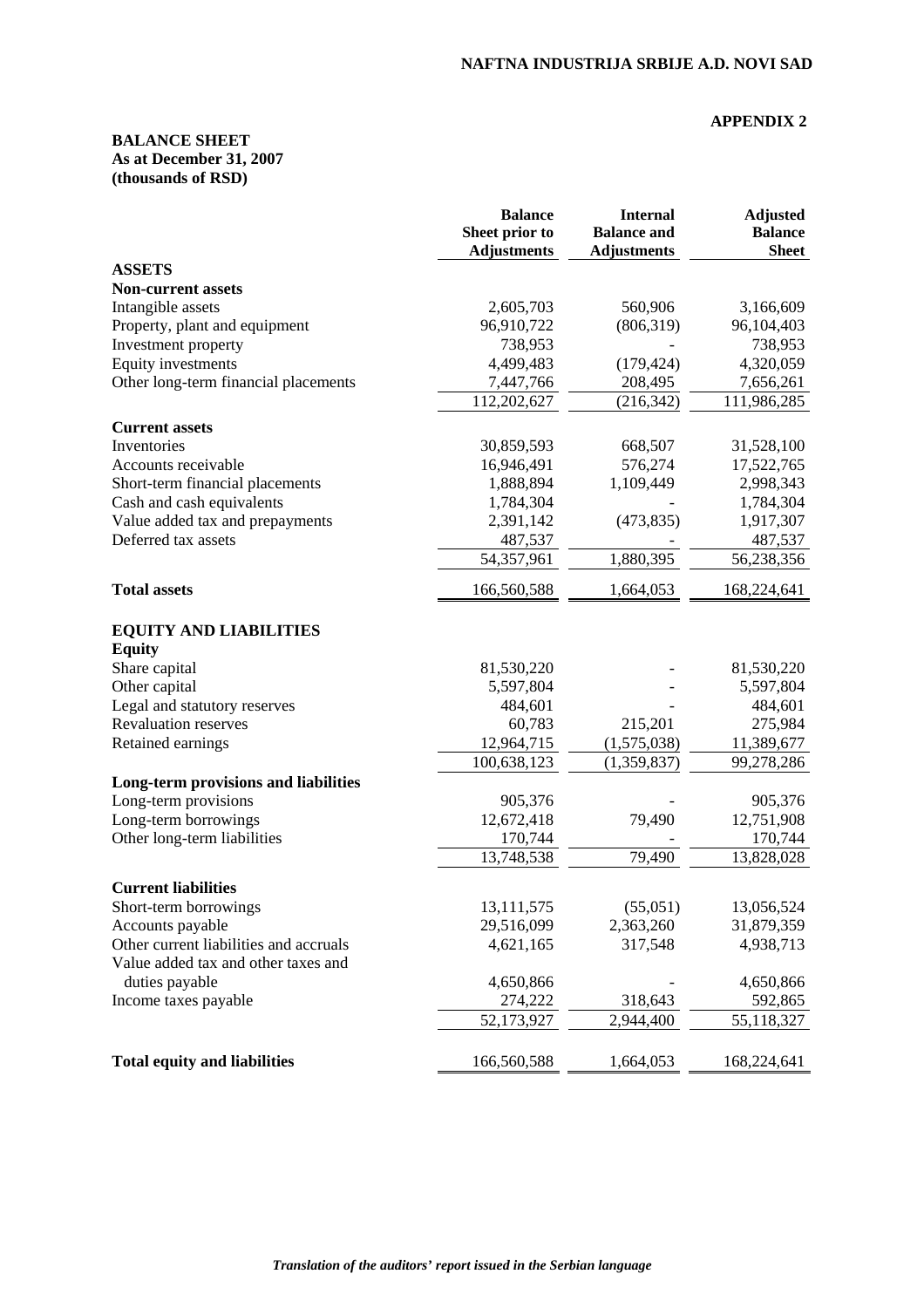**APPENDIX 2**

**BALANCE SHEET**
**As at December 31, 2007**
**(thousands of RSD)**

| | Balance Sheet prior to Adjustments | Internal Balance and Adjustments | Adjusted Balance Sheet |
|---|---|---|---|
| **ASSETS** | | | |
| **Non-current assets** | | | |
| Intangible assets | 2,605,703 | 560,906 | 3,166,609 |
| Property, plant and equipment | 96,910,722 | (806,319) | 96,104,403 |
| Investment property | 738,953 | - | 738,953 |
| Equity investments | 4,499,483 | (179,424) | 4,320,059 |
| Other long-term financial placements | 7,447,766 | 208,495 | 7,656,261 |
| | 112,202,627 | (216,342) | 111,986,285 |
| **Current assets** | | | |
| Inventories | 30,859,593 | 668,507 | 31,528,100 |
| Accounts receivable | 16,946,491 | 576,274 | 17,522,765 |
| Short-term financial placements | 1,888,894 | 1,109,449 | 2,998,343 |
| Cash and cash equivalents | 1,784,304 | - | 1,784,304 |
| Value added tax and prepayments | 2,391,142 | (473,835) | 1,917,307 |
| Deferred tax assets | 487,537 | - | 487,537 |
| | 54,357,961 | 1,880,395 | 56,238,356 |
| **Total assets** | 166,560,588 | 1,664,053 | 168,224,641 |
| **EQUITY AND LIABILITIES** | | | |
| **Equity** | | | |
| Share capital | 81,530,220 | - | 81,530,220 |
| Other capital | 5,597,804 | - | 5,597,804 |
| Legal and statutory reserves | 484,601 | - | 484,601 |
| Revaluation reserves | 60,783 | 215,201 | 275,984 |
| Retained earnings | 12,964,715 | (1,575,038) | 11,389,677 |
| | 100,638,123 | (1,359,837) | 99,278,286 |
| **Long-term provisions and liabilities** | | | |
| Long-term provisions | 905,376 | - | 905,376 |
| Long-term borrowings | 12,672,418 | 79,490 | 12,751,908 |
| Other long-term liabilities | 170,744 | - | 170,744 |
| | 13,748,538 | 79,490 | 13,828,028 |
| **Current liabilities** | | | |
| Short-term borrowings | 13,111,575 | (55,051) | 13,056,524 |
| Accounts payable | 29,516,099 | 2,363,260 | 31,879,359 |
| Other current liabilities and accruals | 4,621,165 | 317,548 | 4,938,713 |
| Value added tax and other taxes and duties payable | 4,650,866 | - | 4,650,866 |
| Income taxes payable | 274,222 | 318,643 | 592,865 |
| | 52,173,927 | 2,944,400 | 55,118,327 |
| **Total equity and liabilities** | 166,560,588 | 1,664,053 | 168,224,641 |

*Translation of the auditors' report issued in the Serbian language*